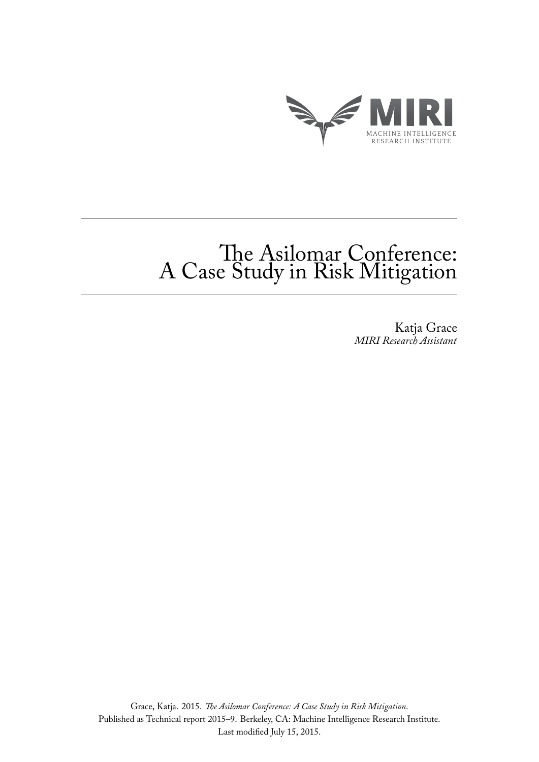MIRI

MACHINE INTELLIGENCE
RESEARCH INSTITUTE

# The Asilomar Conference: A Case Study in Risk Mitigation

Katja Grace
*MIRI Research Assistant*

Grace, Katja. 2015. *The Asilomar Conference: A Case Study in Risk Mitigation*.
Published as Technical report 2015–9. Berkeley, CA: Machine Intelligence Research Institute.
Last modified July 15, 2015.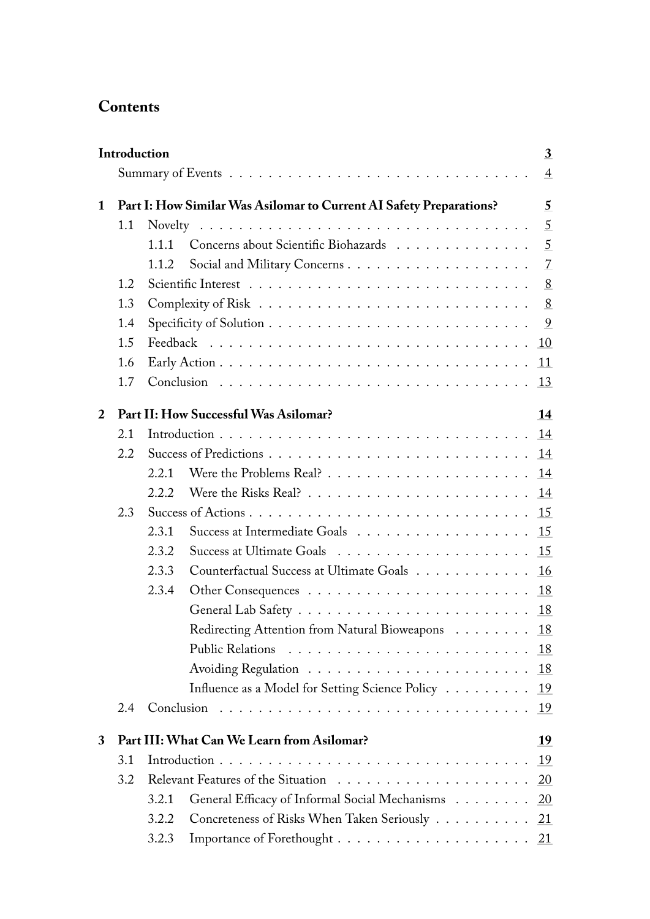# Contents

**Introduction** 3
- Summary of Events 4

**1 Part I: How Similar Was Asilomar to Current AI Safety Preparations?** 5
- 1.1 Novelty 5
  - 1.1.1 Concerns about Scientific Biohazards 5
  - 1.1.2 Social and Military Concerns 7
- 1.2 Scientific Interest 8
- 1.3 Complexity of Risk 8
- 1.4 Specificity of Solution 9
- 1.5 Feedback 10
- 1.6 Early Action 11
- 1.7 Conclusion 13

**2 Part II: How Successful Was Asilomar?** 14
- 2.1 Introduction 14
- 2.2 Success of Predictions 14
  - 2.2.1 Were the Problems Real? 14
  - 2.2.2 Were the Risks Real? 14
- 2.3 Success of Actions 15
  - 2.3.1 Success at Intermediate Goals 15
  - 2.3.2 Success at Ultimate Goals 15
  - 2.3.3 Counterfactual Success at Ultimate Goals 16
  - 2.3.4 Other Consequences 18
    - General Lab Safety 18
    - Redirecting Attention from Natural Bioweapons 18
    - Public Relations 18
    - Avoiding Regulation 18
    - Influence as a Model for Setting Science Policy 19
- 2.4 Conclusion 19

**3 Part III: What Can We Learn from Asilomar?** 19
- 3.1 Introduction 19
- 3.2 Relevant Features of the Situation 20
  - 3.2.1 General Efficacy of Informal Social Mechanisms 20
  - 3.2.2 Concreteness of Risks When Taken Seriously 21
  - 3.2.3 Importance of Forethought 21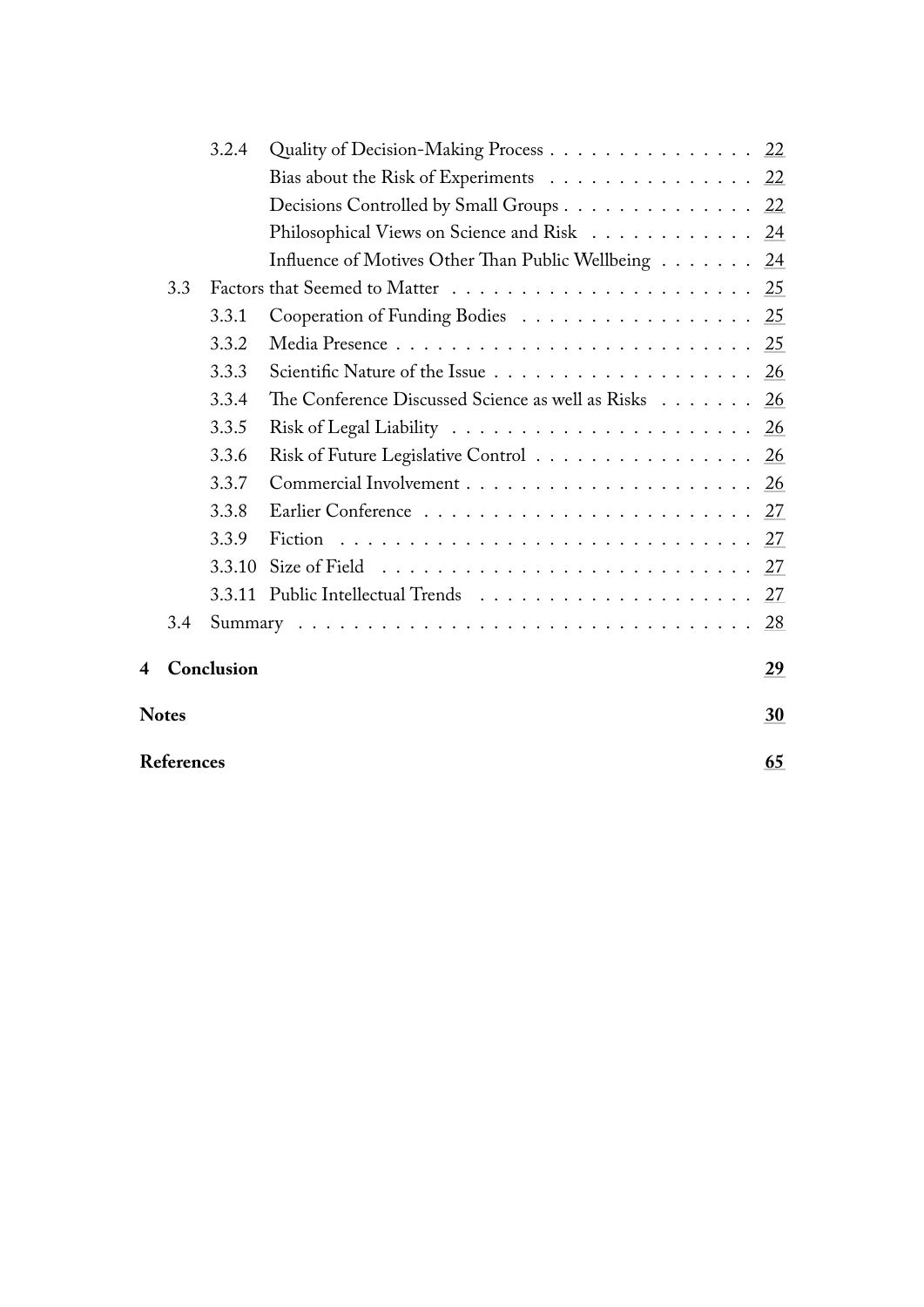- 3.2.4 Quality of Decision-Making Process . . . . . . . . . . . . . . . 22
  - Bias about the Risk of Experiments . . . . . . . . . . . . . . . 22
  - Decisions Controlled by Small Groups . . . . . . . . . . . . . . 22
  - Philosophical Views on Science and Risk . . . . . . . . . . . . 24
  - Influence of Motives Other Than Public Wellbeing . . . . . . . 24
- 3.3 Factors that Seemed to Matter . . . . . . . . . . . . . . . . . . . . . 25
  - 3.3.1 Cooperation of Funding Bodies . . . . . . . . . . . . . . . . . 25
  - 3.3.2 Media Presence . . . . . . . . . . . . . . . . . . . . . . . . . 25
  - 3.3.3 Scientific Nature of the Issue . . . . . . . . . . . . . . . . . . 26
  - 3.3.4 The Conference Discussed Science as well as Risks . . . . . . . 26
  - 3.3.5 Risk of Legal Liability . . . . . . . . . . . . . . . . . . . . . 26
  - 3.3.6 Risk of Future Legislative Control . . . . . . . . . . . . . . . . 26
  - 3.3.7 Commercial Involvement . . . . . . . . . . . . . . . . . . . . . 26
  - 3.3.8 Earlier Conference . . . . . . . . . . . . . . . . . . . . . . . . 27
  - 3.3.9 Fiction . . . . . . . . . . . . . . . . . . . . . . . . . . . . . 27
  - 3.3.10 Size of Field . . . . . . . . . . . . . . . . . . . . . . . . . . 27
  - 3.3.11 Public Intellectual Trends . . . . . . . . . . . . . . . . . . . . 27
- 3.4 Summary . . . . . . . . . . . . . . . . . . . . . . . . . . . . . . . . 28

**4 Conclusion** **29**

**Notes** **30**

**References** **65**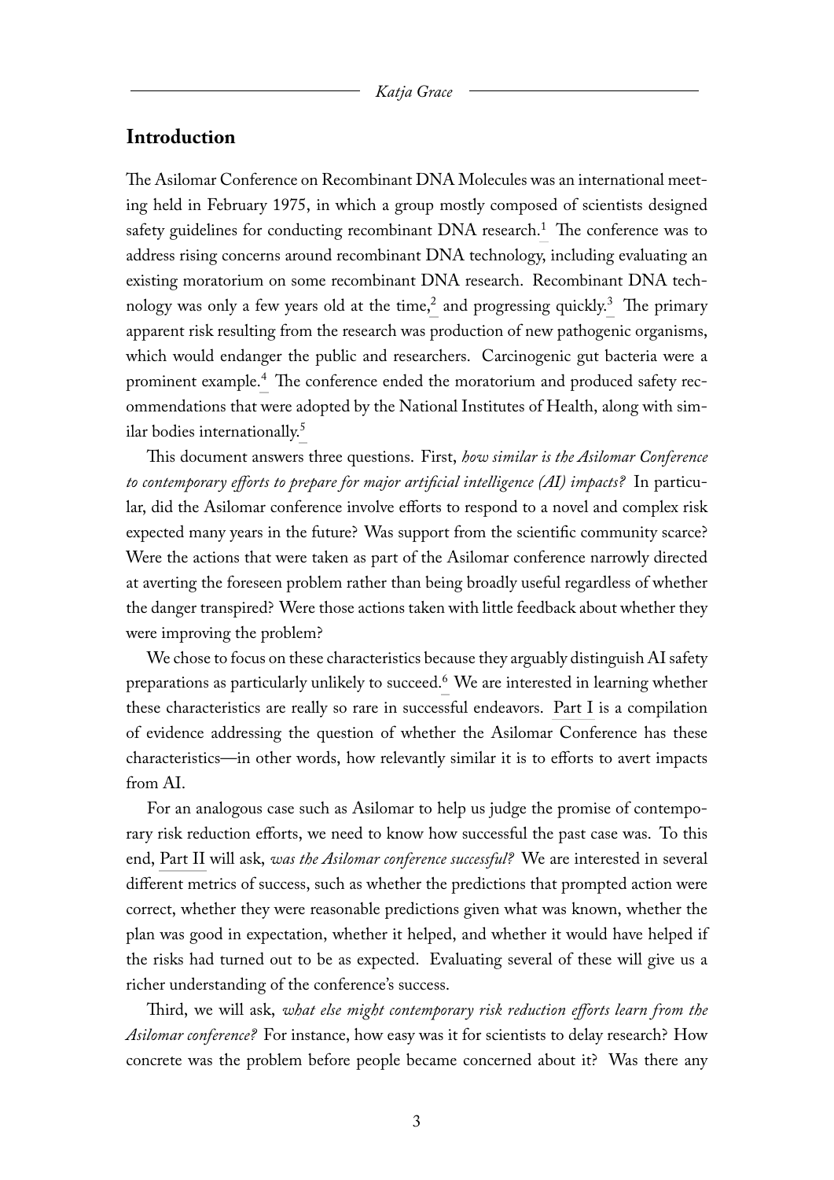## Introduction

The Asilomar Conference on Recombinant DNA Molecules was an international meeting held in February 1975, in which a group mostly composed of scientists designed safety guidelines for conducting recombinant DNA research.[1] The conference was to address rising concerns around recombinant DNA technology, including evaluating an existing moratorium on some recombinant DNA research. Recombinant DNA technology was only a few years old at the time,[2] and progressing quickly.[3] The primary apparent risk resulting from the research was production of new pathogenic organisms, which would endanger the public and researchers. Carcinogenic gut bacteria were a prominent example.[4] The conference ended the moratorium and produced safety recommendations that were adopted by the National Institutes of Health, along with similar bodies internationally.[5]

This document answers three questions. First, *how similar is the Asilomar Conference to contemporary efforts to prepare for major artificial intelligence (AI) impacts?* In particular, did the Asilomar conference involve efforts to respond to a novel and complex risk expected many years in the future? Was support from the scientific community scarce? Were the actions that were taken as part of the Asilomar conference narrowly directed at averting the foreseen problem rather than being broadly useful regardless of whether the danger transpired? Were those actions taken with little feedback about whether they were improving the problem?

We chose to focus on these characteristics because they arguably distinguish AI safety preparations as particularly unlikely to succeed.[6] We are interested in learning whether these characteristics are really so rare in successful endeavors. Part I is a compilation of evidence addressing the question of whether the Asilomar Conference has these characteristics—in other words, how relevantly similar it is to efforts to avert impacts from AI.

For an analogous case such as Asilomar to help us judge the promise of contemporary risk reduction efforts, we need to know how successful the past case was. To this end, Part II will ask, *was the Asilomar conference successful?* We are interested in several different metrics of success, such as whether the predictions that prompted action were correct, whether they were reasonable predictions given what was known, whether the plan was good in expectation, whether it helped, and whether it would have helped if the risks had turned out to be as expected. Evaluating several of these will give us a richer understanding of the conference's success.

Third, we will ask, *what else might contemporary risk reduction efforts learn from the Asilomar conference?* For instance, how easy was it for scientists to delay research? How concrete was the problem before people became concerned about it? Was there any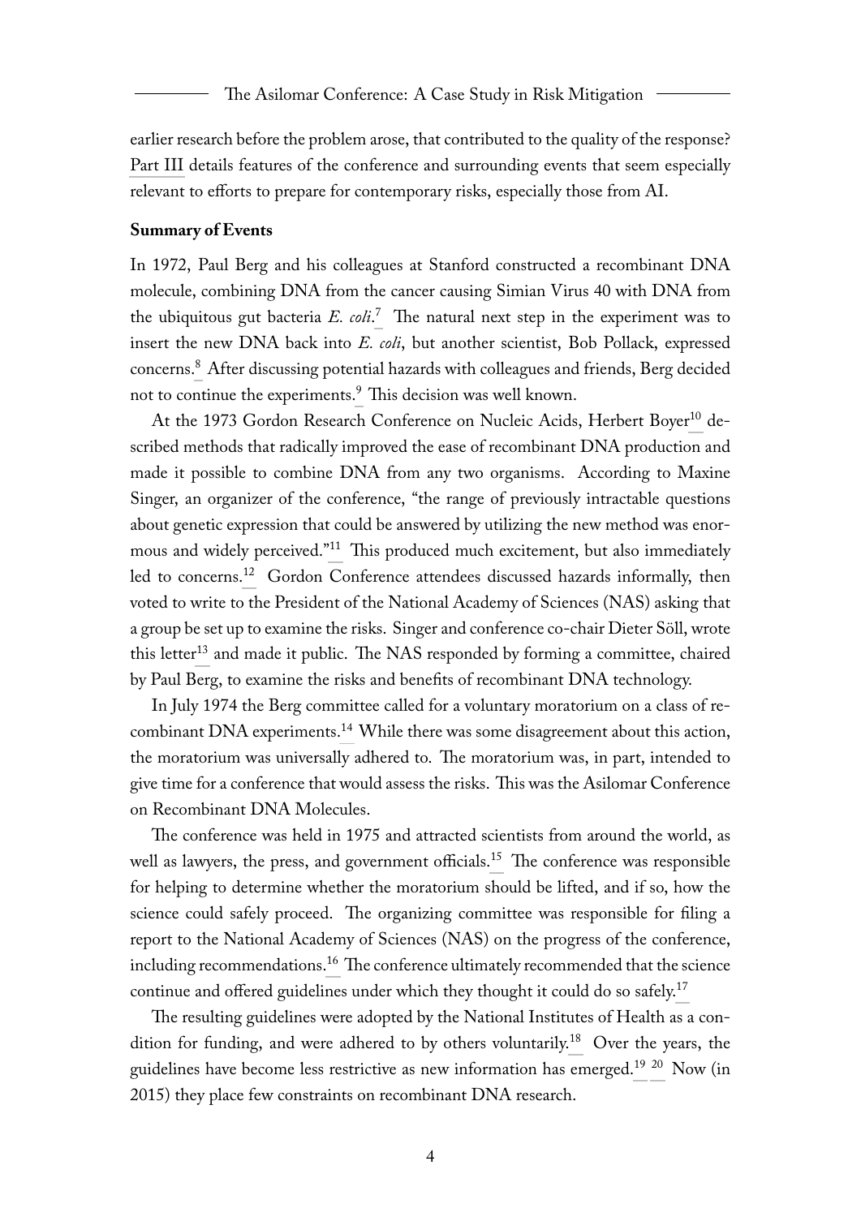earlier research before the problem arose, that contributed to the quality of the response? Part III details features of the conference and surrounding events that seem especially relevant to efforts to prepare for contemporary risks, especially those from AI.

**Summary of Events**

In 1972, Paul Berg and his colleagues at Stanford constructed a recombinant DNA molecule, combining DNA from the cancer causing Simian Virus 40 with DNA from the ubiquitous gut bacteria *E. coli*.[7] The natural next step in the experiment was to insert the new DNA back into *E. coli*, but another scientist, Bob Pollack, expressed concerns.[8] After discussing potential hazards with colleagues and friends, Berg decided not to continue the experiments.[9] This decision was well known.

At the 1973 Gordon Research Conference on Nucleic Acids, Herbert Boyer[10] described methods that radically improved the ease of recombinant DNA production and made it possible to combine DNA from any two organisms. According to Maxine Singer, an organizer of the conference, "the range of previously intractable questions about genetic expression that could be answered by utilizing the new method was enormous and widely perceived."[11] This produced much excitement, but also immediately led to concerns.[12] Gordon Conference attendees discussed hazards informally, then voted to write to the President of the National Academy of Sciences (NAS) asking that a group be set up to examine the risks. Singer and conference co-chair Dieter Söll, wrote this letter[13] and made it public. The NAS responded by forming a committee, chaired by Paul Berg, to examine the risks and benefits of recombinant DNA technology.

In July 1974 the Berg committee called for a voluntary moratorium on a class of recombinant DNA experiments.[14] While there was some disagreement about this action, the moratorium was universally adhered to. The moratorium was, in part, intended to give time for a conference that would assess the risks. This was the Asilomar Conference on Recombinant DNA Molecules.

The conference was held in 1975 and attracted scientists from around the world, as well as lawyers, the press, and government officials.[15] The conference was responsible for helping to determine whether the moratorium should be lifted, and if so, how the science could safely proceed. The organizing committee was responsible for filing a report to the National Academy of Sciences (NAS) on the progress of the conference, including recommendations.[16] The conference ultimately recommended that the science continue and offered guidelines under which they thought it could do so safely.[17]

The resulting guidelines were adopted by the National Institutes of Health as a condition for funding, and were adhered to by others voluntarily.[18] Over the years, the guidelines have become less restrictive as new information has emerged.[19] [20] Now (in 2015) they place few constraints on recombinant DNA research.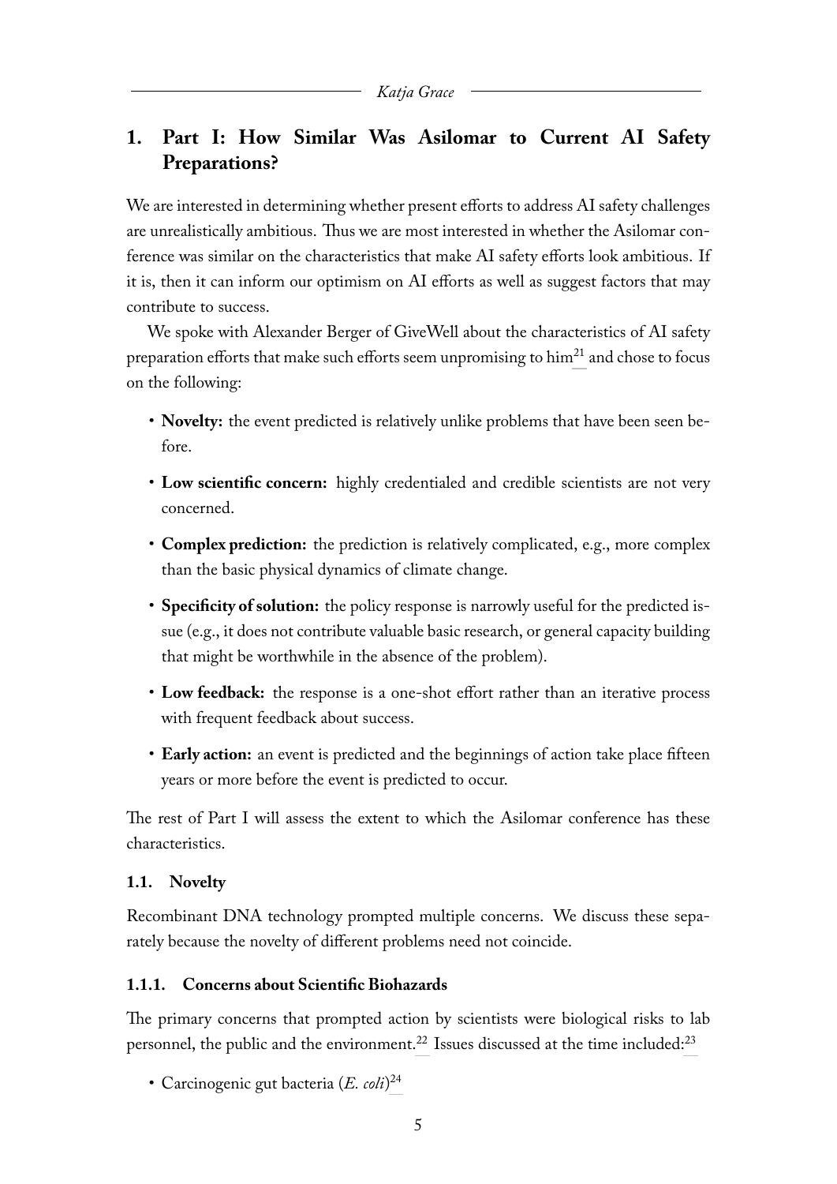## 1. Part I: How Similar Was Asilomar to Current AI Safety Preparations?

We are interested in determining whether present efforts to address AI safety challenges are unrealistically ambitious. Thus we are most interested in whether the Asilomar conference was similar on the characteristics that make AI safety efforts look ambitious. If it is, then it can inform our optimism on AI efforts as well as suggest factors that may contribute to success.

We spoke with Alexander Berger of GiveWell about the characteristics of AI safety preparation efforts that make such efforts seem unpromising to him[21] and chose to focus on the following:

- **Novelty:** the event predicted is relatively unlike problems that have been seen before.
- **Low scientific concern:** highly credentialed and credible scientists are not very concerned.
- **Complex prediction:** the prediction is relatively complicated, e.g., more complex than the basic physical dynamics of climate change.
- **Specificity of solution:** the policy response is narrowly useful for the predicted issue (e.g., it does not contribute valuable basic research, or general capacity building that might be worthwhile in the absence of the problem).
- **Low feedback:** the response is a one-shot effort rather than an iterative process with frequent feedback about success.
- **Early action:** an event is predicted and the beginnings of action take place fifteen years or more before the event is predicted to occur.

The rest of Part I will assess the extent to which the Asilomar conference has these characteristics.

### 1.1. Novelty

Recombinant DNA technology prompted multiple concerns. We discuss these separately because the novelty of different problems need not coincide.

#### 1.1.1. Concerns about Scientific Biohazards

The primary concerns that prompted action by scientists were biological risks to lab personnel, the public and the environment.[22] Issues discussed at the time included:[23]

- Carcinogenic gut bacteria (*E. coli*)[24]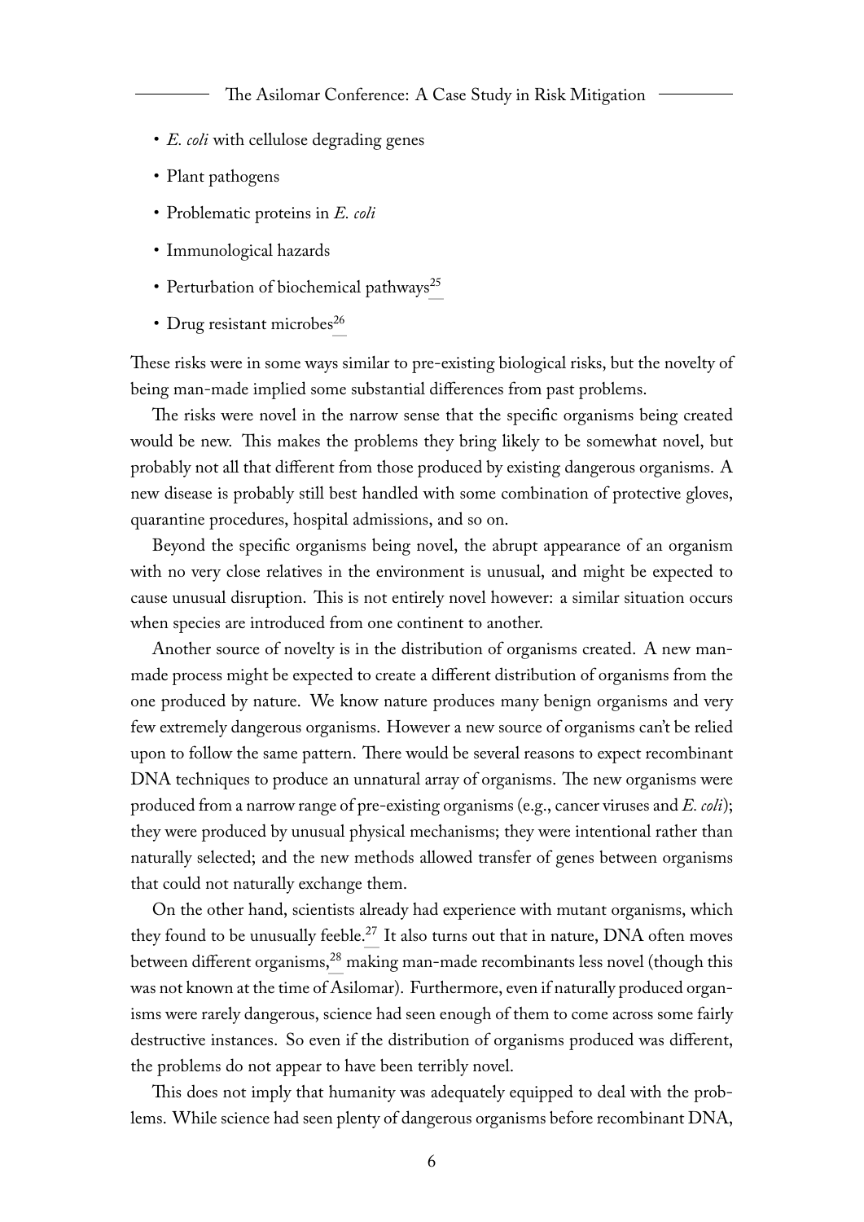- *E. coli* with cellulose degrading genes
- Plant pathogens
- Problematic proteins in *E. coli*
- Immunological hazards
- Perturbation of biochemical pathways[25]
- Drug resistant microbes[26]

These risks were in some ways similar to pre-existing biological risks, but the novelty of being man-made implied some substantial differences from past problems.

The risks were novel in the narrow sense that the specific organisms being created would be new. This makes the problems they bring likely to be somewhat novel, but probably not all that different from those produced by existing dangerous organisms. A new disease is probably still best handled with some combination of protective gloves, quarantine procedures, hospital admissions, and so on.

Beyond the specific organisms being novel, the abrupt appearance of an organism with no very close relatives in the environment is unusual, and might be expected to cause unusual disruption. This is not entirely novel however: a similar situation occurs when species are introduced from one continent to another.

Another source of novelty is in the distribution of organisms created. A new man-made process might be expected to create a different distribution of organisms from the one produced by nature. We know nature produces many benign organisms and very few extremely dangerous organisms. However a new source of organisms can't be relied upon to follow the same pattern. There would be several reasons to expect recombinant DNA techniques to produce an unnatural array of organisms. The new organisms were produced from a narrow range of pre-existing organisms (e.g., cancer viruses and *E. coli*); they were produced by unusual physical mechanisms; they were intentional rather than naturally selected; and the new methods allowed transfer of genes between organisms that could not naturally exchange them.

On the other hand, scientists already had experience with mutant organisms, which they found to be unusually feeble.[27] It also turns out that in nature, DNA often moves between different organisms,[28] making man-made recombinants less novel (though this was not known at the time of Asilomar). Furthermore, even if naturally produced organisms were rarely dangerous, science had seen enough of them to come across some fairly destructive instances. So even if the distribution of organisms produced was different, the problems do not appear to have been terribly novel.

This does not imply that humanity was adequately equipped to deal with the problems. While science had seen plenty of dangerous organisms before recombinant DNA,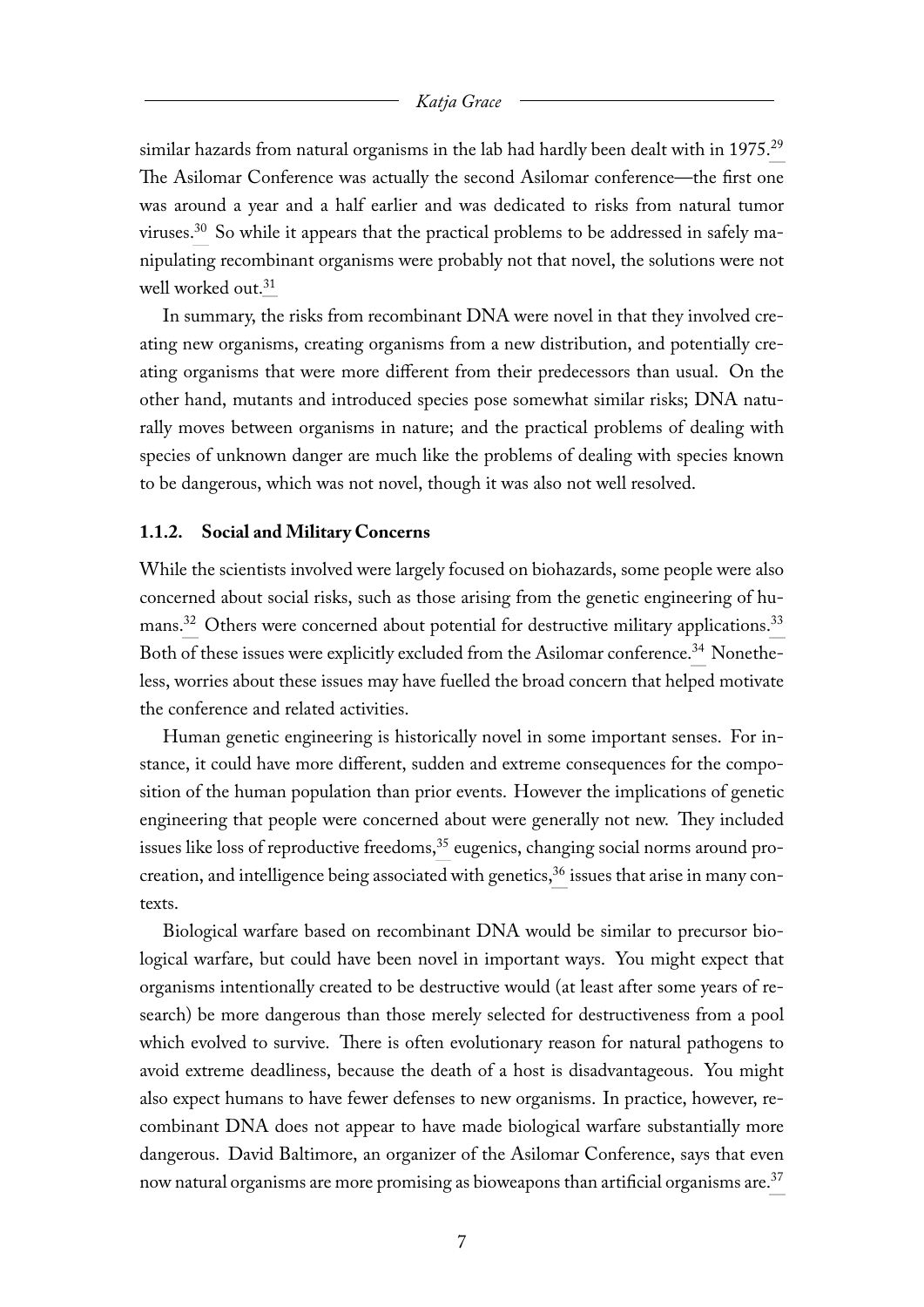similar hazards from natural organisms in the lab had hardly been dealt with in 1975.[29] The Asilomar Conference was actually the second Asilomar conference—the first one was around a year and a half earlier and was dedicated to risks from natural tumor viruses.[30] So while it appears that the practical problems to be addressed in safely manipulating recombinant organisms were probably not that novel, the solutions were not well worked out.[31]

In summary, the risks from recombinant DNA were novel in that they involved creating new organisms, creating organisms from a new distribution, and potentially creating organisms that were more different from their predecessors than usual. On the other hand, mutants and introduced species pose somewhat similar risks; DNA naturally moves between organisms in nature; and the practical problems of dealing with species of unknown danger are much like the problems of dealing with species known to be dangerous, which was not novel, though it was also not well resolved.

### 1.1.2. Social and Military Concerns

While the scientists involved were largely focused on biohazards, some people were also concerned about social risks, such as those arising from the genetic engineering of humans.[32] Others were concerned about potential for destructive military applications.[33] Both of these issues were explicitly excluded from the Asilomar conference.[34] Nonetheless, worries about these issues may have fuelled the broad concern that helped motivate the conference and related activities.

Human genetic engineering is historically novel in some important senses. For instance, it could have more different, sudden and extreme consequences for the composition of the human population than prior events. However the implications of genetic engineering that people were concerned about were generally not new. They included issues like loss of reproductive freedoms,[35] eugenics, changing social norms around procreation, and intelligence being associated with genetics,[36] issues that arise in many contexts.

Biological warfare based on recombinant DNA would be similar to precursor biological warfare, but could have been novel in important ways. You might expect that organisms intentionally created to be destructive would (at least after some years of research) be more dangerous than those merely selected for destructiveness from a pool which evolved to survive. There is often evolutionary reason for natural pathogens to avoid extreme deadliness, because the death of a host is disadvantageous. You might also expect humans to have fewer defenses to new organisms. In practice, however, recombinant DNA does not appear to have made biological warfare substantially more dangerous. David Baltimore, an organizer of the Asilomar Conference, says that even now natural organisms are more promising as bioweapons than artificial organisms are.[37]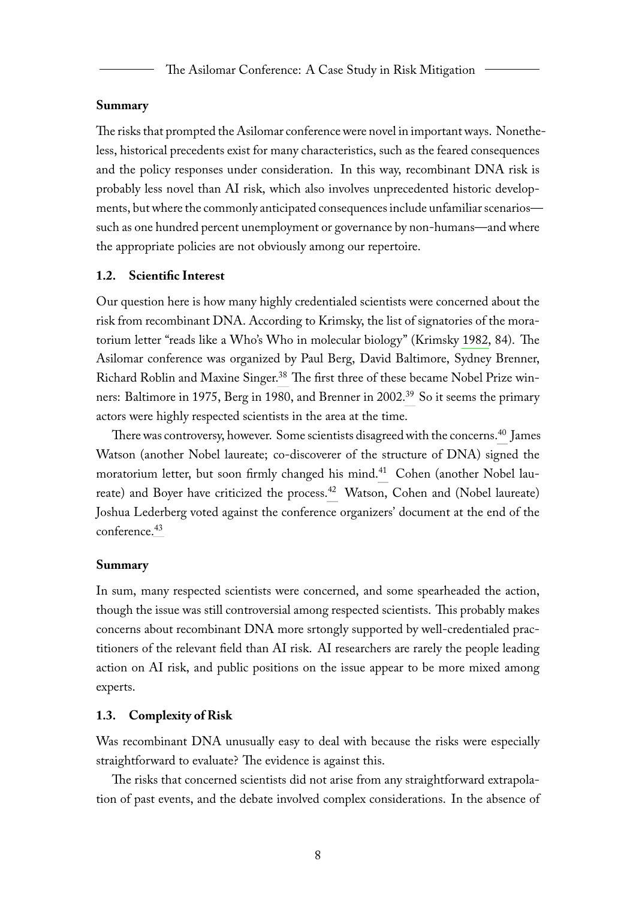### Summary

The risks that prompted the Asilomar conference were novel in important ways. Nonetheless, historical precedents exist for many characteristics, such as the feared consequences and the policy responses under consideration. In this way, recombinant DNA risk is probably less novel than AI risk, which also involves unprecedented historic developments, but where the commonly anticipated consequences include unfamiliar scenarios—such as one hundred percent unemployment or governance by non-humans—and where the appropriate policies are not obviously among our repertoire.

### 1.2. Scientific Interest

Our question here is how many highly credentialed scientists were concerned about the risk from recombinant DNA. According to Krimsky, the list of signatories of the moratorium letter "reads like a Who's Who in molecular biology" (Krimsky 1982, 84). The Asilomar conference was organized by Paul Berg, David Baltimore, Sydney Brenner, Richard Roblin and Maxine Singer.[38] The first three of these became Nobel Prize winners: Baltimore in 1975, Berg in 1980, and Brenner in 2002.[39] So it seems the primary actors were highly respected scientists in the area at the time.

There was controversy, however. Some scientists disagreed with the concerns.[40] James Watson (another Nobel laureate; co-discoverer of the structure of DNA) signed the moratorium letter, but soon firmly changed his mind.[41] Cohen (another Nobel laureate) and Boyer have criticized the process.[42] Watson, Cohen and (Nobel laureate) Joshua Lederberg voted against the conference organizers' document at the end of the conference.[43]

### Summary

In sum, many respected scientists were concerned, and some spearheaded the action, though the issue was still controversial among respected scientists. This probably makes concerns about recombinant DNA more srtongly supported by well-credentialed practitioners of the relevant field than AI risk. AI researchers are rarely the people leading action on AI risk, and public positions on the issue appear to be more mixed among experts.

### 1.3. Complexity of Risk

Was recombinant DNA unusually easy to deal with because the risks were especially straightforward to evaluate? The evidence is against this.

The risks that concerned scientists did not arise from any straightforward extrapolation of past events, and the debate involved complex considerations. In the absence of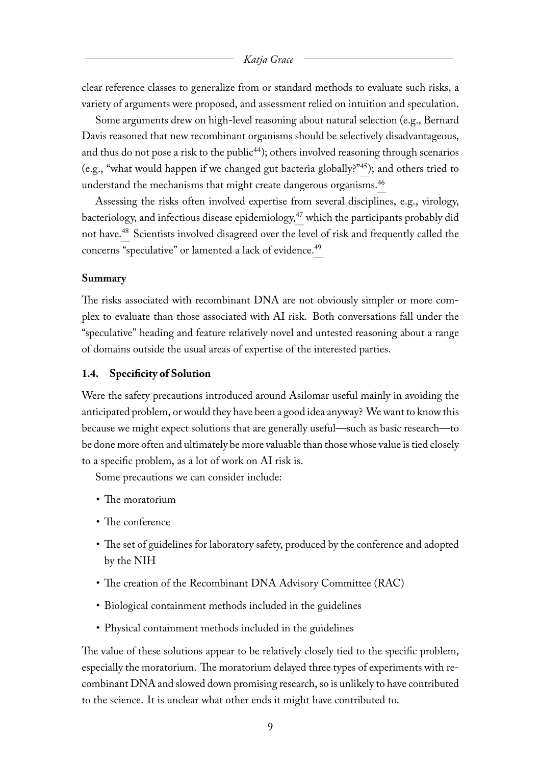clear reference classes to generalize from or standard methods to evaluate such risks, a variety of arguments were proposed, and assessment relied on intuition and speculation.

Some arguments drew on high-level reasoning about natural selection (e.g., Bernard Davis reasoned that new recombinant organisms should be selectively disadvantageous, and thus do not pose a risk to the public[44]); others involved reasoning through scenarios (e.g., "what would happen if we changed gut bacteria globally?"[45]); and others tried to understand the mechanisms that might create dangerous organisms.[46]

Assessing the risks often involved expertise from several disciplines, e.g., virology, bacteriology, and infectious disease epidemiology,[47] which the participants probably did not have.[48] Scientists involved disagreed over the level of risk and frequently called the concerns "speculative" or lamented a lack of evidence.[49]

**Summary**

The risks associated with recombinant DNA are not obviously simpler or more complex to evaluate than those associated with AI risk. Both conversations fall under the "speculative" heading and feature relatively novel and untested reasoning about a range of domains outside the usual areas of expertise of the interested parties.

### 1.4. Specificity of Solution

Were the safety precautions introduced around Asilomar useful mainly in avoiding the anticipated problem, or would they have been a good idea anyway? We want to know this because we might expect solutions that are generally useful—such as basic research—to be done more often and ultimately be more valuable than those whose value is tied closely to a specific problem, as a lot of work on AI risk is.

Some precautions we can consider include:

- The moratorium
- The conference
- The set of guidelines for laboratory safety, produced by the conference and adopted by the NIH
- The creation of the Recombinant DNA Advisory Committee (RAC)
- Biological containment methods included in the guidelines
- Physical containment methods included in the guidelines

The value of these solutions appear to be relatively closely tied to the specific problem, especially the moratorium. The moratorium delayed three types of experiments with recombinant DNA and slowed down promising research, so is unlikely to have contributed to the science. It is unclear what other ends it might have contributed to.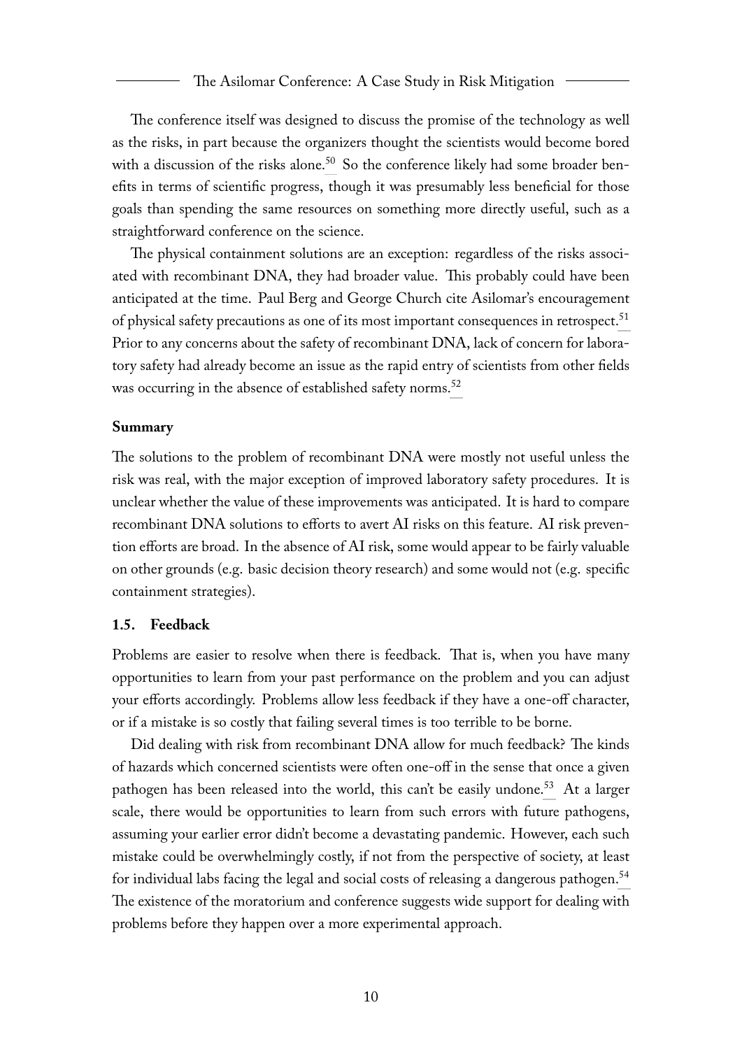The conference itself was designed to discuss the promise of the technology as well as the risks, in part because the organizers thought the scientists would become bored with a discussion of the risks alone.[50] So the conference likely had some broader benefits in terms of scientific progress, though it was presumably less beneficial for those goals than spending the same resources on something more directly useful, such as a straightforward conference on the science.

The physical containment solutions are an exception: regardless of the risks associated with recombinant DNA, they had broader value. This probably could have been anticipated at the time. Paul Berg and George Church cite Asilomar's encouragement of physical safety precautions as one of its most important consequences in retrospect.[51] Prior to any concerns about the safety of recombinant DNA, lack of concern for laboratory safety had already become an issue as the rapid entry of scientists from other fields was occurring in the absence of established safety norms.[52]

**Summary**

The solutions to the problem of recombinant DNA were mostly not useful unless the risk was real, with the major exception of improved laboratory safety procedures. It is unclear whether the value of these improvements was anticipated. It is hard to compare recombinant DNA solutions to efforts to avert AI risks on this feature. AI risk prevention efforts are broad. In the absence of AI risk, some would appear to be fairly valuable on other grounds (e.g. basic decision theory research) and some would not (e.g. specific containment strategies).

### 1.5. Feedback

Problems are easier to resolve when there is feedback. That is, when you have many opportunities to learn from your past performance on the problem and you can adjust your efforts accordingly. Problems allow less feedback if they have a one-off character, or if a mistake is so costly that failing several times is too terrible to be borne.

Did dealing with risk from recombinant DNA allow for much feedback? The kinds of hazards which concerned scientists were often one-off in the sense that once a given pathogen has been released into the world, this can't be easily undone.[53] At a larger scale, there would be opportunities to learn from such errors with future pathogens, assuming your earlier error didn't become a devastating pandemic. However, each such mistake could be overwhelmingly costly, if not from the perspective of society, at least for individual labs facing the legal and social costs of releasing a dangerous pathogen.[54] The existence of the moratorium and conference suggests wide support for dealing with problems before they happen over a more experimental approach.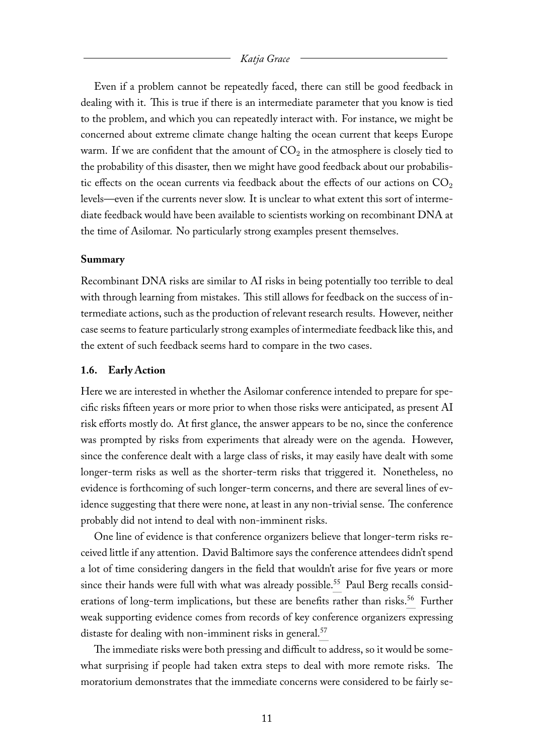Even if a problem cannot be repeatedly faced, there can still be good feedback in dealing with it. This is true if there is an intermediate parameter that you know is tied to the problem, and which you can repeatedly interact with. For instance, we might be concerned about extreme climate change halting the ocean current that keeps Europe warm. If we are confident that the amount of $CO_2$ in the atmosphere is closely tied to the probability of this disaster, then we might have good feedback about our probabilistic effects on the ocean currents via feedback about the effects of our actions on $CO_2$ levels—even if the currents never slow. It is unclear to what extent this sort of intermediate feedback would have been available to scientists working on recombinant DNA at the time of Asilomar. No particularly strong examples present themselves.

**Summary**

Recombinant DNA risks are similar to AI risks in being potentially too terrible to deal with through learning from mistakes. This still allows for feedback on the success of intermediate actions, such as the production of relevant research results. However, neither case seems to feature particularly strong examples of intermediate feedback like this, and the extent of such feedback seems hard to compare in the two cases.

### 1.6. Early Action

Here we are interested in whether the Asilomar conference intended to prepare for specific risks fifteen years or more prior to when those risks were anticipated, as present AI risk efforts mostly do. At first glance, the answer appears to be no, since the conference was prompted by risks from experiments that already were on the agenda. However, since the conference dealt with a large class of risks, it may easily have dealt with some longer-term risks as well as the shorter-term risks that triggered it. Nonetheless, no evidence is forthcoming of such longer-term concerns, and there are several lines of evidence suggesting that there were none, at least in any non-trivial sense. The conference probably did not intend to deal with non-imminent risks.

One line of evidence is that conference organizers believe that longer-term risks received little if any attention. David Baltimore says the conference attendees didn't spend a lot of time considering dangers in the field that wouldn't arise for five years or more since their hands were full with what was already possible.[55] Paul Berg recalls considerations of long-term implications, but these are benefits rather than risks.[56] Further weak supporting evidence comes from records of key conference organizers expressing distaste for dealing with non-imminent risks in general.[57]

The immediate risks were both pressing and difficult to address, so it would be somewhat surprising if people had taken extra steps to deal with more remote risks. The moratorium demonstrates that the immediate concerns were considered to be fairly se-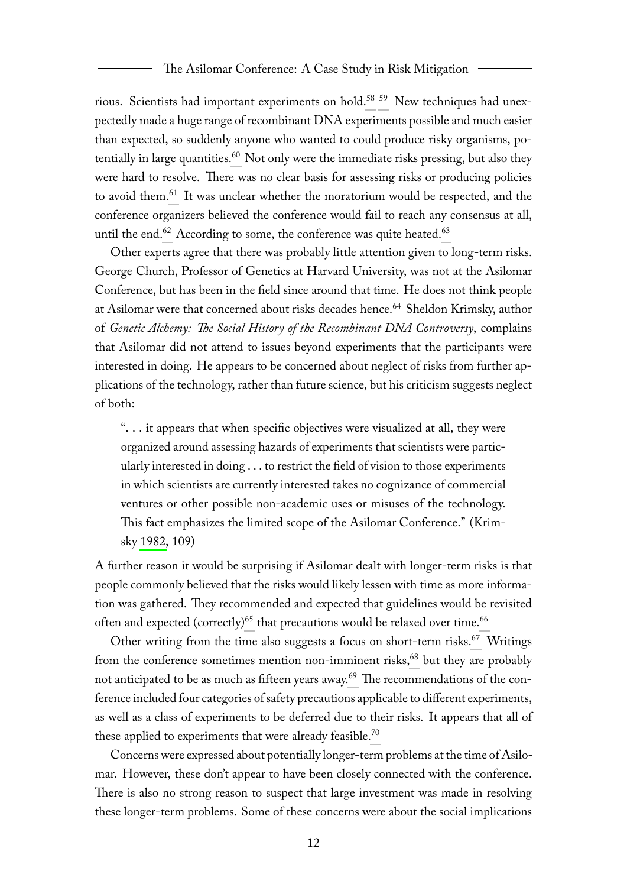rious. Scientists had important experiments on hold.[58] [59] New techniques had unexpectedly made a huge range of recombinant DNA experiments possible and much easier than expected, so suddenly anyone who wanted to could produce risky organisms, potentially in large quantities.[60] Not only were the immediate risks pressing, but also they were hard to resolve. There was no clear basis for assessing risks or producing policies to avoid them.[61] It was unclear whether the moratorium would be respected, and the conference organizers believed the conference would fail to reach any consensus at all, until the end.[62] According to some, the conference was quite heated.[63]

Other experts agree that there was probably little attention given to long-term risks. George Church, Professor of Genetics at Harvard University, was not at the Asilomar Conference, but has been in the field since around that time. He does not think people at Asilomar were that concerned about risks decades hence.[64] Sheldon Krimsky, author of *Genetic Alchemy: The Social History of the Recombinant DNA Controversy*, complains that Asilomar did not attend to issues beyond experiments that the participants were interested in doing. He appears to be concerned about neglect of risks from further applications of the technology, rather than future science, but his criticism suggests neglect of both:

> ". . . it appears that when specific objectives were visualized at all, they were organized around assessing hazards of experiments that scientists were particularly interested in doing . . . to restrict the field of vision to those experiments in which scientists are currently interested takes no cognizance of commercial ventures or other possible non-academic uses or misuses of the technology. This fact emphasizes the limited scope of the Asilomar Conference." (Krimsky 1982, 109)

A further reason it would be surprising if Asilomar dealt with longer-term risks is that people commonly believed that the risks would likely lessen with time as more information was gathered. They recommended and expected that guidelines would be revisited often and expected (correctly)[65] that precautions would be relaxed over time.[66]

Other writing from the time also suggests a focus on short-term risks.[67] Writings from the conference sometimes mention non-imminent risks,[68] but they are probably not anticipated to be as much as fifteen years away.[69] The recommendations of the conference included four categories of safety precautions applicable to different experiments, as well as a class of experiments to be deferred due to their risks. It appears that all of these applied to experiments that were already feasible.[70]

Concerns were expressed about potentially longer-term problems at the time of Asilomar. However, these don't appear to have been closely connected with the conference. There is also no strong reason to suspect that large investment was made in resolving these longer-term problems. Some of these concerns were about the social implications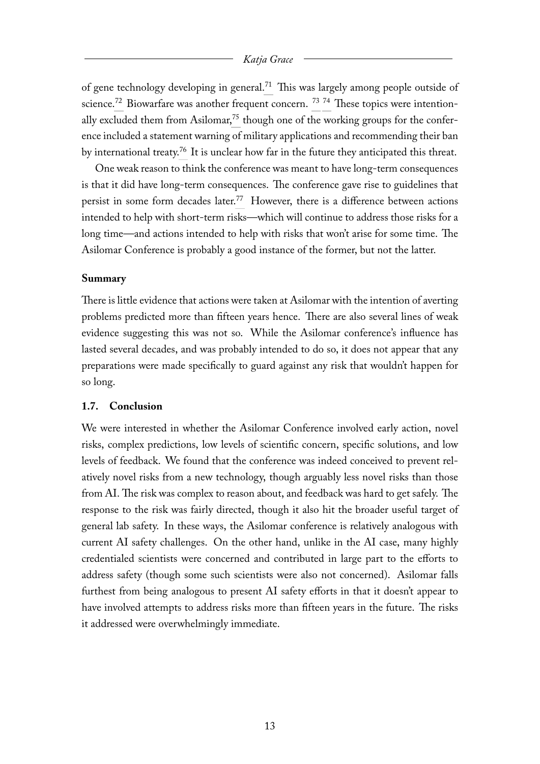of gene technology developing in general.[71] This was largely among people outside of science.[72] Biowarfare was another frequent concern. [73] [74] These topics were intentionally excluded them from Asilomar,[75] though one of the working groups for the conference included a statement warning of military applications and recommending their ban by international treaty.[76] It is unclear how far in the future they anticipated this threat.

One weak reason to think the conference was meant to have long-term consequences is that it did have long-term consequences. The conference gave rise to guidelines that persist in some form decades later.[77] However, there is a difference between actions intended to help with short-term risks—which will continue to address those risks for a long time—and actions intended to help with risks that won't arise for some time. The Asilomar Conference is probably a good instance of the former, but not the latter.

**Summary**

There is little evidence that actions were taken at Asilomar with the intention of averting problems predicted more than fifteen years hence. There are also several lines of weak evidence suggesting this was not so. While the Asilomar conference's influence has lasted several decades, and was probably intended to do so, it does not appear that any preparations were made specifically to guard against any risk that wouldn't happen for so long.

### 1.7. Conclusion

We were interested in whether the Asilomar Conference involved early action, novel risks, complex predictions, low levels of scientific concern, specific solutions, and low levels of feedback. We found that the conference was indeed conceived to prevent relatively novel risks from a new technology, though arguably less novel risks than those from AI. The risk was complex to reason about, and feedback was hard to get safely. The response to the risk was fairly directed, though it also hit the broader useful target of general lab safety. In these ways, the Asilomar conference is relatively analogous with current AI safety challenges. On the other hand, unlike in the AI case, many highly credentialed scientists were concerned and contributed in large part to the efforts to address safety (though some such scientists were also not concerned). Asilomar falls furthest from being analogous to present AI safety efforts in that it doesn't appear to have involved attempts to address risks more than fifteen years in the future. The risks it addressed were overwhelmingly immediate.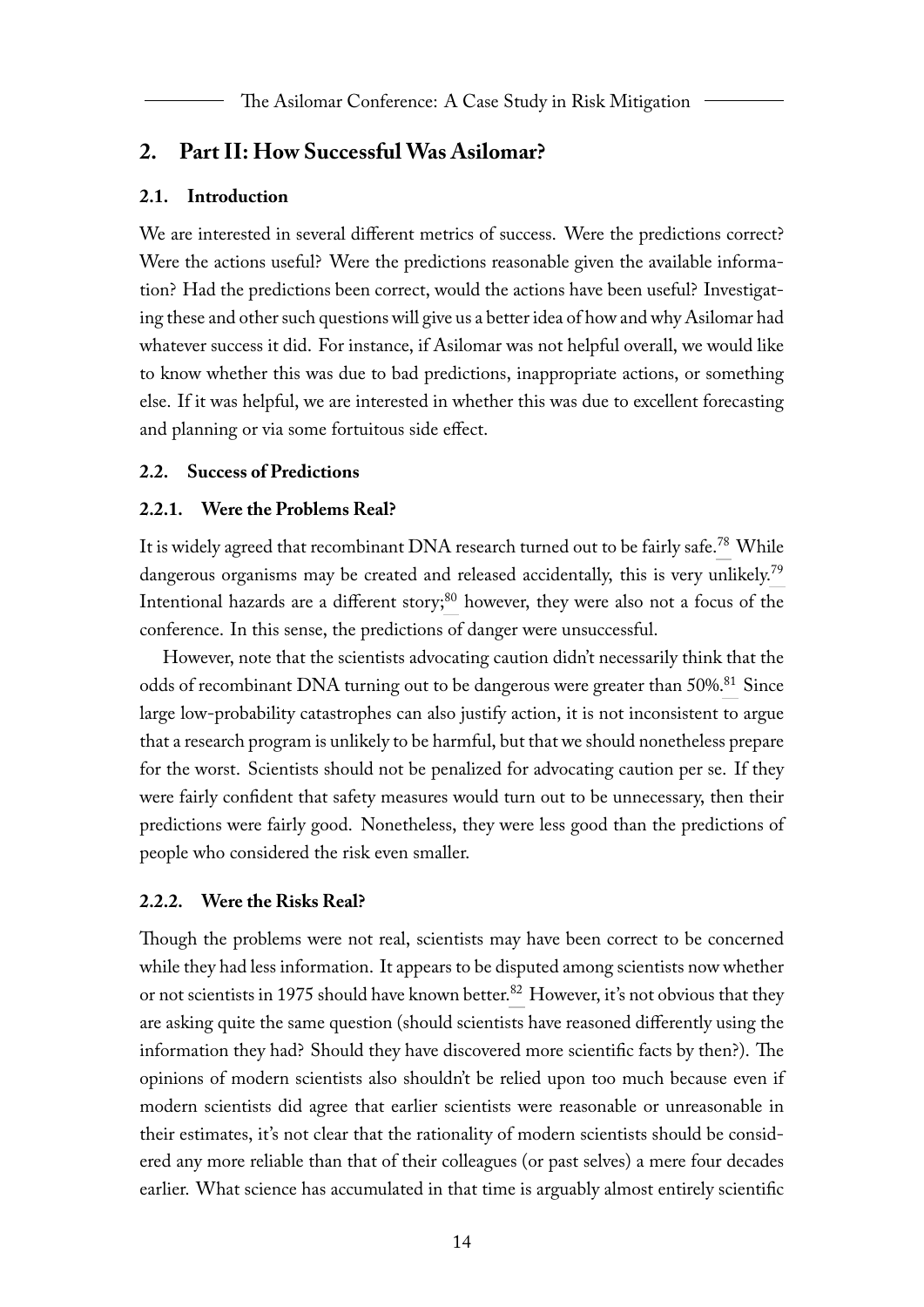## 2. Part II: How Successful Was Asilomar?

### 2.1. Introduction

We are interested in several different metrics of success. Were the predictions correct? Were the actions useful? Were the predictions reasonable given the available information? Had the predictions been correct, would the actions have been useful? Investigating these and other such questions will give us a better idea of how and why Asilomar had whatever success it did. For instance, if Asilomar was not helpful overall, we would like to know whether this was due to bad predictions, inappropriate actions, or something else. If it was helpful, we are interested in whether this was due to excellent forecasting and planning or via some fortuitous side effect.

### 2.2. Success of Predictions

#### 2.2.1. Were the Problems Real?

It is widely agreed that recombinant DNA research turned out to be fairly safe.[78] While dangerous organisms may be created and released accidentally, this is very unlikely.[79] Intentional hazards are a different story;[80] however, they were also not a focus of the conference. In this sense, the predictions of danger were unsuccessful.

However, note that the scientists advocating caution didn't necessarily think that the odds of recombinant DNA turning out to be dangerous were greater than 50%.[81] Since large low-probability catastrophes can also justify action, it is not inconsistent to argue that a research program is unlikely to be harmful, but that we should nonetheless prepare for the worst. Scientists should not be penalized for advocating caution per se. If they were fairly confident that safety measures would turn out to be unnecessary, then their predictions were fairly good. Nonetheless, they were less good than the predictions of people who considered the risk even smaller.

#### 2.2.2. Were the Risks Real?

Though the problems were not real, scientists may have been correct to be concerned while they had less information. It appears to be disputed among scientists now whether or not scientists in 1975 should have known better.[82] However, it's not obvious that they are asking quite the same question (should scientists have reasoned differently using the information they had? Should they have discovered more scientific facts by then?). The opinions of modern scientists also shouldn't be relied upon too much because even if modern scientists did agree that earlier scientists were reasonable or unreasonable in their estimates, it's not clear that the rationality of modern scientists should be considered any more reliable than that of their colleagues (or past selves) a mere four decades earlier. What science has accumulated in that time is arguably almost entirely scientific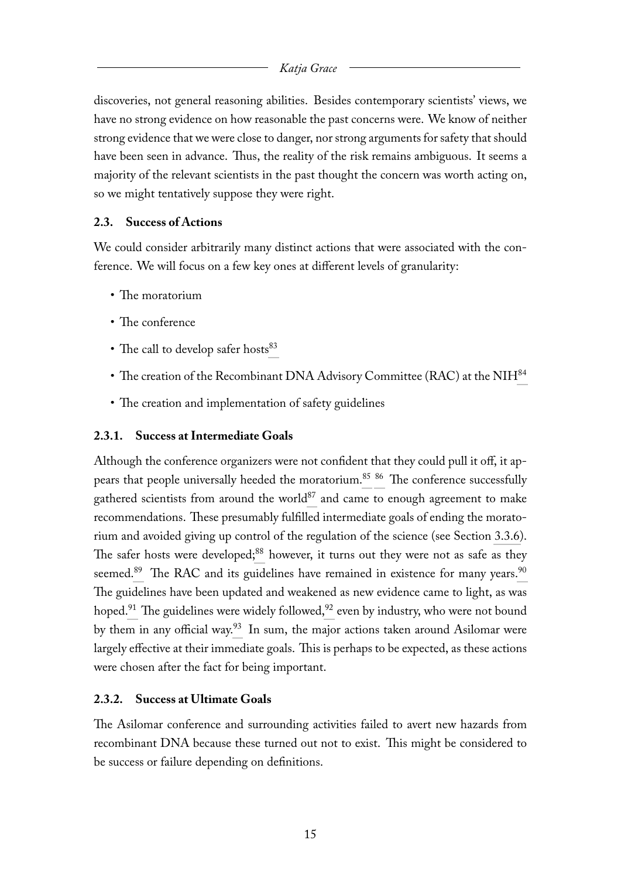discoveries, not general reasoning abilities. Besides contemporary scientists' views, we have no strong evidence on how reasonable the past concerns were. We know of neither strong evidence that we were close to danger, nor strong arguments for safety that should have been seen in advance. Thus, the reality of the risk remains ambiguous. It seems a majority of the relevant scientists in the past thought the concern was worth acting on, so we might tentatively suppose they were right.

### 2.3. Success of Actions

We could consider arbitrarily many distinct actions that were associated with the conference. We will focus on a few key ones at different levels of granularity:

- The moratorium
- The conference
- The call to develop safer hosts[83]
- The creation of the Recombinant DNA Advisory Committee (RAC) at the NIH[84]
- The creation and implementation of safety guidelines

#### 2.3.1. Success at Intermediate Goals

Although the conference organizers were not confident that they could pull it off, it appears that people universally heeded the moratorium.[85] [86] The conference successfully gathered scientists from around the world[87] and came to enough agreement to make recommendations. These presumably fulfilled intermediate goals of ending the moratorium and avoided giving up control of the regulation of the science (see Section 3.3.6). The safer hosts were developed;[88] however, it turns out they were not as safe as they seemed.[89] The RAC and its guidelines have remained in existence for many years.[90] The guidelines have been updated and weakened as new evidence came to light, as was hoped.[91] The guidelines were widely followed,[92] even by industry, who were not bound by them in any official way.[93] In sum, the major actions taken around Asilomar were largely effective at their immediate goals. This is perhaps to be expected, as these actions were chosen after the fact for being important.

#### 2.3.2. Success at Ultimate Goals

The Asilomar conference and surrounding activities failed to avert new hazards from recombinant DNA because these turned out not to exist. This might be considered to be success or failure depending on definitions.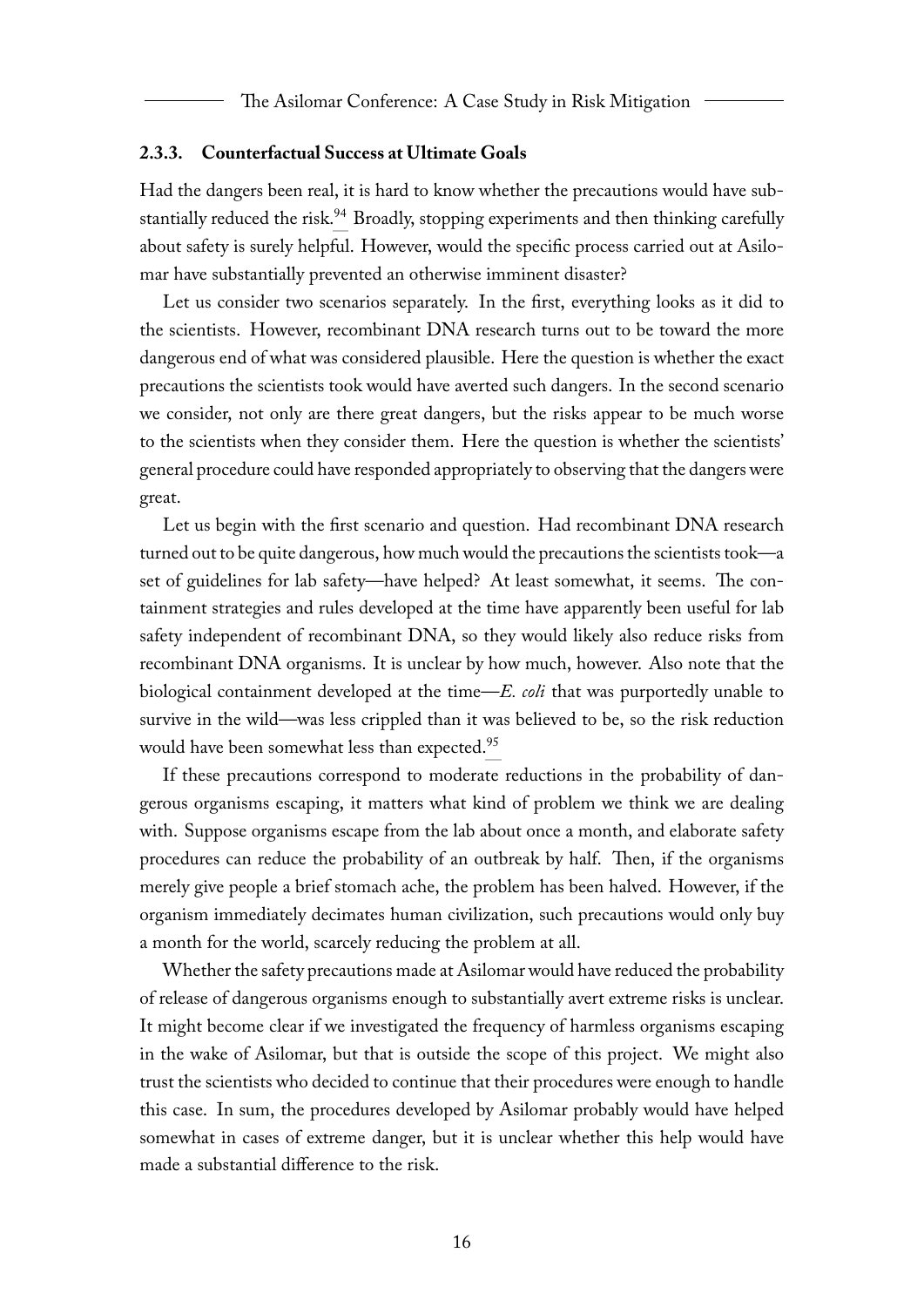### 2.3.3. Counterfactual Success at Ultimate Goals

Had the dangers been real, it is hard to know whether the precautions would have substantially reduced the risk.[94] Broadly, stopping experiments and then thinking carefully about safety is surely helpful. However, would the specific process carried out at Asilomar have substantially prevented an otherwise imminent disaster?

Let us consider two scenarios separately. In the first, everything looks as it did to the scientists. However, recombinant DNA research turns out to be toward the more dangerous end of what was considered plausible. Here the question is whether the exact precautions the scientists took would have averted such dangers. In the second scenario we consider, not only are there great dangers, but the risks appear to be much worse to the scientists when they consider them. Here the question is whether the scientists' general procedure could have responded appropriately to observing that the dangers were great.

Let us begin with the first scenario and question. Had recombinant DNA research turned out to be quite dangerous, how much would the precautions the scientists took—a set of guidelines for lab safety—have helped? At least somewhat, it seems. The containment strategies and rules developed at the time have apparently been useful for lab safety independent of recombinant DNA, so they would likely also reduce risks from recombinant DNA organisms. It is unclear by how much, however. Also note that the biological containment developed at the time—*E. coli* that was purportedly unable to survive in the wild—was less crippled than it was believed to be, so the risk reduction would have been somewhat less than expected.[95]

If these precautions correspond to moderate reductions in the probability of dangerous organisms escaping, it matters what kind of problem we think we are dealing with. Suppose organisms escape from the lab about once a month, and elaborate safety procedures can reduce the probability of an outbreak by half. Then, if the organisms merely give people a brief stomach ache, the problem has been halved. However, if the organism immediately decimates human civilization, such precautions would only buy a month for the world, scarcely reducing the problem at all.

Whether the safety precautions made at Asilomar would have reduced the probability of release of dangerous organisms enough to substantially avert extreme risks is unclear. It might become clear if we investigated the frequency of harmless organisms escaping in the wake of Asilomar, but that is outside the scope of this project. We might also trust the scientists who decided to continue that their procedures were enough to handle this case. In sum, the procedures developed by Asilomar probably would have helped somewhat in cases of extreme danger, but it is unclear whether this help would have made a substantial difference to the risk.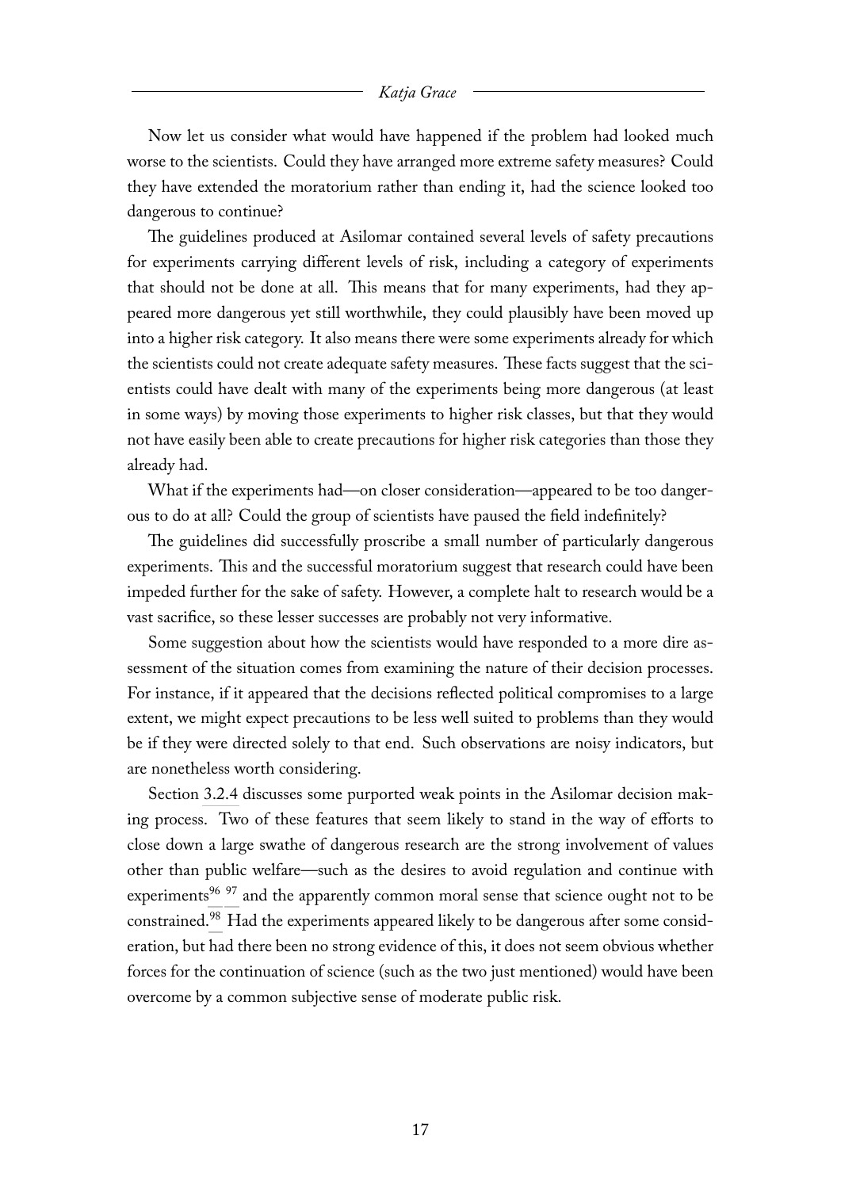Now let us consider what would have happened if the problem had looked much worse to the scientists. Could they have arranged more extreme safety measures? Could they have extended the moratorium rather than ending it, had the science looked too dangerous to continue?

The guidelines produced at Asilomar contained several levels of safety precautions for experiments carrying different levels of risk, including a category of experiments that should not be done at all. This means that for many experiments, had they appeared more dangerous yet still worthwhile, they could plausibly have been moved up into a higher risk category. It also means there were some experiments already for which the scientists could not create adequate safety measures. These facts suggest that the scientists could have dealt with many of the experiments being more dangerous (at least in some ways) by moving those experiments to higher risk classes, but that they would not have easily been able to create precautions for higher risk categories than those they already had.

What if the experiments had—on closer consideration—appeared to be too dangerous to do at all? Could the group of scientists have paused the field indefinitely?

The guidelines did successfully proscribe a small number of particularly dangerous experiments. This and the successful moratorium suggest that research could have been impeded further for the sake of safety. However, a complete halt to research would be a vast sacrifice, so these lesser successes are probably not very informative.

Some suggestion about how the scientists would have responded to a more dire assessment of the situation comes from examining the nature of their decision processes. For instance, if it appeared that the decisions reflected political compromises to a large extent, we might expect precautions to be less well suited to problems than they would be if they were directed solely to that end. Such observations are noisy indicators, but are nonetheless worth considering.

Section 3.2.4 discusses some purported weak points in the Asilomar decision making process. Two of these features that seem likely to stand in the way of efforts to close down a large swathe of dangerous research are the strong involvement of values other than public welfare—such as the desires to avoid regulation and continue with experiments[96] [97] and the apparently common moral sense that science ought not to be constrained.[98] Had the experiments appeared likely to be dangerous after some consideration, but had there been no strong evidence of this, it does not seem obvious whether forces for the continuation of science (such as the two just mentioned) would have been overcome by a common subjective sense of moderate public risk.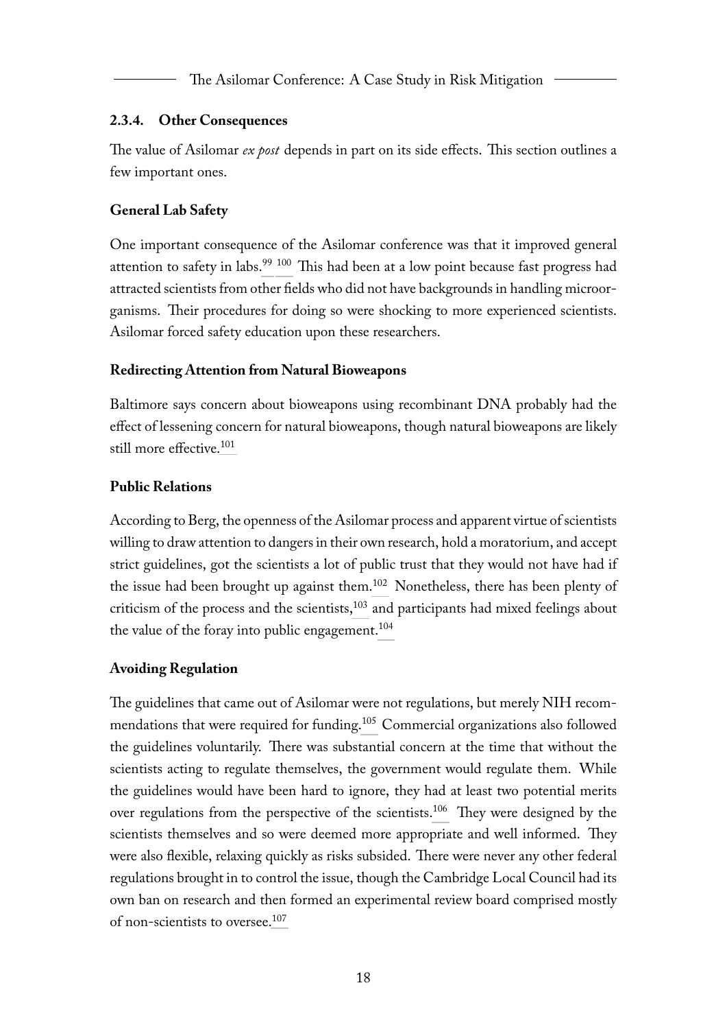### 2.3.4. Other Consequences

The value of Asilomar *ex post* depends in part on its side effects. This section outlines a few important ones.

**General Lab Safety**

One important consequence of the Asilomar conference was that it improved general attention to safety in labs.[99] [100] This had been at a low point because fast progress had attracted scientists from other fields who did not have backgrounds in handling microorganisms. Their procedures for doing so were shocking to more experienced scientists. Asilomar forced safety education upon these researchers.

**Redirecting Attention from Natural Bioweapons**

Baltimore says concern about bioweapons using recombinant DNA probably had the effect of lessening concern for natural bioweapons, though natural bioweapons are likely still more effective.[101]

**Public Relations**

According to Berg, the openness of the Asilomar process and apparent virtue of scientists willing to draw attention to dangers in their own research, hold a moratorium, and accept strict guidelines, got the scientists a lot of public trust that they would not have had if the issue had been brought up against them.[102] Nonetheless, there has been plenty of criticism of the process and the scientists,[103] and participants had mixed feelings about the value of the foray into public engagement.[104]

**Avoiding Regulation**

The guidelines that came out of Asilomar were not regulations, but merely NIH recommendations that were required for funding.[105] Commercial organizations also followed the guidelines voluntarily. There was substantial concern at the time that without the scientists acting to regulate themselves, the government would regulate them. While the guidelines would have been hard to ignore, they had at least two potential merits over regulations from the perspective of the scientists.[106] They were designed by the scientists themselves and so were deemed more appropriate and well informed. They were also flexible, relaxing quickly as risks subsided. There were never any other federal regulations brought in to control the issue, though the Cambridge Local Council had its own ban on research and then formed an experimental review board comprised mostly of non-scientists to oversee.[107]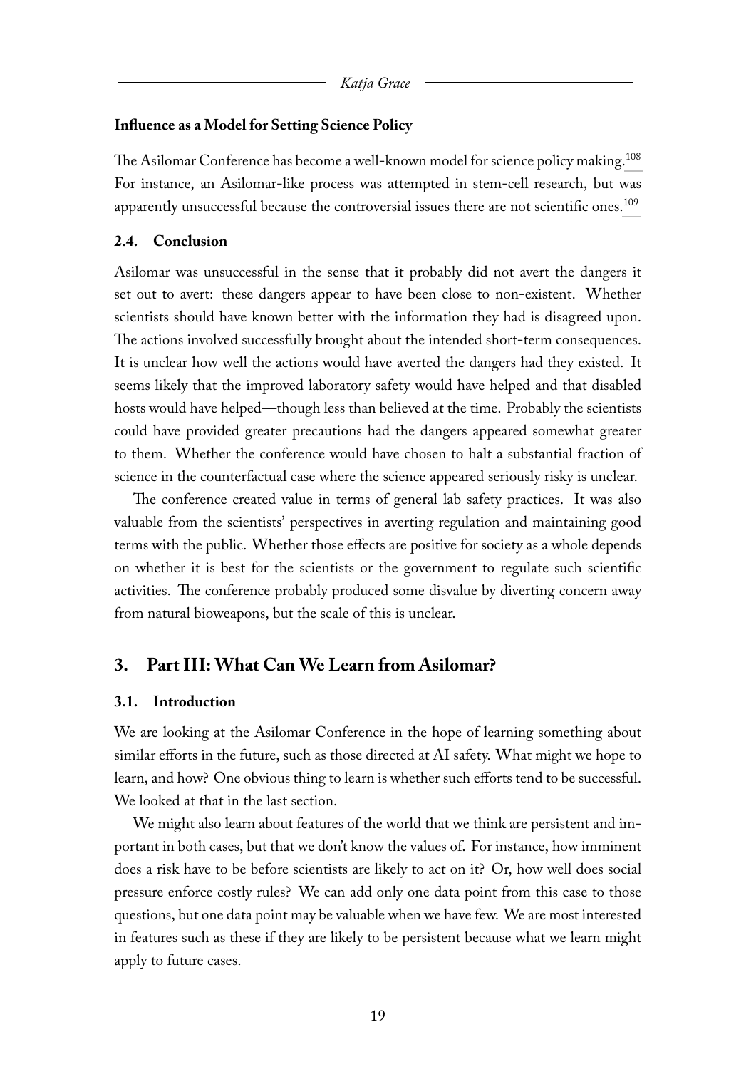**Influence as a Model for Setting Science Policy**

The Asilomar Conference has become a well-known model for science policy making.[108] For instance, an Asilomar-like process was attempted in stem-cell research, but was apparently unsuccessful because the controversial issues there are not scientific ones.[109]

### 2.4. Conclusion

Asilomar was unsuccessful in the sense that it probably did not avert the dangers it set out to avert: these dangers appear to have been close to non-existent. Whether scientists should have known better with the information they had is disagreed upon. The actions involved successfully brought about the intended short-term consequences. It is unclear how well the actions would have averted the dangers had they existed. It seems likely that the improved laboratory safety would have helped and that disabled hosts would have helped—though less than believed at the time. Probably the scientists could have provided greater precautions had the dangers appeared somewhat greater to them. Whether the conference would have chosen to halt a substantial fraction of science in the counterfactual case where the science appeared seriously risky is unclear.

The conference created value in terms of general lab safety practices. It was also valuable from the scientists' perspectives in averting regulation and maintaining good terms with the public. Whether those effects are positive for society as a whole depends on whether it is best for the scientists or the government to regulate such scientific activities. The conference probably produced some disvalue by diverting concern away from natural bioweapons, but the scale of this is unclear.

## 3. Part III: What Can We Learn from Asilomar?

### 3.1. Introduction

We are looking at the Asilomar Conference in the hope of learning something about similar efforts in the future, such as those directed at AI safety. What might we hope to learn, and how? One obvious thing to learn is whether such efforts tend to be successful. We looked at that in the last section.

We might also learn about features of the world that we think are persistent and important in both cases, but that we don't know the values of. For instance, how imminent does a risk have to be before scientists are likely to act on it? Or, how well does social pressure enforce costly rules? We can add only one data point from this case to those questions, but one data point may be valuable when we have few. We are most interested in features such as these if they are likely to be persistent because what we learn might apply to future cases.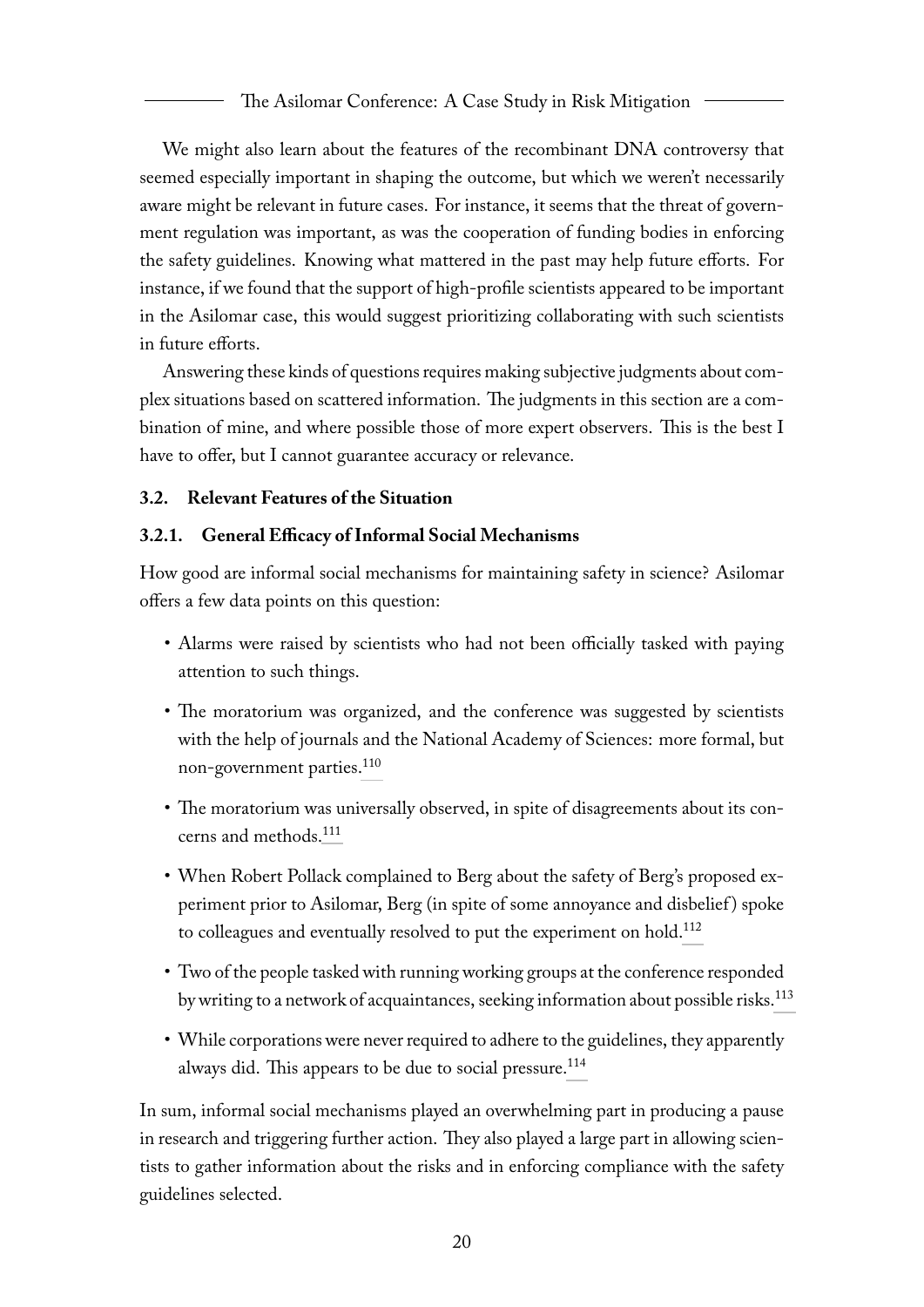We might also learn about the features of the recombinant DNA controversy that seemed especially important in shaping the outcome, but which we weren't necessarily aware might be relevant in future cases. For instance, it seems that the threat of government regulation was important, as was the cooperation of funding bodies in enforcing the safety guidelines. Knowing what mattered in the past may help future efforts. For instance, if we found that the support of high-profile scientists appeared to be important in the Asilomar case, this would suggest prioritizing collaborating with such scientists in future efforts.

Answering these kinds of questions requires making subjective judgments about complex situations based on scattered information. The judgments in this section are a combination of mine, and where possible those of more expert observers. This is the best I have to offer, but I cannot guarantee accuracy or relevance.

### 3.2. Relevant Features of the Situation

#### 3.2.1. General Efficacy of Informal Social Mechanisms

How good are informal social mechanisms for maintaining safety in science? Asilomar offers a few data points on this question:

- Alarms were raised by scientists who had not been officially tasked with paying attention to such things.
- The moratorium was organized, and the conference was suggested by scientists with the help of journals and the National Academy of Sciences: more formal, but non-government parties.[110]
- The moratorium was universally observed, in spite of disagreements about its concerns and methods.[111]
- When Robert Pollack complained to Berg about the safety of Berg's proposed experiment prior to Asilomar, Berg (in spite of some annoyance and disbelief) spoke to colleagues and eventually resolved to put the experiment on hold.[112]
- Two of the people tasked with running working groups at the conference responded by writing to a network of acquaintances, seeking information about possible risks.[113]
- While corporations were never required to adhere to the guidelines, they apparently always did. This appears to be due to social pressure.[114]

In sum, informal social mechanisms played an overwhelming part in producing a pause in research and triggering further action. They also played a large part in allowing scientists to gather information about the risks and in enforcing compliance with the safety guidelines selected.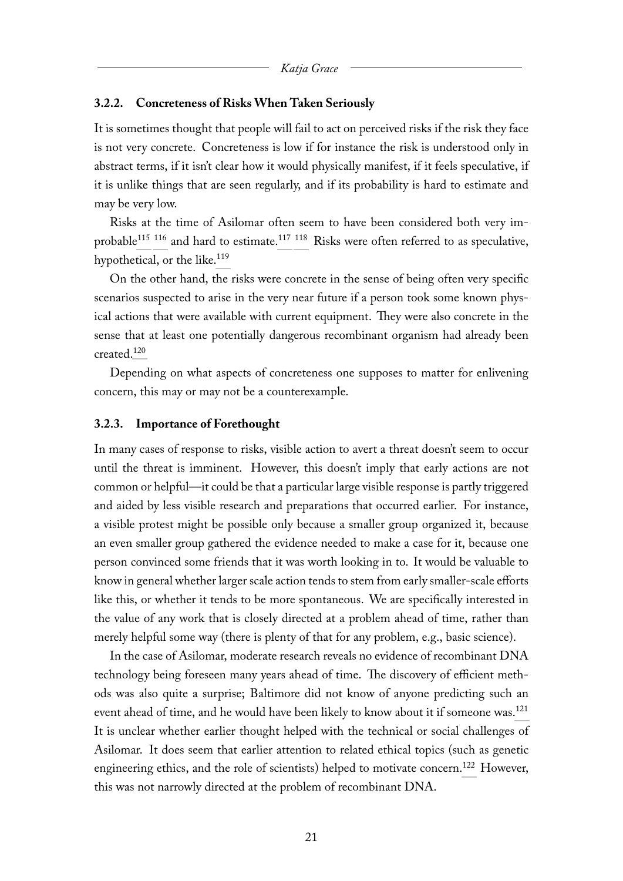### 3.2.2. Concreteness of Risks When Taken Seriously

It is sometimes thought that people will fail to act on perceived risks if the risk they face is not very concrete. Concreteness is low if for instance the risk is understood only in abstract terms, if it isn't clear how it would physically manifest, if it feels speculative, if it is unlike things that are seen regularly, and if its probability is hard to estimate and may be very low.

Risks at the time of Asilomar often seem to have been considered both very improbable[115] [116] and hard to estimate.[117] [118] Risks were often referred to as speculative, hypothetical, or the like.[119]

On the other hand, the risks were concrete in the sense of being often very specific scenarios suspected to arise in the very near future if a person took some known physical actions that were available with current equipment. They were also concrete in the sense that at least one potentially dangerous recombinant organism had already been created.[120]

Depending on what aspects of concreteness one supposes to matter for enlivening concern, this may or may not be a counterexample.

### 3.2.3. Importance of Forethought

In many cases of response to risks, visible action to avert a threat doesn't seem to occur until the threat is imminent. However, this doesn't imply that early actions are not common or helpful—it could be that a particular large visible response is partly triggered and aided by less visible research and preparations that occurred earlier. For instance, a visible protest might be possible only because a smaller group organized it, because an even smaller group gathered the evidence needed to make a case for it, because one person convinced some friends that it was worth looking in to. It would be valuable to know in general whether larger scale action tends to stem from early smaller-scale efforts like this, or whether it tends to be more spontaneous. We are specifically interested in the value of any work that is closely directed at a problem ahead of time, rather than merely helpful some way (there is plenty of that for any problem, e.g., basic science).

In the case of Asilomar, moderate research reveals no evidence of recombinant DNA technology being foreseen many years ahead of time. The discovery of efficient methods was also quite a surprise; Baltimore did not know of anyone predicting such an event ahead of time, and he would have been likely to know about it if someone was.[121] It is unclear whether earlier thought helped with the technical or social challenges of Asilomar. It does seem that earlier attention to related ethical topics (such as genetic engineering ethics, and the role of scientists) helped to motivate concern.[122] However, this was not narrowly directed at the problem of recombinant DNA.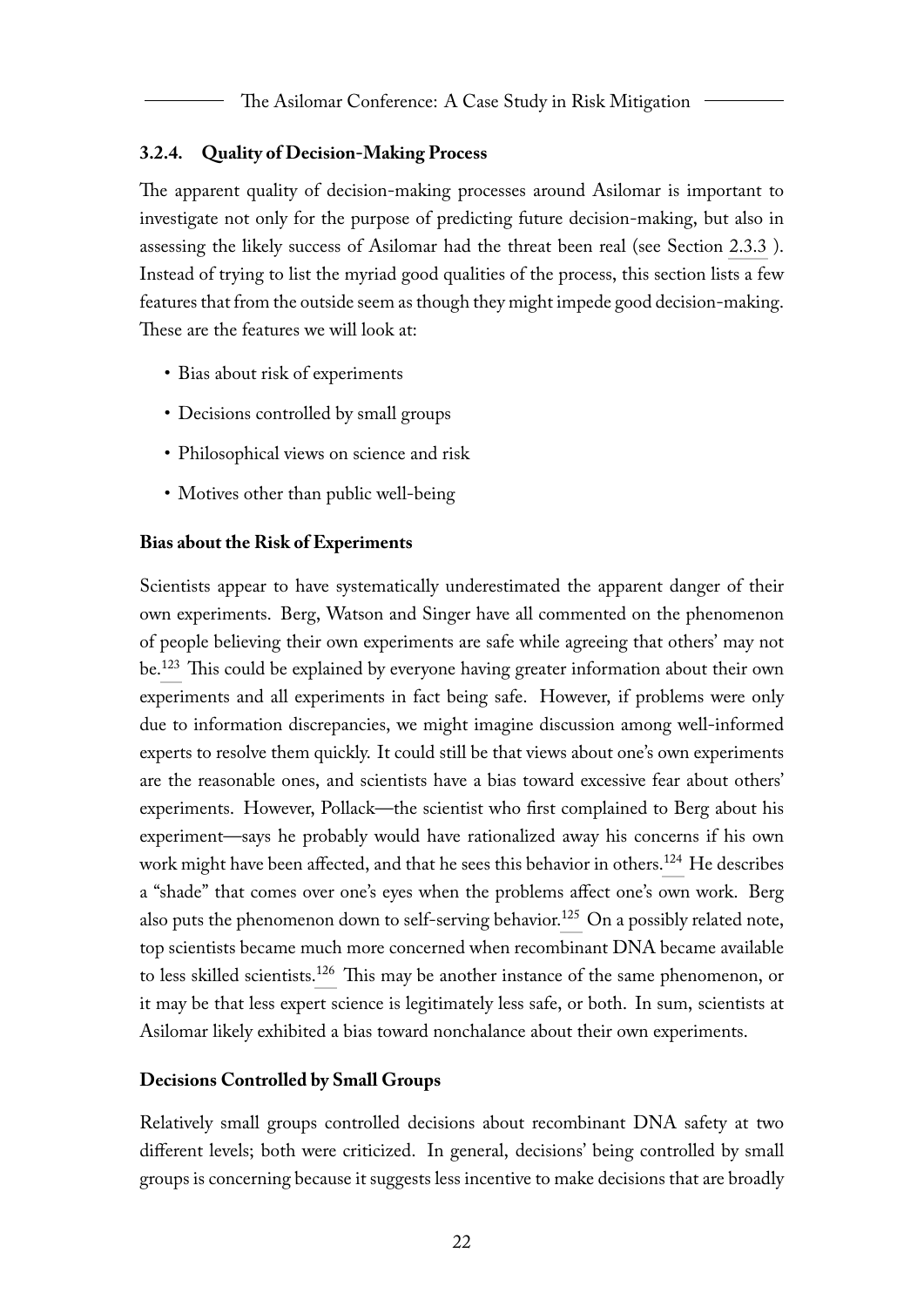### 3.2.4. Quality of Decision-Making Process

The apparent quality of decision-making processes around Asilomar is important to investigate not only for the purpose of predicting future decision-making, but also in assessing the likely success of Asilomar had the threat been real (see Section 2.3.3 ). Instead of trying to list the myriad good qualities of the process, this section lists a few features that from the outside seem as though they might impede good decision-making. These are the features we will look at:

- Bias about risk of experiments
- Decisions controlled by small groups
- Philosophical views on science and risk
- Motives other than public well-being

**Bias about the Risk of Experiments**

Scientists appear to have systematically underestimated the apparent danger of their own experiments. Berg, Watson and Singer have all commented on the phenomenon of people believing their own experiments are safe while agreeing that others' may not be.[123] This could be explained by everyone having greater information about their own experiments and all experiments in fact being safe. However, if problems were only due to information discrepancies, we might imagine discussion among well-informed experts to resolve them quickly. It could still be that views about one's own experiments are the reasonable ones, and scientists have a bias toward excessive fear about others' experiments. However, Pollack—the scientist who first complained to Berg about his experiment—says he probably would have rationalized away his concerns if his own work might have been affected, and that he sees this behavior in others.[124] He describes a "shade" that comes over one's eyes when the problems affect one's own work. Berg also puts the phenomenon down to self-serving behavior.[125] On a possibly related note, top scientists became much more concerned when recombinant DNA became available to less skilled scientists.[126] This may be another instance of the same phenomenon, or it may be that less expert science is legitimately less safe, or both. In sum, scientists at Asilomar likely exhibited a bias toward nonchalance about their own experiments.

**Decisions Controlled by Small Groups**

Relatively small groups controlled decisions about recombinant DNA safety at two different levels; both were criticized. In general, decisions' being controlled by small groups is concerning because it suggests less incentive to make decisions that are broadly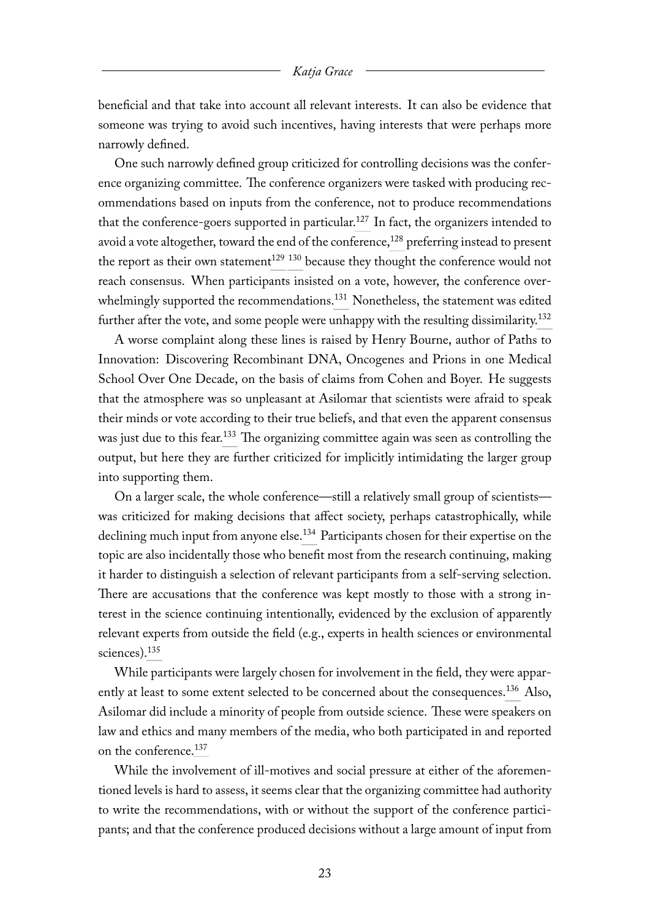beneficial and that take into account all relevant interests. It can also be evidence that someone was trying to avoid such incentives, having interests that were perhaps more narrowly defined.

One such narrowly defined group criticized for controlling decisions was the conference organizing committee. The conference organizers were tasked with producing recommendations based on inputs from the conference, not to produce recommendations that the conference-goers supported in particular.[127] In fact, the organizers intended to avoid a vote altogether, toward the end of the conference,[128] preferring instead to present the report as their own statement[129] [130] because they thought the conference would not reach consensus. When participants insisted on a vote, however, the conference overwhelmingly supported the recommendations.[131] Nonetheless, the statement was edited further after the vote, and some people were unhappy with the resulting dissimilarity.[132]

A worse complaint along these lines is raised by Henry Bourne, author of Paths to Innovation: Discovering Recombinant DNA, Oncogenes and Prions in one Medical School Over One Decade, on the basis of claims from Cohen and Boyer. He suggests that the atmosphere was so unpleasant at Asilomar that scientists were afraid to speak their minds or vote according to their true beliefs, and that even the apparent consensus was just due to this fear.[133] The organizing committee again was seen as controlling the output, but here they are further criticized for implicitly intimidating the larger group into supporting them.

On a larger scale, the whole conference—still a relatively small group of scientists—was criticized for making decisions that affect society, perhaps catastrophically, while declining much input from anyone else.[134] Participants chosen for their expertise on the topic are also incidentally those who benefit most from the research continuing, making it harder to distinguish a selection of relevant participants from a self-serving selection. There are accusations that the conference was kept mostly to those with a strong interest in the science continuing intentionally, evidenced by the exclusion of apparently relevant experts from outside the field (e.g., experts in health sciences or environmental sciences).[135]

While participants were largely chosen for involvement in the field, they were apparently at least to some extent selected to be concerned about the consequences.[136] Also, Asilomar did include a minority of people from outside science. These were speakers on law and ethics and many members of the media, who both participated in and reported on the conference.[137]

While the involvement of ill-motives and social pressure at either of the aforementioned levels is hard to assess, it seems clear that the organizing committee had authority to write the recommendations, with or without the support of the conference participants; and that the conference produced decisions without a large amount of input from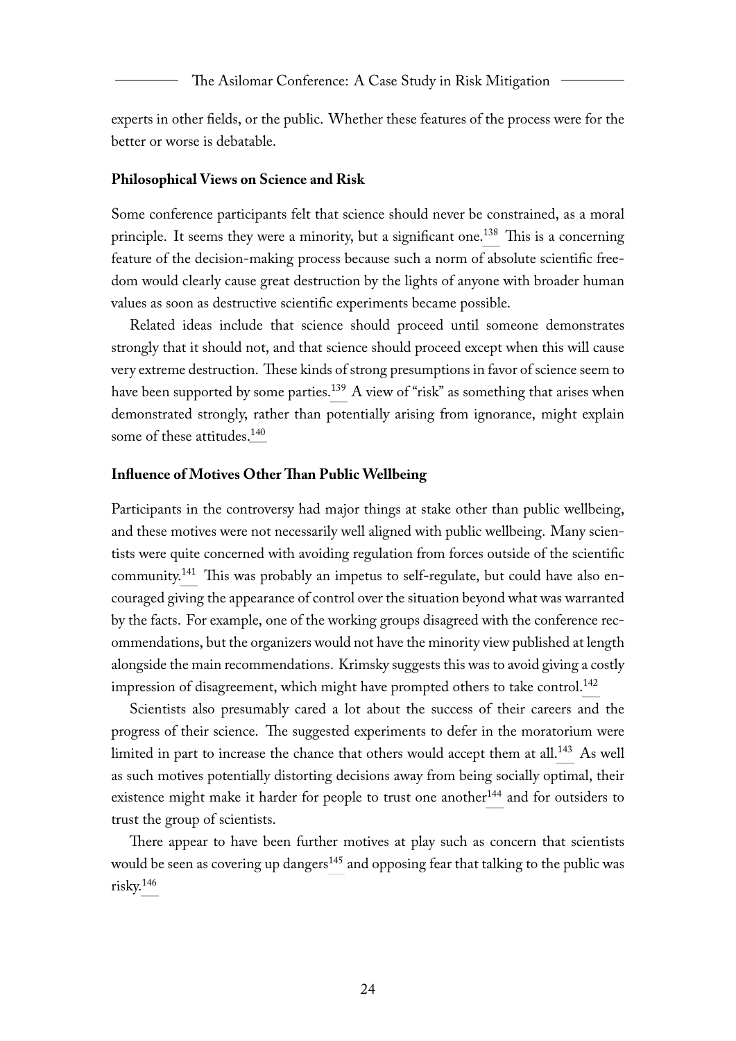experts in other fields, or the public. Whether these features of the process were for the better or worse is debatable.

### Philosophical Views on Science and Risk

Some conference participants felt that science should never be constrained, as a moral principle. It seems they were a minority, but a significant one.[138] This is a concerning feature of the decision-making process because such a norm of absolute scientific freedom would clearly cause great destruction by the lights of anyone with broader human values as soon as destructive scientific experiments became possible.

Related ideas include that science should proceed until someone demonstrates strongly that it should not, and that science should proceed except when this will cause very extreme destruction. These kinds of strong presumptions in favor of science seem to have been supported by some parties.[139] A view of "risk" as something that arises when demonstrated strongly, rather than potentially arising from ignorance, might explain some of these attitudes.[140]

### Influence of Motives Other Than Public Wellbeing

Participants in the controversy had major things at stake other than public wellbeing, and these motives were not necessarily well aligned with public wellbeing. Many scientists were quite concerned with avoiding regulation from forces outside of the scientific community.[141] This was probably an impetus to self-regulate, but could have also encouraged giving the appearance of control over the situation beyond what was warranted by the facts. For example, one of the working groups disagreed with the conference recommendations, but the organizers would not have the minority view published at length alongside the main recommendations. Krimsky suggests this was to avoid giving a costly impression of disagreement, which might have prompted others to take control.[142]

Scientists also presumably cared a lot about the success of their careers and the progress of their science. The suggested experiments to defer in the moratorium were limited in part to increase the chance that others would accept them at all.[143] As well as such motives potentially distorting decisions away from being socially optimal, their existence might make it harder for people to trust one another[144] and for outsiders to trust the group of scientists.

There appear to have been further motives at play such as concern that scientists would be seen as covering up dangers[145] and opposing fear that talking to the public was risky.[146]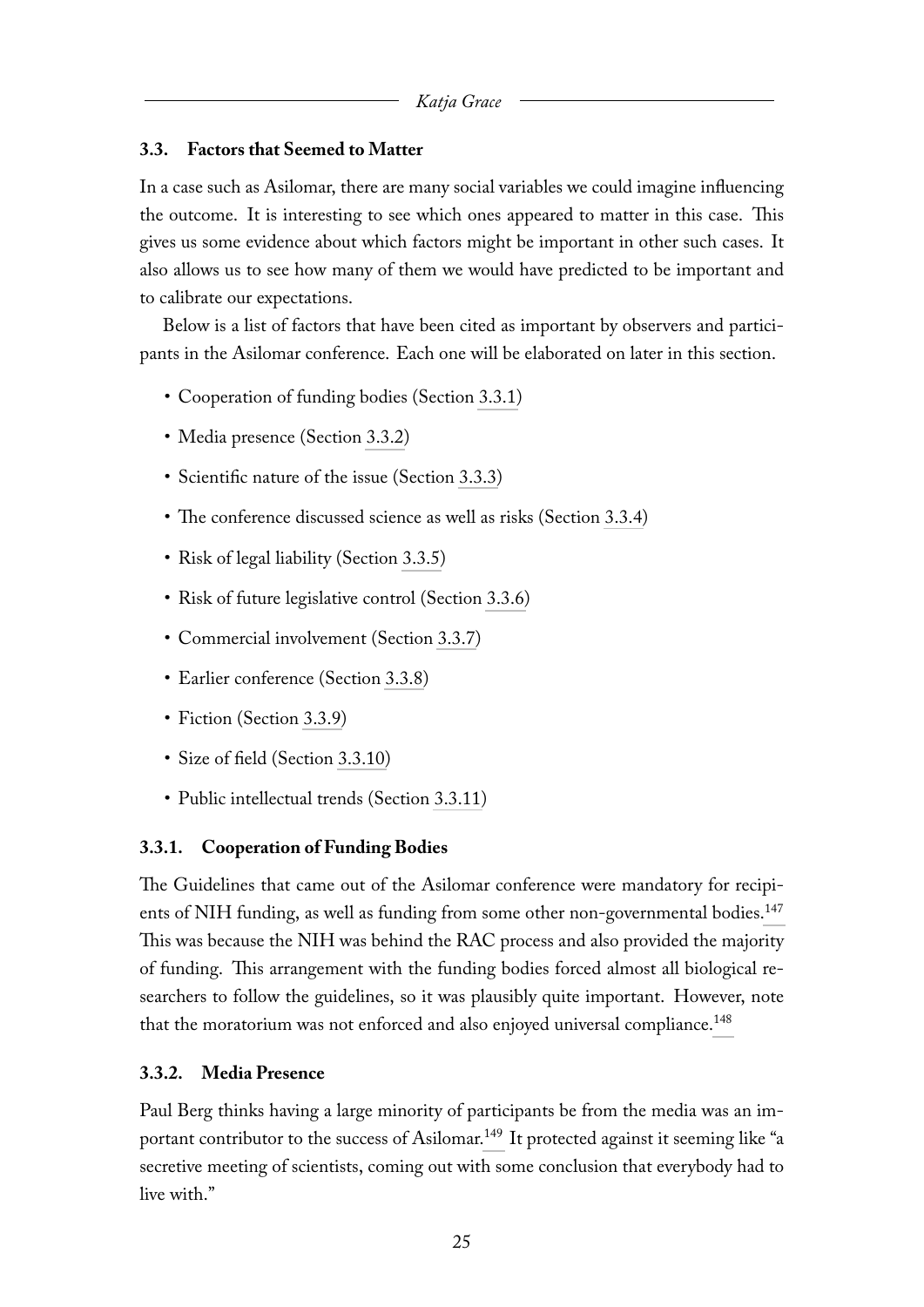### 3.3. Factors that Seemed to Matter

In a case such as Asilomar, there are many social variables we could imagine influencing the outcome. It is interesting to see which ones appeared to matter in this case. This gives us some evidence about which factors might be important in other such cases. It also allows us to see how many of them we would have predicted to be important and to calibrate our expectations.

Below is a list of factors that have been cited as important by observers and participants in the Asilomar conference. Each one will be elaborated on later in this section.

- Cooperation of funding bodies (Section 3.3.1)
- Media presence (Section 3.3.2)
- Scientific nature of the issue (Section 3.3.3)
- The conference discussed science as well as risks (Section 3.3.4)
- Risk of legal liability (Section 3.3.5)
- Risk of future legislative control (Section 3.3.6)
- Commercial involvement (Section 3.3.7)
- Earlier conference (Section 3.3.8)
- Fiction (Section 3.3.9)
- Size of field (Section 3.3.10)
- Public intellectual trends (Section 3.3.11)

#### 3.3.1. Cooperation of Funding Bodies

The Guidelines that came out of the Asilomar conference were mandatory for recipients of NIH funding, as well as funding from some other non-governmental bodies.[147] This was because the NIH was behind the RAC process and also provided the majority of funding. This arrangement with the funding bodies forced almost all biological researchers to follow the guidelines, so it was plausibly quite important. However, note that the moratorium was not enforced and also enjoyed universal compliance.[148]

#### 3.3.2. Media Presence

Paul Berg thinks having a large minority of participants be from the media was an important contributor to the success of Asilomar.[149] It protected against it seeming like "a secretive meeting of scientists, coming out with some conclusion that everybody had to live with."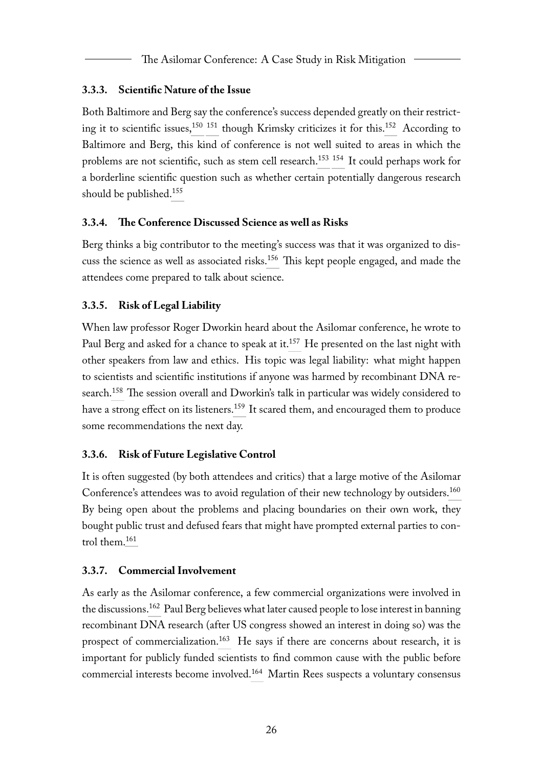#### 3.3.3. Scientific Nature of the Issue

Both Baltimore and Berg say the conference's success depended greatly on their restricting it to scientific issues,[150] [151] though Krimsky criticizes it for this.[152] According to Baltimore and Berg, this kind of conference is not well suited to areas in which the problems are not scientific, such as stem cell research.[153] [154] It could perhaps work for a borderline scientific question such as whether certain potentially dangerous research should be published.[155]

#### 3.3.4. The Conference Discussed Science as well as Risks

Berg thinks a big contributor to the meeting's success was that it was organized to discuss the science as well as associated risks.[156] This kept people engaged, and made the attendees come prepared to talk about science.

#### 3.3.5. Risk of Legal Liability

When law professor Roger Dworkin heard about the Asilomar conference, he wrote to Paul Berg and asked for a chance to speak at it.[157] He presented on the last night with other speakers from law and ethics. His topic was legal liability: what might happen to scientists and scientific institutions if anyone was harmed by recombinant DNA research.[158] The session overall and Dworkin's talk in particular was widely considered to have a strong effect on its listeners.[159] It scared them, and encouraged them to produce some recommendations the next day.

#### 3.3.6. Risk of Future Legislative Control

It is often suggested (by both attendees and critics) that a large motive of the Asilomar Conference's attendees was to avoid regulation of their new technology by outsiders.[160] By being open about the problems and placing boundaries on their own work, they bought public trust and defused fears that might have prompted external parties to control them.[161]

#### 3.3.7. Commercial Involvement

As early as the Asilomar conference, a few commercial organizations were involved in the discussions.[162] Paul Berg believes what later caused people to lose interest in banning recombinant DNA research (after US congress showed an interest in doing so) was the prospect of commercialization.[163] He says if there are concerns about research, it is important for publicly funded scientists to find common cause with the public before commercial interests become involved.[164] Martin Rees suspects a voluntary consensus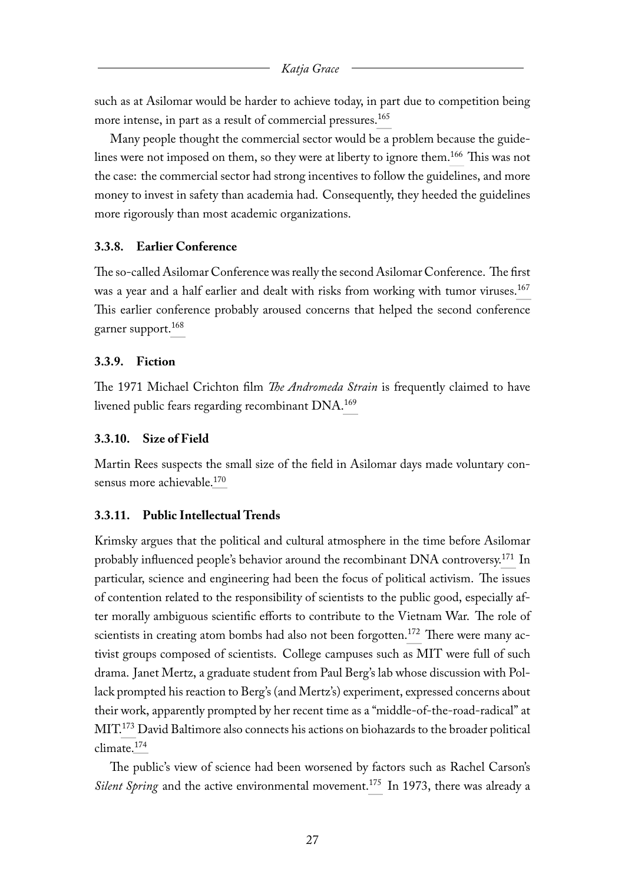such as at Asilomar would be harder to achieve today, in part due to competition being more intense, in part as a result of commercial pressures.[165]

Many people thought the commercial sector would be a problem because the guidelines were not imposed on them, so they were at liberty to ignore them.[166] This was not the case: the commercial sector had strong incentives to follow the guidelines, and more money to invest in safety than academia had. Consequently, they heeded the guidelines more rigorously than most academic organizations.

### 3.3.8. Earlier Conference

The so-called Asilomar Conference was really the second Asilomar Conference. The first was a year and a half earlier and dealt with risks from working with tumor viruses.[167] This earlier conference probably aroused concerns that helped the second conference garner support.[168]

### 3.3.9. Fiction

The 1971 Michael Crichton film *The Andromeda Strain* is frequently claimed to have livened public fears regarding recombinant DNA.[169]

### 3.3.10. Size of Field

Martin Rees suspects the small size of the field in Asilomar days made voluntary consensus more achievable.[170]

### 3.3.11. Public Intellectual Trends

Krimsky argues that the political and cultural atmosphere in the time before Asilomar probably influenced people's behavior around the recombinant DNA controversy.[171] In particular, science and engineering had been the focus of political activism. The issues of contention related to the responsibility of scientists to the public good, especially after morally ambiguous scientific efforts to contribute to the Vietnam War. The role of scientists in creating atom bombs had also not been forgotten.[172] There were many activist groups composed of scientists. College campuses such as MIT were full of such drama. Janet Mertz, a graduate student from Paul Berg's lab whose discussion with Pollack prompted his reaction to Berg's (and Mertz's) experiment, expressed concerns about their work, apparently prompted by her recent time as a "middle-of-the-road-radical" at MIT.[173] David Baltimore also connects his actions on biohazards to the broader political climate.[174]

The public's view of science had been worsened by factors such as Rachel Carson's *Silent Spring* and the active environmental movement.[175] In 1973, there was already a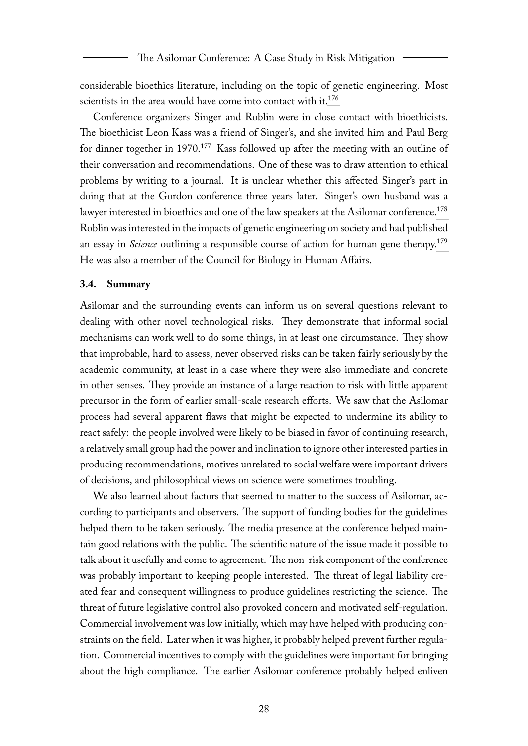considerable bioethics literature, including on the topic of genetic engineering. Most scientists in the area would have come into contact with it.[176]

Conference organizers Singer and Roblin were in close contact with bioethicists. The bioethicist Leon Kass was a friend of Singer's, and she invited him and Paul Berg for dinner together in 1970.[177] Kass followed up after the meeting with an outline of their conversation and recommendations. One of these was to draw attention to ethical problems by writing to a journal. It is unclear whether this affected Singer's part in doing that at the Gordon conference three years later. Singer's own husband was a lawyer interested in bioethics and one of the law speakers at the Asilomar conference.[178] Roblin was interested in the impacts of genetic engineering on society and had published an essay in *Science* outlining a responsible course of action for human gene therapy.[179] He was also a member of the Council for Biology in Human Affairs.

### 3.4. Summary

Asilomar and the surrounding events can inform us on several questions relevant to dealing with other novel technological risks. They demonstrate that informal social mechanisms can work well to do some things, in at least one circumstance. They show that improbable, hard to assess, never observed risks can be taken fairly seriously by the academic community, at least in a case where they were also immediate and concrete in other senses. They provide an instance of a large reaction to risk with little apparent precursor in the form of earlier small-scale research efforts. We saw that the Asilomar process had several apparent flaws that might be expected to undermine its ability to react safely: the people involved were likely to be biased in favor of continuing research, a relatively small group had the power and inclination to ignore other interested parties in producing recommendations, motives unrelated to social welfare were important drivers of decisions, and philosophical views on science were sometimes troubling.

We also learned about factors that seemed to matter to the success of Asilomar, according to participants and observers. The support of funding bodies for the guidelines helped them to be taken seriously. The media presence at the conference helped maintain good relations with the public. The scientific nature of the issue made it possible to talk about it usefully and come to agreement. The non-risk component of the conference was probably important to keeping people interested. The threat of legal liability created fear and consequent willingness to produce guidelines restricting the science. The threat of future legislative control also provoked concern and motivated self-regulation. Commercial involvement was low initially, which may have helped with producing constraints on the field. Later when it was higher, it probably helped prevent further regulation. Commercial incentives to comply with the guidelines were important for bringing about the high compliance. The earlier Asilomar conference probably helped enliven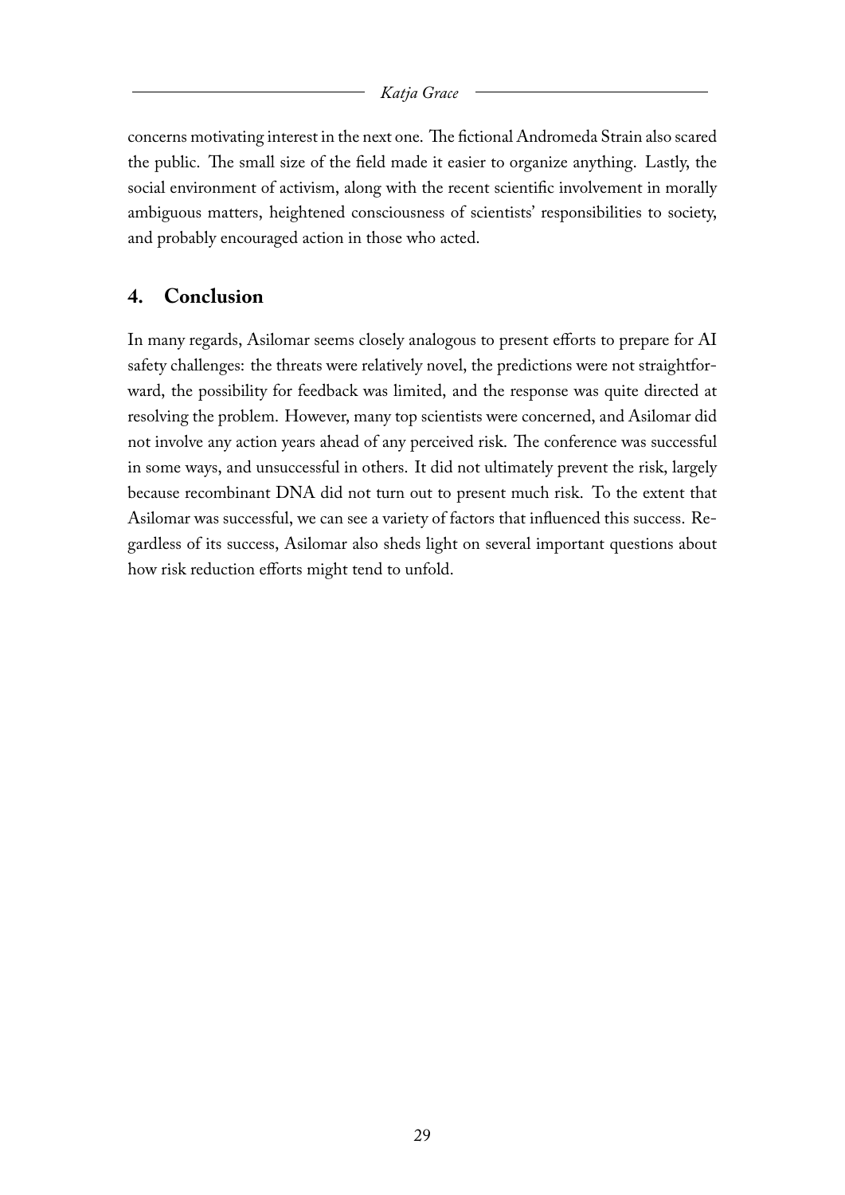concerns motivating interest in the next one. The fictional Andromeda Strain also scared the public. The small size of the field made it easier to organize anything. Lastly, the social environment of activism, along with the recent scientific involvement in morally ambiguous matters, heightened consciousness of scientists' responsibilities to society, and probably encouraged action in those who acted.

## 4. Conclusion

In many regards, Asilomar seems closely analogous to present efforts to prepare for AI safety challenges: the threats were relatively novel, the predictions were not straightforward, the possibility for feedback was limited, and the response was quite directed at resolving the problem. However, many top scientists were concerned, and Asilomar did not involve any action years ahead of any perceived risk. The conference was successful in some ways, and unsuccessful in others. It did not ultimately prevent the risk, largely because recombinant DNA did not turn out to present much risk. To the extent that Asilomar was successful, we can see a variety of factors that influenced this success. Regardless of its success, Asilomar also sheds light on several important questions about how risk reduction efforts might tend to unfold.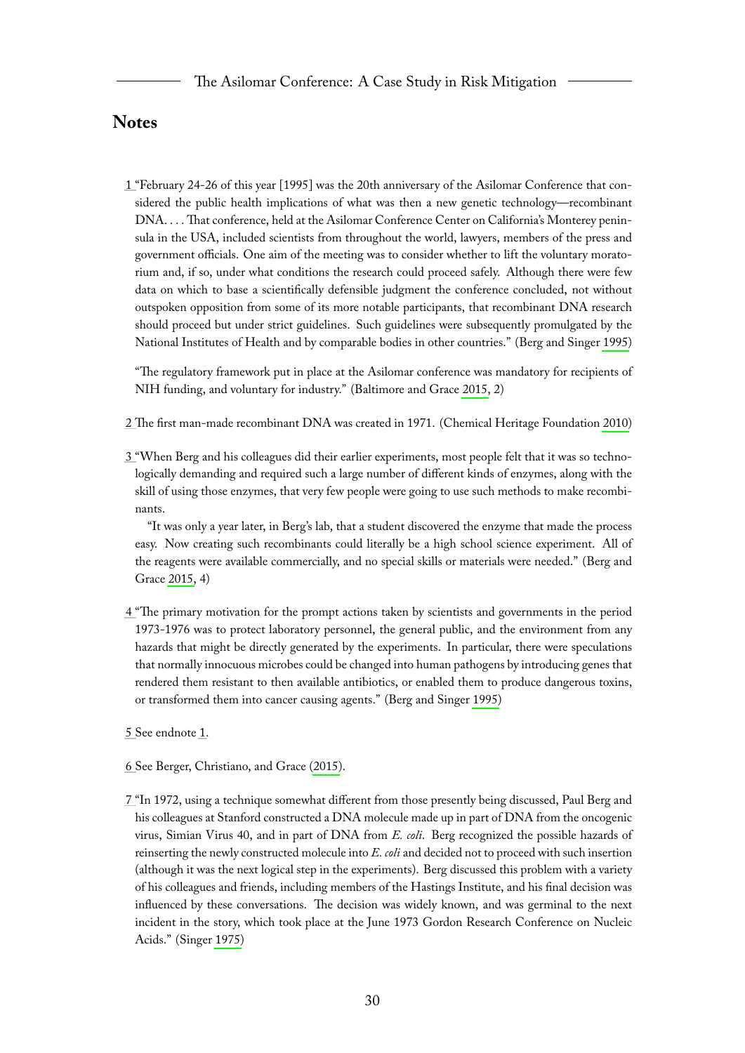## Notes

1 "February 24-26 of this year [1995] was the 20th anniversary of the Asilomar Conference that considered the public health implications of what was then a new genetic technology—recombinant DNA. . . . That conference, held at the Asilomar Conference Center on California's Monterey peninsula in the USA, included scientists from throughout the world, lawyers, members of the press and government officials. One aim of the meeting was to consider whether to lift the voluntary moratorium and, if so, under what conditions the research could proceed safely. Although there were few data on which to base a scientifically defensible judgment the conference concluded, not without outspoken opposition from some of its more notable participants, that recombinant DNA research should proceed but under strict guidelines. Such guidelines were subsequently promulgated by the National Institutes of Health and by comparable bodies in other countries." (Berg and Singer 1995)

"The regulatory framework put in place at the Asilomar conference was mandatory for recipients of NIH funding, and voluntary for industry." (Baltimore and Grace 2015, 2)

2 The first man-made recombinant DNA was created in 1971. (Chemical Heritage Foundation 2010)

3 "When Berg and his colleagues did their earlier experiments, most people felt that it was so technologically demanding and required such a large number of different kinds of enzymes, along with the skill of using those enzymes, that very few people were going to use such methods to make recombinants.

"It was only a year later, in Berg's lab, that a student discovered the enzyme that made the process easy. Now creating such recombinants could literally be a high school science experiment. All of the reagents were available commercially, and no special skills or materials were needed." (Berg and Grace 2015, 4)

4 "The primary motivation for the prompt actions taken by scientists and governments in the period 1973-1976 was to protect laboratory personnel, the general public, and the environment from any hazards that might be directly generated by the experiments. In particular, there were speculations that normally innocuous microbes could be changed into human pathogens by introducing genes that rendered them resistant to then available antibiotics, or enabled them to produce dangerous toxins, or transformed them into cancer causing agents." (Berg and Singer 1995)

5 See endnote 1.

6 See Berger, Christiano, and Grace (2015).

7 "In 1972, using a technique somewhat different from those presently being discussed, Paul Berg and his colleagues at Stanford constructed a DNA molecule made up in part of DNA from the oncogenic virus, Simian Virus 40, and in part of DNA from *E. coli*. Berg recognized the possible hazards of reinserting the newly constructed molecule into *E. coli* and decided not to proceed with such insertion (although it was the next logical step in the experiments). Berg discussed this problem with a variety of his colleagues and friends, including members of the Hastings Institute, and his final decision was influenced by these conversations. The decision was widely known, and was germinal to the next incident in the story, which took place at the June 1973 Gordon Research Conference on Nucleic Acids." (Singer 1975)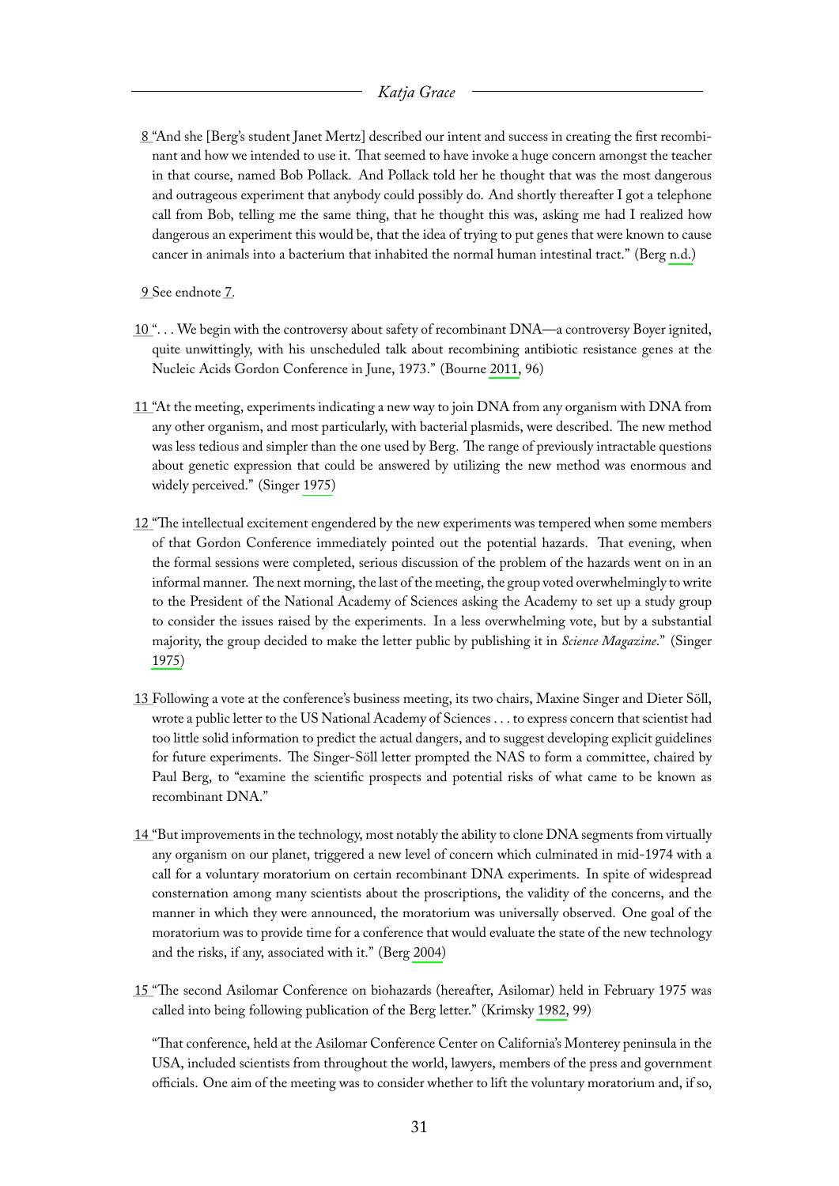8 "And she [Berg's student Janet Mertz] described our intent and success in creating the first recombinant and how we intended to use it. That seemed to have invoke a huge concern amongst the teacher in that course, named Bob Pollack. And Pollack told her he thought that was the most dangerous and outrageous experiment that anybody could possibly do. And shortly thereafter I got a telephone call from Bob, telling me the same thing, that he thought this was, asking me had I realized how dangerous an experiment this would be, that the idea of trying to put genes that were known to cause cancer in animals into a bacterium that inhabited the normal human intestinal tract." (Berg n.d.)

9 See endnote 7.

10 ". . . We begin with the controversy about safety of recombinant DNA—a controversy Boyer ignited, quite unwittingly, with his unscheduled talk about recombining antibiotic resistance genes at the Nucleic Acids Gordon Conference in June, 1973." (Bourne 2011, 96)

11 "At the meeting, experiments indicating a new way to join DNA from any organism with DNA from any other organism, and most particularly, with bacterial plasmids, were described. The new method was less tedious and simpler than the one used by Berg. The range of previously intractable questions about genetic expression that could be answered by utilizing the new method was enormous and widely perceived." (Singer 1975)

12 "The intellectual excitement engendered by the new experiments was tempered when some members of that Gordon Conference immediately pointed out the potential hazards. That evening, when the formal sessions were completed, serious discussion of the problem of the hazards went on in an informal manner. The next morning, the last of the meeting, the group voted overwhelmingly to write to the President of the National Academy of Sciences asking the Academy to set up a study group to consider the issues raised by the experiments. In a less overwhelming vote, but by a substantial majority, the group decided to make the letter public by publishing it in *Science Magazine*." (Singer 1975)

13 Following a vote at the conference's business meeting, its two chairs, Maxine Singer and Dieter Söll, wrote a public letter to the US National Academy of Sciences . . . to express concern that scientist had too little solid information to predict the actual dangers, and to suggest developing explicit guidelines for future experiments. The Singer-Söll letter prompted the NAS to form a committee, chaired by Paul Berg, to "examine the scientific prospects and potential risks of what came to be known as recombinant DNA."

14 "But improvements in the technology, most notably the ability to clone DNA segments from virtually any organism on our planet, triggered a new level of concern which culminated in mid-1974 with a call for a voluntary moratorium on certain recombinant DNA experiments. In spite of widespread consternation among many scientists about the proscriptions, the validity of the concerns, and the manner in which they were announced, the moratorium was universally observed. One goal of the moratorium was to provide time for a conference that would evaluate the state of the new technology and the risks, if any, associated with it." (Berg 2004)

15 "The second Asilomar Conference on biohazards (hereafter, Asilomar) held in February 1975 was called into being following publication of the Berg letter." (Krimsky 1982, 99)

"That conference, held at the Asilomar Conference Center on California's Monterey peninsula in the USA, included scientists from throughout the world, lawyers, members of the press and government officials. One aim of the meeting was to consider whether to lift the voluntary moratorium and, if so,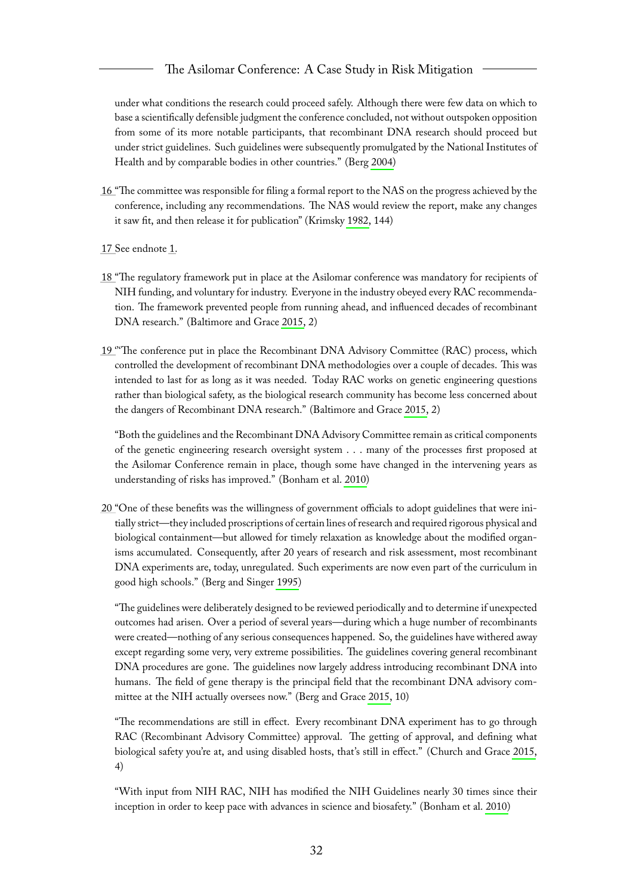under what conditions the research could proceed safely. Although there were few data on which to base a scientifically defensible judgment the conference concluded, not without outspoken opposition from some of its more notable participants, that recombinant DNA research should proceed but under strict guidelines. Such guidelines were subsequently promulgated by the National Institutes of Health and by comparable bodies in other countries." (Berg 2004)

16 "The committee was responsible for filing a formal report to the NAS on the progress achieved by the conference, including any recommendations. The NAS would review the report, make any changes it saw fit, and then release it for publication" (Krimsky 1982, 144)

17 See endnote 1.

18 "The regulatory framework put in place at the Asilomar conference was mandatory for recipients of NIH funding, and voluntary for industry. Everyone in the industry obeyed every RAC recommendation. The framework prevented people from running ahead, and influenced decades of recombinant DNA research." (Baltimore and Grace 2015, 2)

19 ""The conference put in place the Recombinant DNA Advisory Committee (RAC) process, which controlled the development of recombinant DNA methodologies over a couple of decades. This was intended to last for as long as it was needed. Today RAC works on genetic engineering questions rather than biological safety, as the biological research community has become less concerned about the dangers of Recombinant DNA research." (Baltimore and Grace 2015, 2)

"Both the guidelines and the Recombinant DNA Advisory Committee remain as critical components of the genetic engineering research oversight system . . . many of the processes first proposed at the Asilomar Conference remain in place, though some have changed in the intervening years as understanding of risks has improved." (Bonham et al. 2010)

20 "One of these benefits was the willingness of government officials to adopt guidelines that were initially strict—they included proscriptions of certain lines of research and required rigorous physical and biological containment—but allowed for timely relaxation as knowledge about the modified organisms accumulated. Consequently, after 20 years of research and risk assessment, most recombinant DNA experiments are, today, unregulated. Such experiments are now even part of the curriculum in good high schools." (Berg and Singer 1995)

"The guidelines were deliberately designed to be reviewed periodically and to determine if unexpected outcomes had arisen. Over a period of several years—during which a huge number of recombinants were created—nothing of any serious consequences happened. So, the guidelines have withered away except regarding some very, very extreme possibilities. The guidelines covering general recombinant DNA procedures are gone. The guidelines now largely address introducing recombinant DNA into humans. The field of gene therapy is the principal field that the recombinant DNA advisory committee at the NIH actually oversees now." (Berg and Grace 2015, 10)

"The recommendations are still in effect. Every recombinant DNA experiment has to go through RAC (Recombinant Advisory Committee) approval. The getting of approval, and defining what biological safety you're at, and using disabled hosts, that's still in effect." (Church and Grace 2015, 4)

"With input from NIH RAC, NIH has modified the NIH Guidelines nearly 30 times since their inception in order to keep pace with advances in science and biosafety." (Bonham et al. 2010)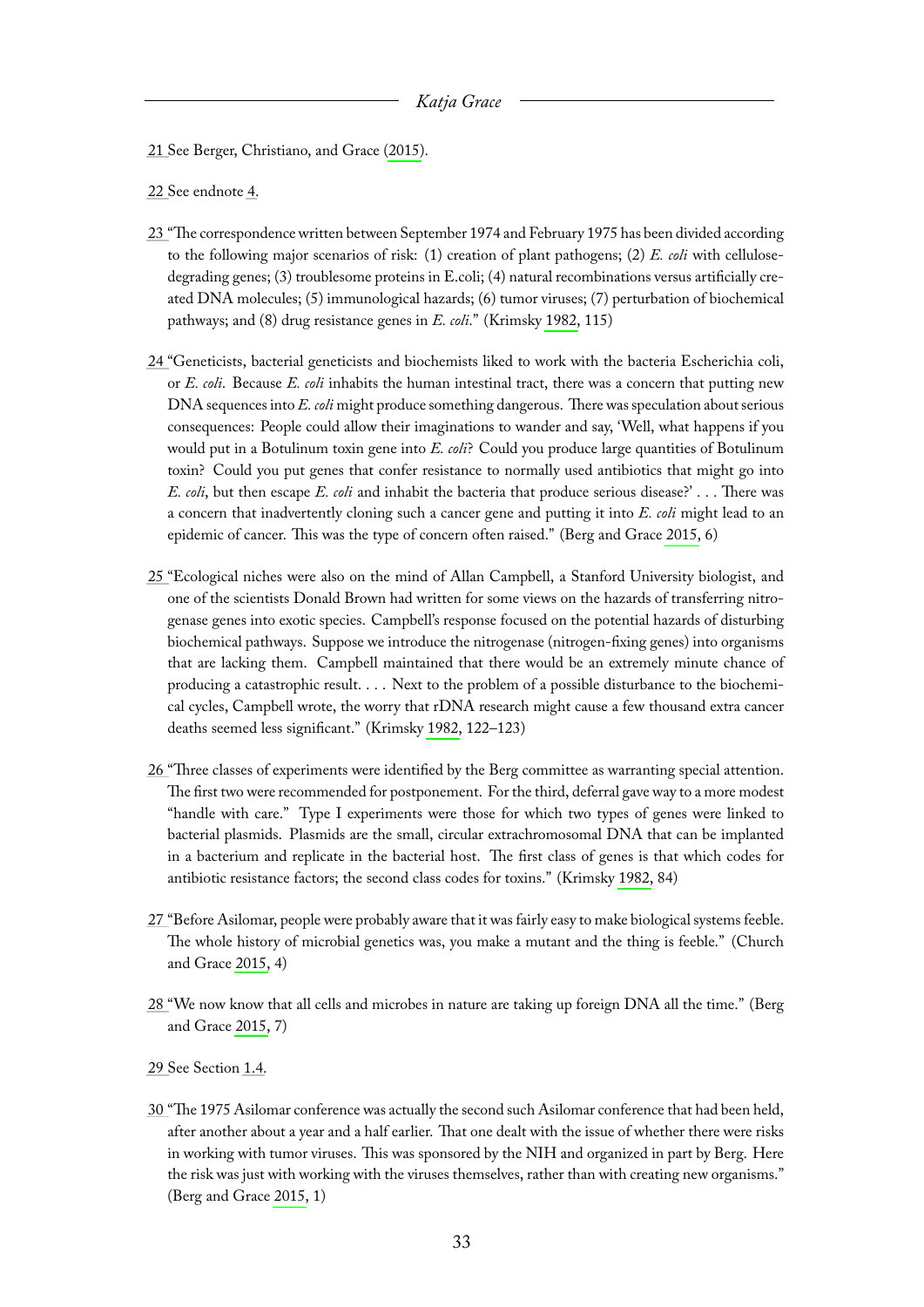21 See Berger, Christiano, and Grace (2015).

22 See endnote 4.

23 "The correspondence written between September 1974 and February 1975 has been divided according to the following major scenarios of risk: (1) creation of plant pathogens; (2) *E. coli* with cellulose-degrading genes; (3) troublesome proteins in E.coli; (4) natural recombinations versus artificially created DNA molecules; (5) immunological hazards; (6) tumor viruses; (7) perturbation of biochemical pathways; and (8) drug resistance genes in *E. coli*." (Krimsky 1982, 115)

24 "Geneticists, bacterial geneticists and biochemists liked to work with the bacteria Escherichia coli, or *E. coli*. Because *E. coli* inhabits the human intestinal tract, there was a concern that putting new DNA sequences into *E. coli* might produce something dangerous. There was speculation about serious consequences: People could allow their imaginations to wander and say, 'Well, what happens if you would put in a Botulinum toxin gene into *E. coli*? Could you produce large quantities of Botulinum toxin? Could you put genes that confer resistance to normally used antibiotics that might go into *E. coli*, but then escape *E. coli* and inhabit the bacteria that produce serious disease?' . . . There was a concern that inadvertently cloning such a cancer gene and putting it into *E. coli* might lead to an epidemic of cancer. This was the type of concern often raised." (Berg and Grace 2015, 6)

25 "Ecological niches were also on the mind of Allan Campbell, a Stanford University biologist, and one of the scientists Donald Brown had written for some views on the hazards of transferring nitrogenase genes into exotic species. Campbell's response focused on the potential hazards of disturbing biochemical pathways. Suppose we introduce the nitrogenase (nitrogen-fixing genes) into organisms that are lacking them. Campbell maintained that there would be an extremely minute chance of producing a catastrophic result. . . . Next to the problem of a possible disturbance to the biochemical cycles, Campbell wrote, the worry that rDNA research might cause a few thousand extra cancer deaths seemed less significant." (Krimsky 1982, 122–123)

26 "Three classes of experiments were identified by the Berg committee as warranting special attention. The first two were recommended for postponement. For the third, deferral gave way to a more modest "handle with care." Type I experiments were those for which two types of genes were linked to bacterial plasmids. Plasmids are the small, circular extrachromosomal DNA that can be implanted in a bacterium and replicate in the bacterial host. The first class of genes is that which codes for antibiotic resistance factors; the second class codes for toxins." (Krimsky 1982, 84)

27 "Before Asilomar, people were probably aware that it was fairly easy to make biological systems feeble. The whole history of microbial genetics was, you make a mutant and the thing is feeble." (Church and Grace 2015, 4)

28 "We now know that all cells and microbes in nature are taking up foreign DNA all the time." (Berg and Grace 2015, 7)

29 See Section 1.4.

30 "The 1975 Asilomar conference was actually the second such Asilomar conference that had been held, after another about a year and a half earlier. That one dealt with the issue of whether there were risks in working with tumor viruses. This was sponsored by the NIH and organized in part by Berg. Here the risk was just with working with the viruses themselves, rather than with creating new organisms." (Berg and Grace 2015, 1)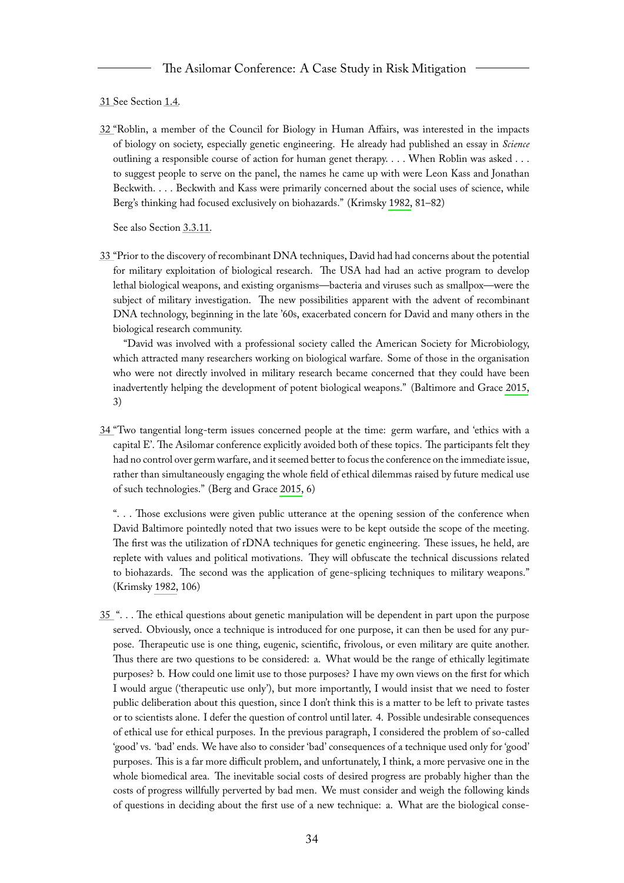31 See Section 1.4.

32 "Roblin, a member of the Council for Biology in Human Affairs, was interested in the impacts of biology on society, especially genetic engineering. He already had published an essay in *Science* outlining a responsible course of action for human genet therapy. . . . When Roblin was asked . . . to suggest people to serve on the panel, the names he came up with were Leon Kass and Jonathan Beckwith. . . . Beckwith and Kass were primarily concerned about the social uses of science, while Berg's thinking had focused exclusively on biohazards." (Krimsky 1982, 81–82)

See also Section 3.3.11.

33 "Prior to the discovery of recombinant DNA techniques, David had had concerns about the potential for military exploitation of biological research. The USA had had an active program to develop lethal biological weapons, and existing organisms—bacteria and viruses such as smallpox—were the subject of military investigation. The new possibilities apparent with the advent of recombinant DNA technology, beginning in the late '60s, exacerbated concern for David and many others in the biological research community.

"David was involved with a professional society called the American Society for Microbiology, which attracted many researchers working on biological warfare. Some of those in the organisation who were not directly involved in military research became concerned that they could have been inadvertently helping the development of potent biological weapons." (Baltimore and Grace 2015, 3)

34 "Two tangential long-term issues concerned people at the time: germ warfare, and 'ethics with a capital E'. The Asilomar conference explicitly avoided both of these topics. The participants felt they had no control over germ warfare, and it seemed better to focus the conference on the immediate issue, rather than simultaneously engaging the whole field of ethical dilemmas raised by future medical use of such technologies." (Berg and Grace 2015, 6)

". . . Those exclusions were given public utterance at the opening session of the conference when David Baltimore pointedly noted that two issues were to be kept outside the scope of the meeting. The first was the utilization of rDNA techniques for genetic engineering. These issues, he held, are replete with values and political motivations. They will obfuscate the technical discussions related to biohazards. The second was the application of gene-splicing techniques to military weapons." (Krimsky 1982, 106)

35 ". . . The ethical questions about genetic manipulation will be dependent in part upon the purpose served. Obviously, once a technique is introduced for one purpose, it can then be used for any purpose. Therapeutic use is one thing, eugenic, scientific, frivolous, or even military are quite another. Thus there are two questions to be considered: a. What would be the range of ethically legitimate purposes? b. How could one limit use to those purposes? I have my own views on the first for which I would argue ('therapeutic use only'), but more importantly, I would insist that we need to foster public deliberation about this question, since I don't think this is a matter to be left to private tastes or to scientists alone. I defer the question of control until later. 4. Possible undesirable consequences of ethical use for ethical purposes. In the previous paragraph, I considered the problem of so-called 'good' vs. 'bad' ends. We have also to consider 'bad' consequences of a technique used only for 'good' purposes. This is a far more difficult problem, and unfortunately, I think, a more pervasive one in the whole biomedical area. The inevitable social costs of desired progress are probably higher than the costs of progress willfully perverted by bad men. We must consider and weigh the following kinds of questions in deciding about the first use of a new technique: a. What are the biological conse-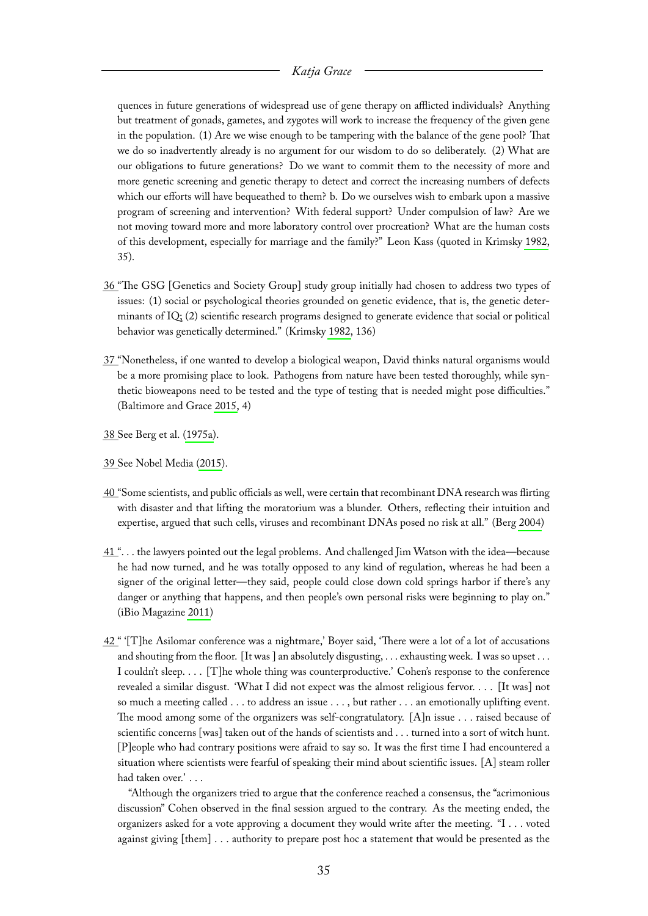quences in future generations of widespread use of gene therapy on afflicted individuals? Anything but treatment of gonads, gametes, and zygotes will work to increase the frequency of the given gene in the population. (1) Are we wise enough to be tampering with the balance of the gene pool? That we do so inadvertently already is no argument for our wisdom to do so deliberately. (2) What are our obligations to future generations? Do we want to commit them to the necessity of more and more genetic screening and genetic therapy to detect and correct the increasing numbers of defects which our efforts will have bequeathed to them? b. Do we ourselves wish to embark upon a massive program of screening and intervention? With federal support? Under compulsion of law? Are we not moving toward more and more laboratory control over procreation? What are the human costs of this development, especially for marriage and the family?" Leon Kass (quoted in Krimsky 1982, 35).

36 "The GSG [Genetics and Society Group] study group initially had chosen to address two types of issues: (1) social or psychological theories grounded on genetic evidence, that is, the genetic determinants of IQ; (2) scientific research programs designed to generate evidence that social or political behavior was genetically determined." (Krimsky 1982, 136)

37 "Nonetheless, if one wanted to develop a biological weapon, David thinks natural organisms would be a more promising place to look. Pathogens from nature have been tested thoroughly, while synthetic bioweapons need to be tested and the type of testing that is needed might pose difficulties." (Baltimore and Grace 2015, 4)

38 See Berg et al. (1975a).

39 See Nobel Media (2015).

40 "Some scientists, and public officials as well, were certain that recombinant DNA research was flirting with disaster and that lifting the moratorium was a blunder. Others, reflecting their intuition and expertise, argued that such cells, viruses and recombinant DNAs posed no risk at all." (Berg 2004)

41 ". . . the lawyers pointed out the legal problems. And challenged Jim Watson with the idea—because he had now turned, and he was totally opposed to any kind of regulation, whereas he had been a signer of the original letter—they said, people could close down cold springs harbor if there's any danger or anything that happens, and then people's own personal risks were beginning to play on." (iBio Magazine 2011)

42 " '[T]he Asilomar conference was a nightmare,' Boyer said, 'There were a lot of a lot of accusations and shouting from the floor. [It was ] an absolutely disgusting, . . . exhausting week. I was so upset . . . I couldn't sleep. . . . [T]he whole thing was counterproductive.' Cohen's response to the conference revealed a similar disgust. 'What I did not expect was the almost religious fervor. . . . [It was] not so much a meeting called . . . to address an issue . . . , but rather . . . an emotionally uplifting event. The mood among some of the organizers was self-congratulatory. [A]n issue . . . raised because of scientific concerns [was] taken out of the hands of scientists and . . . turned into a sort of witch hunt. [P]eople who had contrary positions were afraid to say so. It was the first time I had encountered a situation where scientists were fearful of speaking their mind about scientific issues. [A] steam roller had taken over.' . . .

"Although the organizers tried to argue that the conference reached a consensus, the "acrimonious discussion" Cohen observed in the final session argued to the contrary. As the meeting ended, the organizers asked for a vote approving a document they would write after the meeting. "I . . . voted against giving [them] . . . authority to prepare post hoc a statement that would be presented as the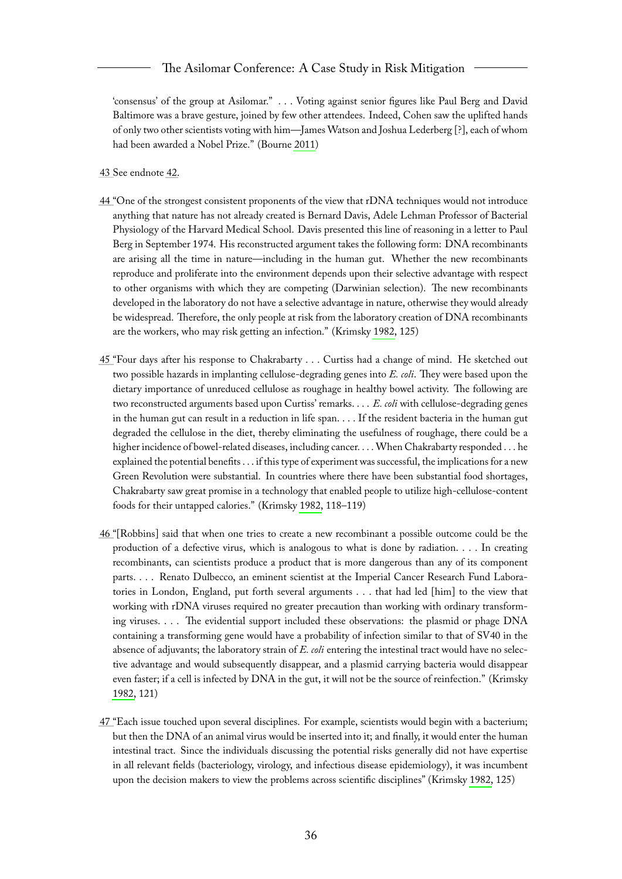'consensus' of the group at Asilomar." . . . Voting against senior figures like Paul Berg and David Baltimore was a brave gesture, joined by few other attendees. Indeed, Cohen saw the uplifted hands of only two other scientists voting with him—James Watson and Joshua Lederberg [?], each of whom had been awarded a Nobel Prize." (Bourne 2011)

43 See endnote 42.

44 "One of the strongest consistent proponents of the view that rDNA techniques would not introduce anything that nature has not already created is Bernard Davis, Adele Lehman Professor of Bacterial Physiology of the Harvard Medical School. Davis presented this line of reasoning in a letter to Paul Berg in September 1974. His reconstructed argument takes the following form: DNA recombinants are arising all the time in nature—including in the human gut. Whether the new recombinants reproduce and proliferate into the environment depends upon their selective advantage with respect to other organisms with which they are competing (Darwinian selection). The new recombinants developed in the laboratory do not have a selective advantage in nature, otherwise they would already be widespread. Therefore, the only people at risk from the laboratory creation of DNA recombinants are the workers, who may risk getting an infection." (Krimsky 1982, 125)

45 "Four days after his response to Chakrabarty . . . Curtiss had a change of mind. He sketched out two possible hazards in implanting cellulose-degrading genes into *E. coli*. They were based upon the dietary importance of unreduced cellulose as roughage in healthy bowel activity. The following are two reconstructed arguments based upon Curtiss' remarks. . . . *E. coli* with cellulose-degrading genes in the human gut can result in a reduction in life span. . . . If the resident bacteria in the human gut degraded the cellulose in the diet, thereby eliminating the usefulness of roughage, there could be a higher incidence of bowel-related diseases, including cancer. . . . When Chakrabarty responded . . . he explained the potential benefits . . . if this type of experiment was successful, the implications for a new Green Revolution were substantial. In countries where there have been substantial food shortages, Chakrabarty saw great promise in a technology that enabled people to utilize high-cellulose-content foods for their untapped calories." (Krimsky 1982, 118–119)

46 "[Robbins] said that when one tries to create a new recombinant a possible outcome could be the production of a defective virus, which is analogous to what is done by radiation. . . . In creating recombinants, can scientists produce a product that is more dangerous than any of its component parts. . . . Renato Dulbecco, an eminent scientist at the Imperial Cancer Research Fund Laboratories in London, England, put forth several arguments . . . that had led [him] to the view that working with rDNA viruses required no greater precaution than working with ordinary transforming viruses. . . . The evidential support included these observations: the plasmid or phage DNA containing a transforming gene would have a probability of infection similar to that of SV40 in the absence of adjuvants; the laboratory strain of *E. coli* entering the intestinal tract would have no selective advantage and would subsequently disappear, and a plasmid carrying bacteria would disappear even faster; if a cell is infected by DNA in the gut, it will not be the source of reinfection." (Krimsky 1982, 121)

47 "Each issue touched upon several disciplines. For example, scientists would begin with a bacterium; but then the DNA of an animal virus would be inserted into it; and finally, it would enter the human intestinal tract. Since the individuals discussing the potential risks generally did not have expertise in all relevant fields (bacteriology, virology, and infectious disease epidemiology), it was incumbent upon the decision makers to view the problems across scientific disciplines" (Krimsky 1982, 125)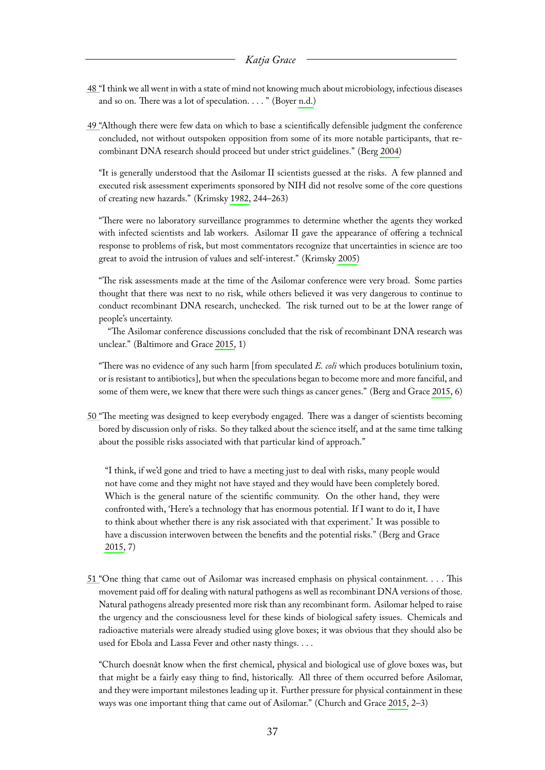48 "I think we all went in with a state of mind not knowing much about microbiology, infectious diseases and so on. There was a lot of speculation. . . . " (Boyer n.d.)

49 "Although there were few data on which to base a scientifically defensible judgment the conference concluded, not without outspoken opposition from some of its more notable participants, that recombinant DNA research should proceed but under strict guidelines." (Berg 2004)

"It is generally understood that the Asilomar II scientists guessed at the risks. A few planned and executed risk assessment experiments sponsored by NIH did not resolve some of the core questions of creating new hazards." (Krimsky 1982, 244–263)

"There were no laboratory surveillance programmes to determine whether the agents they worked with infected scientists and lab workers. Asilomar II gave the appearance of offering a technical response to problems of risk, but most commentators recognize that uncertainties in science are too great to avoid the intrusion of values and self-interest." (Krimsky 2005)

"The risk assessments made at the time of the Asilomar conference were very broad. Some parties thought that there was next to no risk, while others believed it was very dangerous to continue to conduct recombinant DNA research, unchecked. The risk turned out to be at the lower range of people's uncertainty.

"The Asilomar conference discussions concluded that the risk of recombinant DNA research was unclear." (Baltimore and Grace 2015, 1)

"There was no evidence of any such harm [from speculated *E. coli* which produces botulinium toxin, or is resistant to antibiotics], but when the speculations began to become more and more fanciful, and some of them were, we knew that there were such things as cancer genes." (Berg and Grace 2015, 6)

50 "The meeting was designed to keep everybody engaged. There was a danger of scientists becoming bored by discussion only of risks. So they talked about the science itself, and at the same time talking about the possible risks associated with that particular kind of approach."

> "I think, if we'd gone and tried to have a meeting just to deal with risks, many people would not have come and they might not have stayed and they would have been completely bored. Which is the general nature of the scientific community. On the other hand, they were confronted with, 'Here's a technology that has enormous potential. If I want to do it, I have to think about whether there is any risk associated with that experiment.' It was possible to have a discussion interwoven between the benefits and the potential risks." (Berg and Grace 2015, 7)

51 "One thing that came out of Asilomar was increased emphasis on physical containment. . . . This movement paid off for dealing with natural pathogens as well as recombinant DNA versions of those. Natural pathogens already presented more risk than any recombinant form. Asilomar helped to raise the urgency and the consciousness level for these kinds of biological safety issues. Chemicals and radioactive materials were already studied using glove boxes; it was obvious that they should also be used for Ebola and Lassa Fever and other nasty things. . . .

"Church doesnât know when the first chemical, physical and biological use of glove boxes was, but that might be a fairly easy thing to find, historically. All three of them occurred before Asilomar, and they were important milestones leading up it. Further pressure for physical containment in these ways was one important thing that came out of Asilomar." (Church and Grace 2015, 2–3)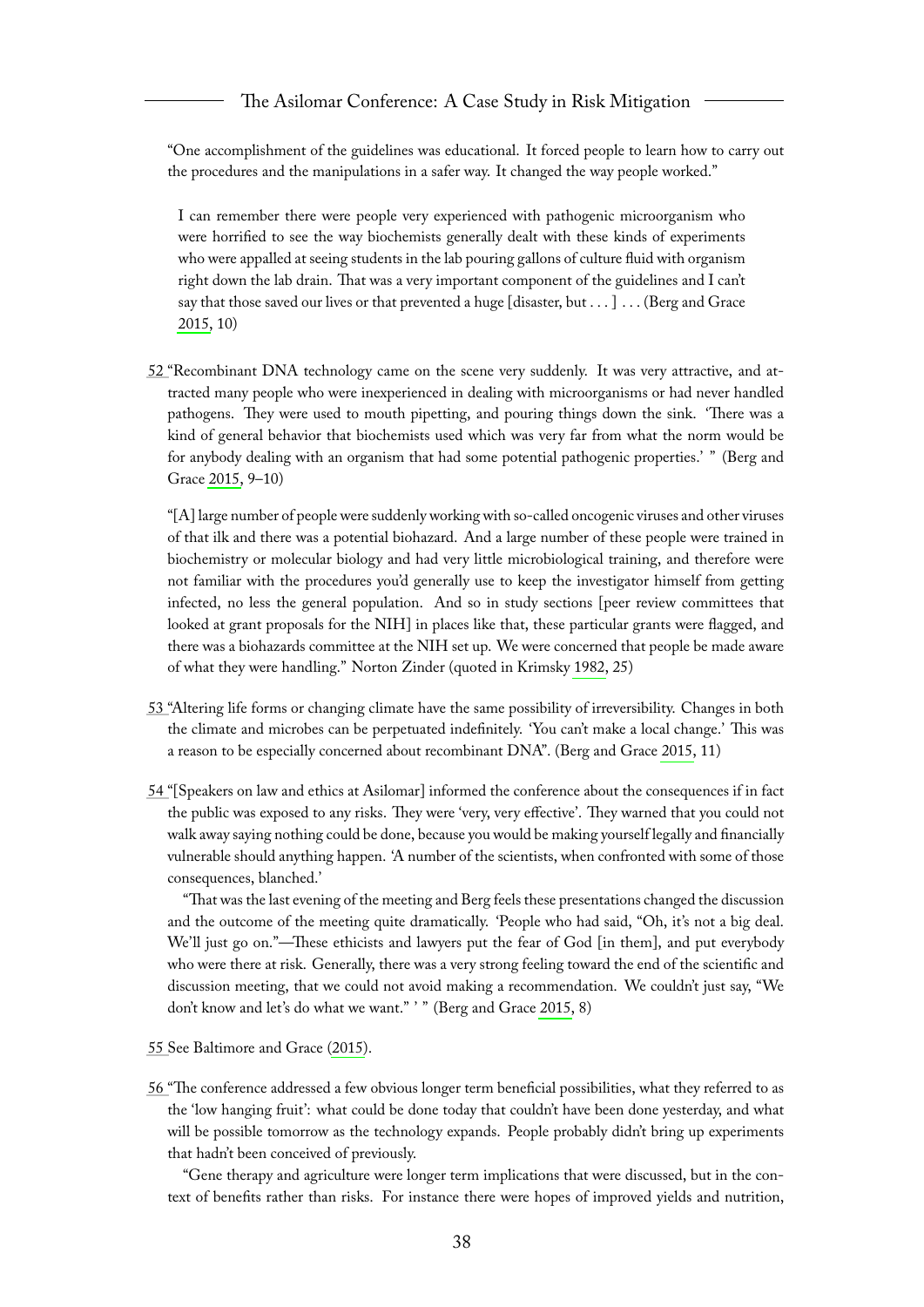"One accomplishment of the guidelines was educational. It forced people to learn how to carry out the procedures and the manipulations in a safer way. It changed the way people worked."

> I can remember there were people very experienced with pathogenic microorganism who were horrified to see the way biochemists generally dealt with these kinds of experiments who were appalled at seeing students in the lab pouring gallons of culture fluid with organism right down the lab drain. That was a very important component of the guidelines and I can't say that those saved our lives or that prevented a huge [disaster, but . . . ] . . . (Berg and Grace 2015, 10)

52 "Recombinant DNA technology came on the scene very suddenly. It was very attractive, and attracted many people who were inexperienced in dealing with microorganisms or had never handled pathogens. They were used to mouth pipetting, and pouring things down the sink. 'There was a kind of general behavior that biochemists used which was very far from what the norm would be for anybody dealing with an organism that had some potential pathogenic properties.' " (Berg and Grace 2015, 9–10)

"[A] large number of people were suddenly working with so-called oncogenic viruses and other viruses of that ilk and there was a potential biohazard. And a large number of these people were trained in biochemistry or molecular biology and had very little microbiological training, and therefore were not familiar with the procedures you'd generally use to keep the investigator himself from getting infected, no less the general population. And so in study sections [peer review committees that looked at grant proposals for the NIH] in places like that, these particular grants were flagged, and there was a biohazards committee at the NIH set up. We were concerned that people be made aware of what they were handling." Norton Zinder (quoted in Krimsky 1982, 25)

53 "Altering life forms or changing climate have the same possibility of irreversibility. Changes in both the climate and microbes can be perpetuated indefinitely. 'You can't make a local change.' This was a reason to be especially concerned about recombinant DNA". (Berg and Grace 2015, 11)

54 "[Speakers on law and ethics at Asilomar] informed the conference about the consequences if in fact the public was exposed to any risks. They were 'very, very effective'. They warned that you could not walk away saying nothing could be done, because you would be making yourself legally and financially vulnerable should anything happen. 'A number of the scientists, when confronted with some of those consequences, blanched.'

"That was the last evening of the meeting and Berg feels these presentations changed the discussion and the outcome of the meeting quite dramatically. 'People who had said, "Oh, it's not a big deal. We'll just go on."—These ethicists and lawyers put the fear of God [in them], and put everybody who were there at risk. Generally, there was a very strong feeling toward the end of the scientific and discussion meeting, that we could not avoid making a recommendation. We couldn't just say, "We don't know and let's do what we want." ' " (Berg and Grace 2015, 8)

55 See Baltimore and Grace (2015).

56 "The conference addressed a few obvious longer term beneficial possibilities, what they referred to as the 'low hanging fruit': what could be done today that couldn't have been done yesterday, and what will be possible tomorrow as the technology expands. People probably didn't bring up experiments that hadn't been conceived of previously.

"Gene therapy and agriculture were longer term implications that were discussed, but in the context of benefits rather than risks. For instance there were hopes of improved yields and nutrition,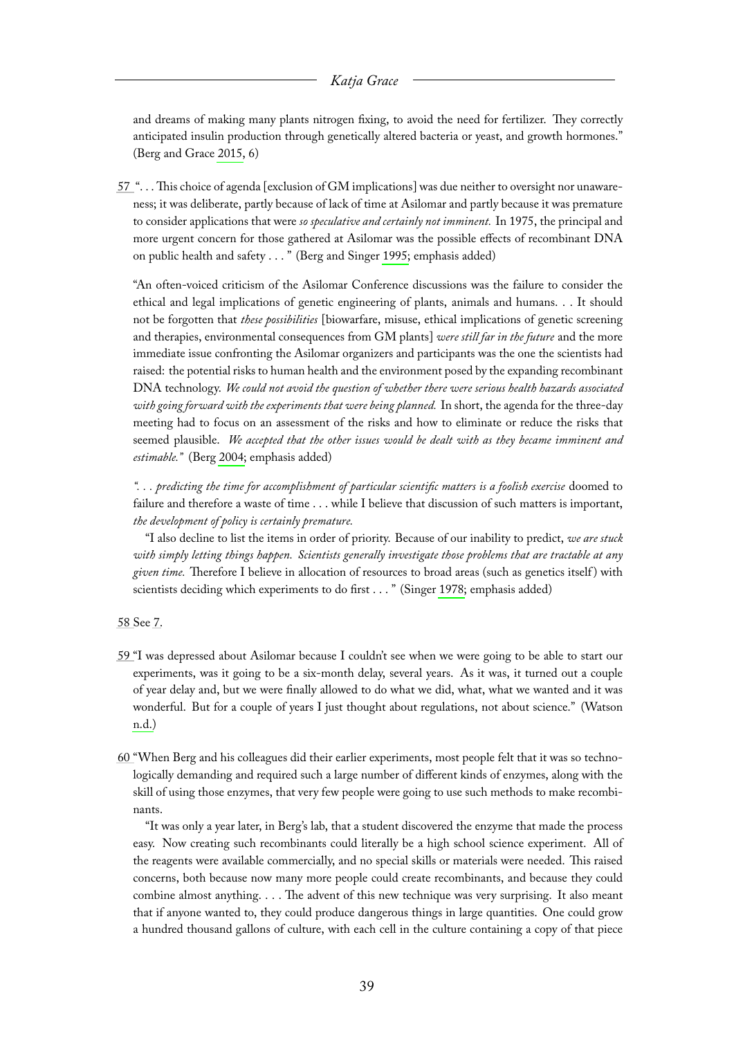and dreams of making many plants nitrogen fixing, to avoid the need for fertilizer. They correctly anticipated insulin production through genetically altered bacteria or yeast, and growth hormones." (Berg and Grace 2015, 6)

57 ". . . This choice of agenda [exclusion of GM implications] was due neither to oversight nor unawareness; it was deliberate, partly because of lack of time at Asilomar and partly because it was premature to consider applications that were *so speculative and certainly not imminent.* In 1975, the principal and more urgent concern for those gathered at Asilomar was the possible effects of recombinant DNA on public health and safety . . . " (Berg and Singer 1995; emphasis added)

"An often-voiced criticism of the Asilomar Conference discussions was the failure to consider the ethical and legal implications of genetic engineering of plants, animals and humans. . . It should not be forgotten that *these possibilities* [biowarfare, misuse, ethical implications of genetic screening and therapies, environmental consequences from GM plants] *were still far in the future* and the more immediate issue confronting the Asilomar organizers and participants was the one the scientists had raised: the potential risks to human health and the environment posed by the expanding recombinant DNA technology. *We could not avoid the question of whether there were serious health hazards associated with going forward with the experiments that were being planned.* In short, the agenda for the three-day meeting had to focus on an assessment of the risks and how to eliminate or reduce the risks that seemed plausible. *We accepted that the other issues would be dealt with as they became imminent and estimable."* (Berg 2004; emphasis added)

*". . . predicting the time for accomplishment of particular scientific matters is a foolish exercise* doomed to failure and therefore a waste of time . . . while I believe that discussion of such matters is important, *the development of policy is certainly premature.*

"I also decline to list the items in order of priority. Because of our inability to predict, *we are stuck with simply letting things happen. Scientists generally investigate those problems that are tractable at any given time.* Therefore I believe in allocation of resources to broad areas (such as genetics itself) with scientists deciding which experiments to do first . . . " (Singer 1978; emphasis added)

58 See 7.

59 "I was depressed about Asilomar because I couldn't see when we were going to be able to start our experiments, was it going to be a six-month delay, several years. As it was, it turned out a couple of year delay and, but we were finally allowed to do what we did, what, what we wanted and it was wonderful. But for a couple of years I just thought about regulations, not about science." (Watson n.d.)

60 "When Berg and his colleagues did their earlier experiments, most people felt that it was so technologically demanding and required such a large number of different kinds of enzymes, along with the skill of using those enzymes, that very few people were going to use such methods to make recombinants.

"It was only a year later, in Berg's lab, that a student discovered the enzyme that made the process easy. Now creating such recombinants could literally be a high school science experiment. All of the reagents were available commercially, and no special skills or materials were needed. This raised concerns, both because now many more people could create recombinants, and because they could combine almost anything. . . . The advent of this new technique was very surprising. It also meant that if anyone wanted to, they could produce dangerous things in large quantities. One could grow a hundred thousand gallons of culture, with each cell in the culture containing a copy of that piece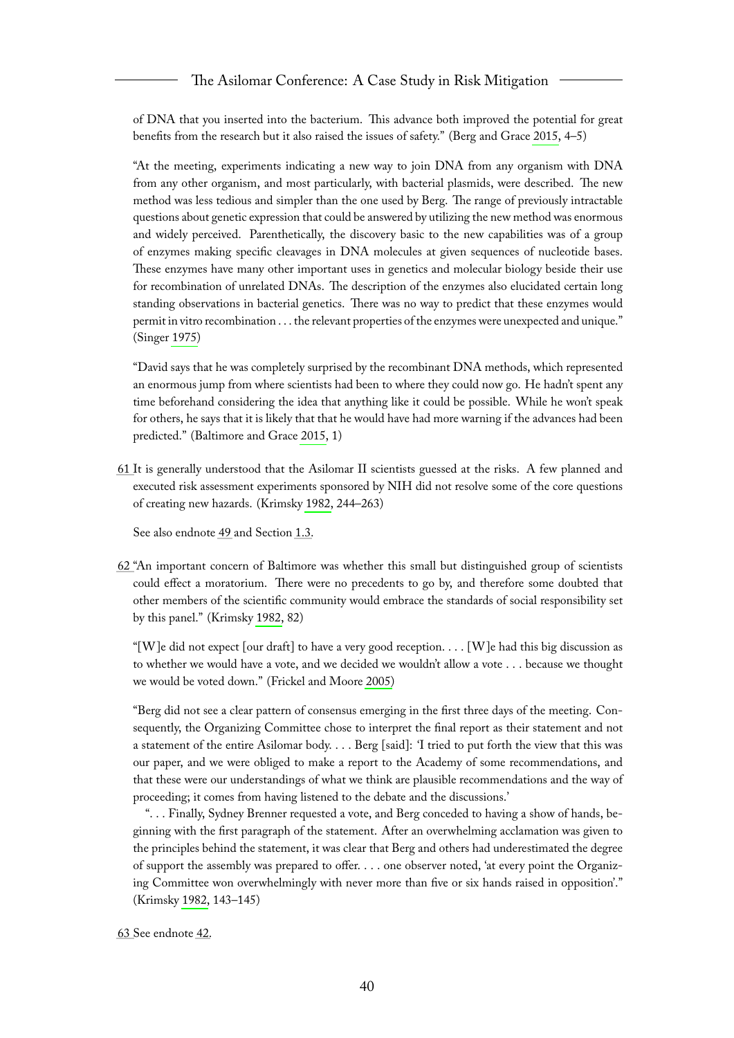of DNA that you inserted into the bacterium. This advance both improved the potential for great benefits from the research but it also raised the issues of safety." (Berg and Grace 2015, 4–5)

"At the meeting, experiments indicating a new way to join DNA from any organism with DNA from any other organism, and most particularly, with bacterial plasmids, were described. The new method was less tedious and simpler than the one used by Berg. The range of previously intractable questions about genetic expression that could be answered by utilizing the new method was enormous and widely perceived. Parenthetically, the discovery basic to the new capabilities was of a group of enzymes making specific cleavages in DNA molecules at given sequences of nucleotide bases. These enzymes have many other important uses in genetics and molecular biology beside their use for recombination of unrelated DNAs. The description of the enzymes also elucidated certain long standing observations in bacterial genetics. There was no way to predict that these enzymes would permit in vitro recombination . . . the relevant properties of the enzymes were unexpected and unique." (Singer 1975)

"David says that he was completely surprised by the recombinant DNA methods, which represented an enormous jump from where scientists had been to where they could now go. He hadn't spent any time beforehand considering the idea that anything like it could be possible. While he won't speak for others, he says that it is likely that that he would have had more warning if the advances had been predicted." (Baltimore and Grace 2015, 1)

61 It is generally understood that the Asilomar II scientists guessed at the risks. A few planned and executed risk assessment experiments sponsored by NIH did not resolve some of the core questions of creating new hazards. (Krimsky 1982, 244–263)

See also endnote 49 and Section 1.3.

62 "An important concern of Baltimore was whether this small but distinguished group of scientists could effect a moratorium. There were no precedents to go by, and therefore some doubted that other members of the scientific community would embrace the standards of social responsibility set by this panel." (Krimsky 1982, 82)

"[W]e did not expect [our draft] to have a very good reception. . . . [W]e had this big discussion as to whether we would have a vote, and we decided we wouldn't allow a vote . . . because we thought we would be voted down." (Frickel and Moore 2005)

"Berg did not see a clear pattern of consensus emerging in the first three days of the meeting. Consequently, the Organizing Committee chose to interpret the final report as their statement and not a statement of the entire Asilomar body. . . . Berg [said]: 'I tried to put forth the view that this was our paper, and we were obliged to make a report to the Academy of some recommendations, and that these were our understandings of what we think are plausible recommendations and the way of proceeding; it comes from having listened to the debate and the discussions.'

". . . Finally, Sydney Brenner requested a vote, and Berg conceded to having a show of hands, beginning with the first paragraph of the statement. After an overwhelming acclamation was given to the principles behind the statement, it was clear that Berg and others had underestimated the degree of support the assembly was prepared to offer. . . . one observer noted, 'at every point the Organizing Committee won overwhelmingly with never more than five or six hands raised in opposition'." (Krimsky 1982, 143–145)

63 See endnote 42.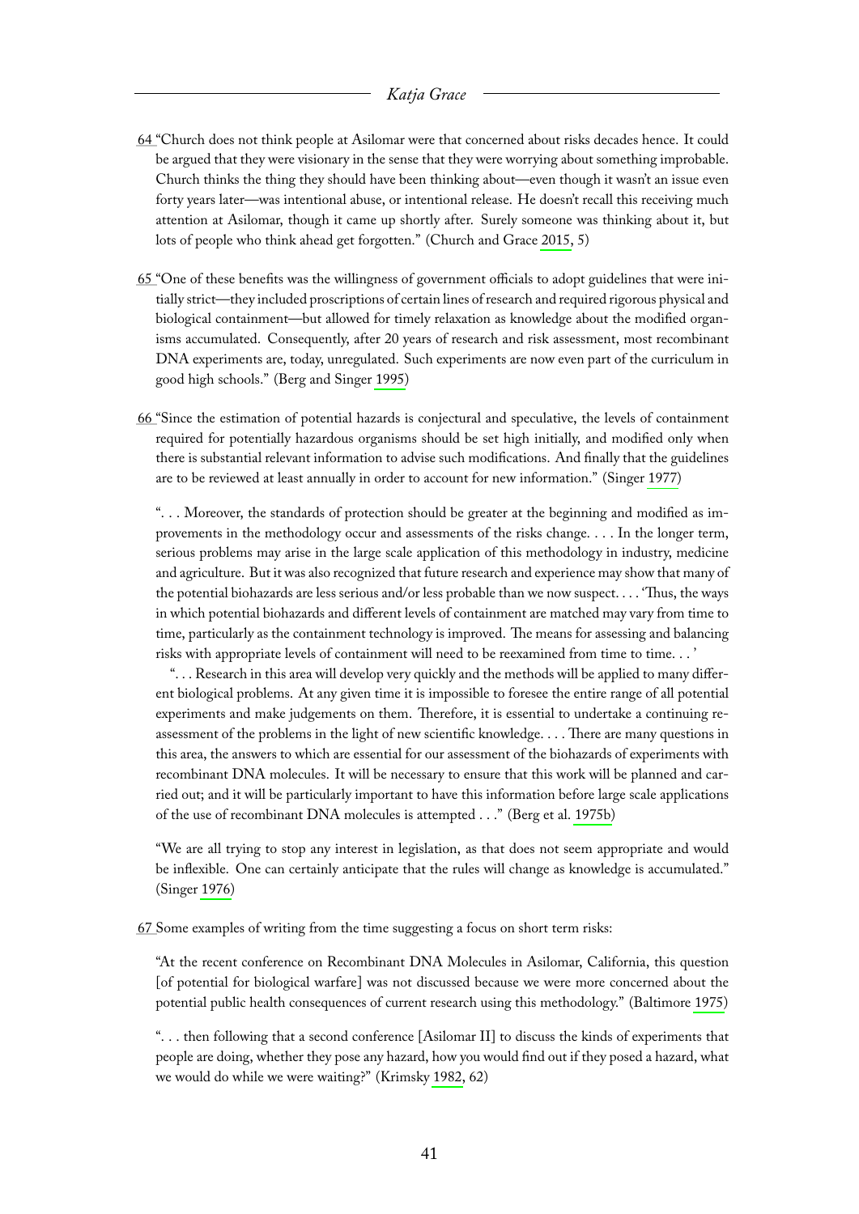64 "Church does not think people at Asilomar were that concerned about risks decades hence. It could be argued that they were visionary in the sense that they were worrying about something improbable. Church thinks the thing they should have been thinking about—even though it wasn't an issue even forty years later—was intentional abuse, or intentional release. He doesn't recall this receiving much attention at Asilomar, though it came up shortly after. Surely someone was thinking about it, but lots of people who think ahead get forgotten." (Church and Grace 2015, 5)

65 "One of these benefits was the willingness of government officials to adopt guidelines that were initially strict—they included proscriptions of certain lines of research and required rigorous physical and biological containment—but allowed for timely relaxation as knowledge about the modified organisms accumulated. Consequently, after 20 years of research and risk assessment, most recombinant DNA experiments are, today, unregulated. Such experiments are now even part of the curriculum in good high schools." (Berg and Singer 1995)

66 "Since the estimation of potential hazards is conjectural and speculative, the levels of containment required for potentially hazardous organisms should be set high initially, and modified only when there is substantial relevant information to advise such modifications. And finally that the guidelines are to be reviewed at least annually in order to account for new information." (Singer 1977)

". . . Moreover, the standards of protection should be greater at the beginning and modified as improvements in the methodology occur and assessments of the risks change. . . . In the longer term, serious problems may arise in the large scale application of this methodology in industry, medicine and agriculture. But it was also recognized that future research and experience may show that many of the potential biohazards are less serious and/or less probable than we now suspect. . . . 'Thus, the ways in which potential biohazards and different levels of containment are matched may vary from time to time, particularly as the containment technology is improved. The means for assessing and balancing risks with appropriate levels of containment will need to be reexamined from time to time. . . '

". . . Research in this area will develop very quickly and the methods will be applied to many different biological problems. At any given time it is impossible to foresee the entire range of all potential experiments and make judgements on them. Therefore, it is essential to undertake a continuing reassessment of the problems in the light of new scientific knowledge. . . . There are many questions in this area, the answers to which are essential for our assessment of the biohazards of experiments with recombinant DNA molecules. It will be necessary to ensure that this work will be planned and carried out; and it will be particularly important to have this information before large scale applications of the use of recombinant DNA molecules is attempted . . ." (Berg et al. 1975b)

"We are all trying to stop any interest in legislation, as that does not seem appropriate and would be inflexible. One can certainly anticipate that the rules will change as knowledge is accumulated." (Singer 1976)

67 Some examples of writing from the time suggesting a focus on short term risks:

"At the recent conference on Recombinant DNA Molecules in Asilomar, California, this question [of potential for biological warfare] was not discussed because we were more concerned about the potential public health consequences of current research using this methodology." (Baltimore 1975)

". . . then following that a second conference [Asilomar II] to discuss the kinds of experiments that people are doing, whether they pose any hazard, how you would find out if they posed a hazard, what we would do while we were waiting?" (Krimsky 1982, 62)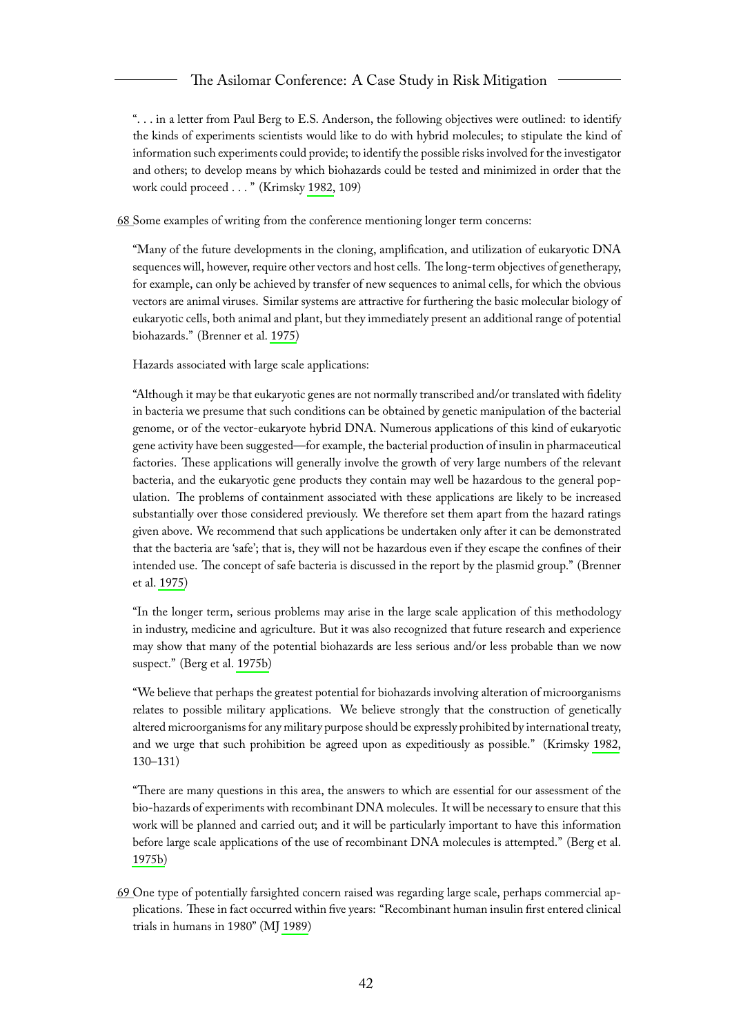". . . in a letter from Paul Berg to E.S. Anderson, the following objectives were outlined: to identify the kinds of experiments scientists would like to do with hybrid molecules; to stipulate the kind of information such experiments could provide; to identify the possible risks involved for the investigator and others; to develop means by which biohazards could be tested and minimized in order that the work could proceed . . . " (Krimsky 1982, 109)

68 Some examples of writing from the conference mentioning longer term concerns:

"Many of the future developments in the cloning, amplification, and utilization of eukaryotic DNA sequences will, however, require other vectors and host cells. The long-term objectives of genetherapy, for example, can only be achieved by transfer of new sequences to animal cells, for which the obvious vectors are animal viruses. Similar systems are attractive for furthering the basic molecular biology of eukaryotic cells, both animal and plant, but they immediately present an additional range of potential biohazards." (Brenner et al. 1975)

Hazards associated with large scale applications:

"Although it may be that eukaryotic genes are not normally transcribed and/or translated with fidelity in bacteria we presume that such conditions can be obtained by genetic manipulation of the bacterial genome, or of the vector-eukaryote hybrid DNA. Numerous applications of this kind of eukaryotic gene activity have been suggested—for example, the bacterial production of insulin in pharmaceutical factories. These applications will generally involve the growth of very large numbers of the relevant bacteria, and the eukaryotic gene products they contain may well be hazardous to the general population. The problems of containment associated with these applications are likely to be increased substantially over those considered previously. We therefore set them apart from the hazard ratings given above. We recommend that such applications be undertaken only after it can be demonstrated that the bacteria are 'safe'; that is, they will not be hazardous even if they escape the confines of their intended use. The concept of safe bacteria is discussed in the report by the plasmid group." (Brenner et al. 1975)

"In the longer term, serious problems may arise in the large scale application of this methodology in industry, medicine and agriculture. But it was also recognized that future research and experience may show that many of the potential biohazards are less serious and/or less probable than we now suspect." (Berg et al. 1975b)

"We believe that perhaps the greatest potential for biohazards involving alteration of microorganisms relates to possible military applications. We believe strongly that the construction of genetically altered microorganisms for any military purpose should be expressly prohibited by international treaty, and we urge that such prohibition be agreed upon as expeditiously as possible." (Krimsky 1982, 130–131)

"There are many questions in this area, the answers to which are essential for our assessment of the bio-hazards of experiments with recombinant DNA molecules. It will be necessary to ensure that this work will be planned and carried out; and it will be particularly important to have this information before large scale applications of the use of recombinant DNA molecules is attempted." (Berg et al. 1975b)

69 One type of potentially farsighted concern raised was regarding large scale, perhaps commercial applications. These in fact occurred within five years: "Recombinant human insulin first entered clinical trials in humans in 1980" (MJ 1989)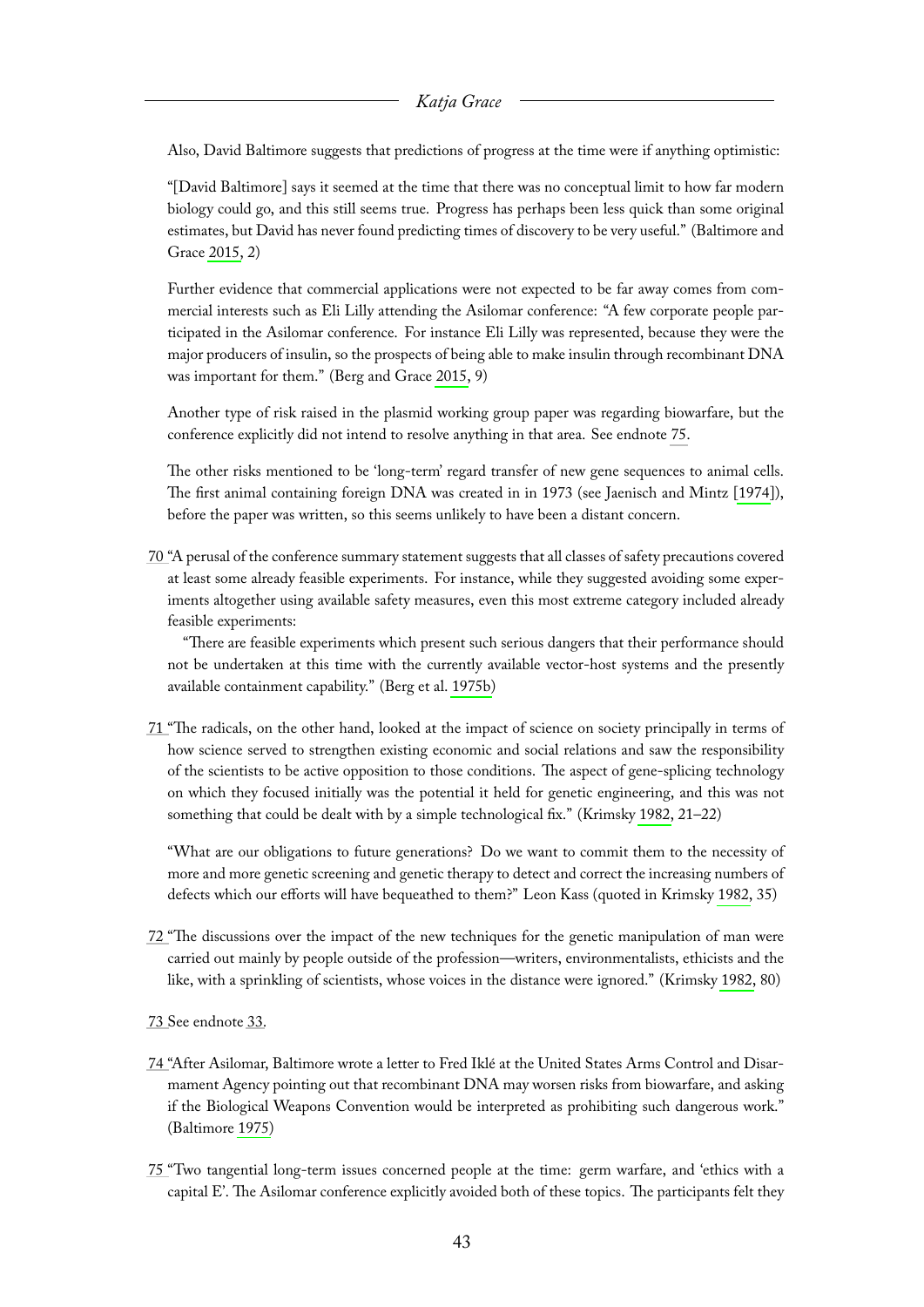Also, David Baltimore suggests that predictions of progress at the time were if anything optimistic:

"[David Baltimore] says it seemed at the time that there was no conceptual limit to how far modern biology could go, and this still seems true. Progress has perhaps been less quick than some original estimates, but David has never found predicting times of discovery to be very useful." (Baltimore and Grace 2015, 2)

Further evidence that commercial applications were not expected to be far away comes from commercial interests such as Eli Lilly attending the Asilomar conference: "A few corporate people participated in the Asilomar conference. For instance Eli Lilly was represented, because they were the major producers of insulin, so the prospects of being able to make insulin through recombinant DNA was important for them." (Berg and Grace 2015, 9)

Another type of risk raised in the plasmid working group paper was regarding biowarfare, but the conference explicitly did not intend to resolve anything in that area. See endnote 75.

The other risks mentioned to be 'long-term' regard transfer of new gene sequences to animal cells. The first animal containing foreign DNA was created in in 1973 (see Jaenisch and Mintz [1974]), before the paper was written, so this seems unlikely to have been a distant concern.

70 "A perusal of the conference summary statement suggests that all classes of safety precautions covered at least some already feasible experiments. For instance, while they suggested avoiding some experiments altogether using available safety measures, even this most extreme category included already feasible experiments:

"There are feasible experiments which present such serious dangers that their performance should not be undertaken at this time with the currently available vector-host systems and the presently available containment capability." (Berg et al. 1975b)

71 "The radicals, on the other hand, looked at the impact of science on society principally in terms of how science served to strengthen existing economic and social relations and saw the responsibility of the scientists to be active opposition to those conditions. The aspect of gene-splicing technology on which they focused initially was the potential it held for genetic engineering, and this was not something that could be dealt with by a simple technological fix." (Krimsky 1982, 21–22)

"What are our obligations to future generations? Do we want to commit them to the necessity of more and more genetic screening and genetic therapy to detect and correct the increasing numbers of defects which our efforts will have bequeathed to them?" Leon Kass (quoted in Krimsky 1982, 35)

72 "The discussions over the impact of the new techniques for the genetic manipulation of man were carried out mainly by people outside of the profession—writers, environmentalists, ethicists and the like, with a sprinkling of scientists, whose voices in the distance were ignored." (Krimsky 1982, 80)

73 See endnote 33.

74 "After Asilomar, Baltimore wrote a letter to Fred Iklé at the United States Arms Control and Disarmament Agency pointing out that recombinant DNA may worsen risks from biowarfare, and asking if the Biological Weapons Convention would be interpreted as prohibiting such dangerous work." (Baltimore 1975)

75 "Two tangential long-term issues concerned people at the time: germ warfare, and 'ethics with a capital E'. The Asilomar conference explicitly avoided both of these topics. The participants felt they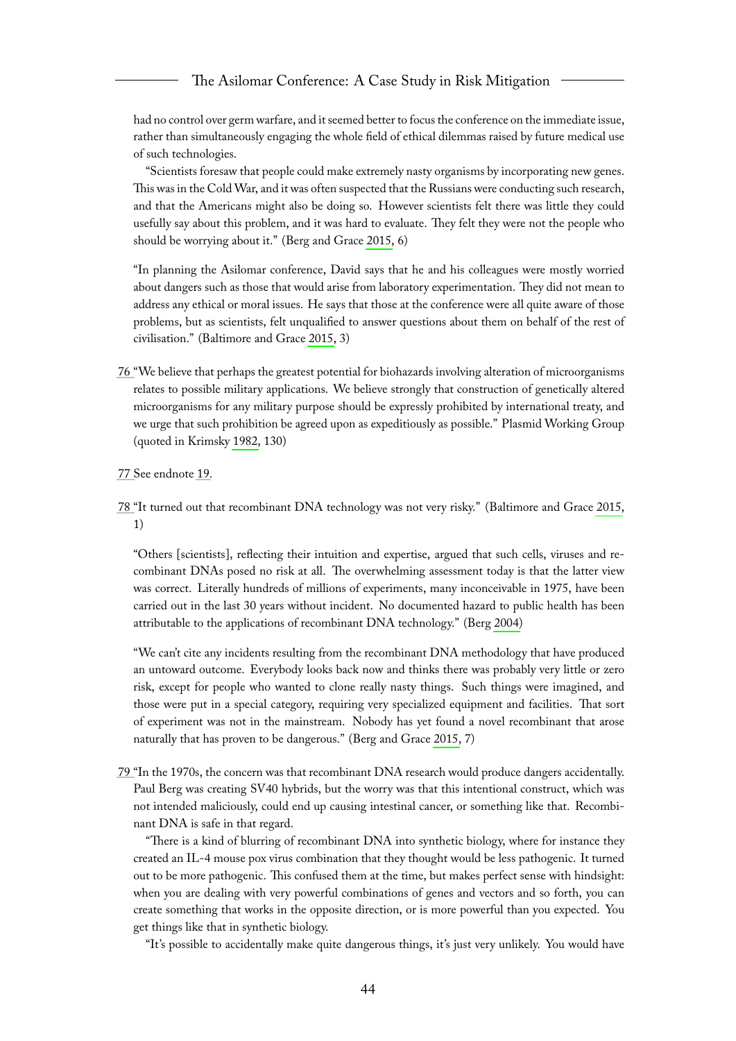had no control over germ warfare, and it seemed better to focus the conference on the immediate issue, rather than simultaneously engaging the whole field of ethical dilemmas raised by future medical use of such technologies.

"Scientists foresaw that people could make extremely nasty organisms by incorporating new genes. This was in the Cold War, and it was often suspected that the Russians were conducting such research, and that the Americans might also be doing so. However scientists felt there was little they could usefully say about this problem, and it was hard to evaluate. They felt they were not the people who should be worrying about it." (Berg and Grace 2015, 6)

"In planning the Asilomar conference, David says that he and his colleagues were mostly worried about dangers such as those that would arise from laboratory experimentation. They did not mean to address any ethical or moral issues. He says that those at the conference were all quite aware of those problems, but as scientists, felt unqualified to answer questions about them on behalf of the rest of civilisation." (Baltimore and Grace 2015, 3)

76 "We believe that perhaps the greatest potential for biohazards involving alteration of microorganisms relates to possible military applications. We believe strongly that construction of genetically altered microorganisms for any military purpose should be expressly prohibited by international treaty, and we urge that such prohibition be agreed upon as expeditiously as possible." Plasmid Working Group (quoted in Krimsky 1982, 130)

77 See endnote 19.

78 "It turned out that recombinant DNA technology was not very risky." (Baltimore and Grace 2015, 1)

"Others [scientists], reflecting their intuition and expertise, argued that such cells, viruses and recombinant DNAs posed no risk at all. The overwhelming assessment today is that the latter view was correct. Literally hundreds of millions of experiments, many inconceivable in 1975, have been carried out in the last 30 years without incident. No documented hazard to public health has been attributable to the applications of recombinant DNA technology." (Berg 2004)

"We can't cite any incidents resulting from the recombinant DNA methodology that have produced an untoward outcome. Everybody looks back now and thinks there was probably very little or zero risk, except for people who wanted to clone really nasty things. Such things were imagined, and those were put in a special category, requiring very specialized equipment and facilities. That sort of experiment was not in the mainstream. Nobody has yet found a novel recombinant that arose naturally that has proven to be dangerous." (Berg and Grace 2015, 7)

79 "In the 1970s, the concern was that recombinant DNA research would produce dangers accidentally. Paul Berg was creating SV40 hybrids, but the worry was that this intentional construct, which was not intended maliciously, could end up causing intestinal cancer, or something like that. Recombinant DNA is safe in that regard.

"There is a kind of blurring of recombinant DNA into synthetic biology, where for instance they created an IL-4 mouse pox virus combination that they thought would be less pathogenic. It turned out to be more pathogenic. This confused them at the time, but makes perfect sense with hindsight: when you are dealing with very powerful combinations of genes and vectors and so forth, you can create something that works in the opposite direction, or is more powerful than you expected. You get things like that in synthetic biology.

"It's possible to accidentally make quite dangerous things, it's just very unlikely. You would have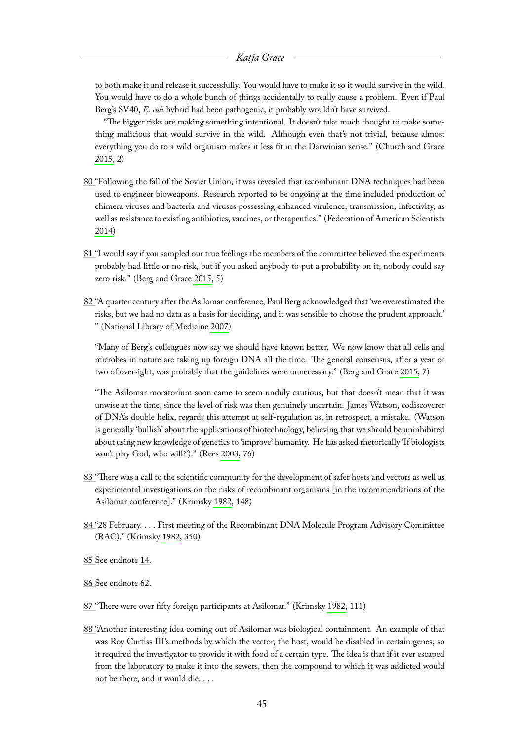to both make it and release it successfully. You would have to make it so it would survive in the wild. You would have to do a whole bunch of things accidentally to really cause a problem. Even if Paul Berg's SV40, *E. coli* hybrid had been pathogenic, it probably wouldn't have survived.

"The bigger risks are making something intentional. It doesn't take much thought to make something malicious that would survive in the wild. Although even that's not trivial, because almost everything you do to a wild organism makes it less fit in the Darwinian sense." (Church and Grace 2015, 2)

80 "Following the fall of the Soviet Union, it was revealed that recombinant DNA techniques had been used to engineer bioweapons. Research reported to be ongoing at the time included production of chimera viruses and bacteria and viruses possessing enhanced virulence, transmission, infectivity, as well as resistance to existing antibiotics, vaccines, or therapeutics." (Federation of American Scientists 2014)

81 "I would say if you sampled our true feelings the members of the committee believed the experiments probably had little or no risk, but if you asked anybody to put a probability on it, nobody could say zero risk." (Berg and Grace 2015, 5)

82 "A quarter century after the Asilomar conference, Paul Berg acknowledged that 'we overestimated the risks, but we had no data as a basis for deciding, and it was sensible to choose the prudent approach.' " (National Library of Medicine 2007)

"Many of Berg's colleagues now say we should have known better. We now know that all cells and microbes in nature are taking up foreign DNA all the time. The general consensus, after a year or two of oversight, was probably that the guidelines were unnecessary." (Berg and Grace 2015, 7)

"The Asilomar moratorium soon came to seem unduly cautious, but that doesn't mean that it was unwise at the time, since the level of risk was then genuinely uncertain. James Watson, codiscoverer of DNA's double helix, regards this attempt at self-regulation as, in retrospect, a mistake. (Watson is generally 'bullish' about the applications of biotechnology, believing that we should be uninhibited about using new knowledge of genetics to 'improve' humanity. He has asked rhetorically 'If biologists won't play God, who will?')." (Rees 2003, 76)

83 "There was a call to the scientific community for the development of safer hosts and vectors as well as experimental investigations on the risks of recombinant organisms [in the recommendations of the Asilomar conference]." (Krimsky 1982, 148)

84 "28 February. . . . First meeting of the Recombinant DNA Molecule Program Advisory Committee (RAC)." (Krimsky 1982, 350)

85 See endnote 14.

86 See endnote 62.

87 "There were over fifty foreign participants at Asilomar." (Krimsky 1982, 111)

88 "Another interesting idea coming out of Asilomar was biological containment. An example of that was Roy Curtiss III's methods by which the vector, the host, would be disabled in certain genes, so it required the investigator to provide it with food of a certain type. The idea is that if it ever escaped from the laboratory to make it into the sewers, then the compound to which it was addicted would not be there, and it would die. . . .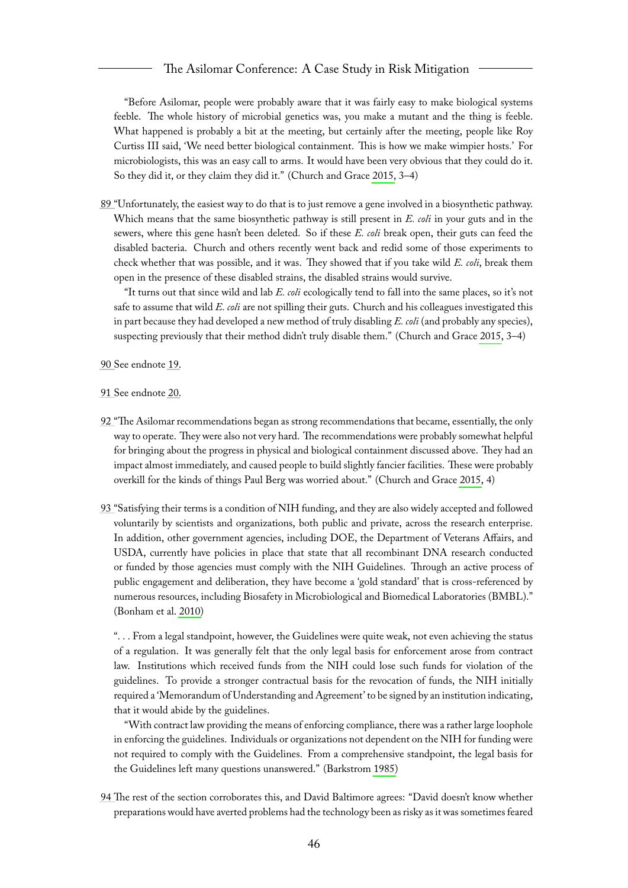"Before Asilomar, people were probably aware that it was fairly easy to make biological systems feeble. The whole history of microbial genetics was, you make a mutant and the thing is feeble. What happened is probably a bit at the meeting, but certainly after the meeting, people like Roy Curtiss III said, 'We need better biological containment. This is how we make wimpier hosts.' For microbiologists, this was an easy call to arms. It would have been very obvious that they could do it. So they did it, or they claim they did it." (Church and Grace 2015, 3–4)

89 "Unfortunately, the easiest way to do that is to just remove a gene involved in a biosynthetic pathway. Which means that the same biosynthetic pathway is still present in *E. coli* in your guts and in the sewers, where this gene hasn't been deleted. So if these *E. coli* break open, their guts can feed the disabled bacteria. Church and others recently went back and redid some of those experiments to check whether that was possible, and it was. They showed that if you take wild *E. coli*, break them open in the presence of these disabled strains, the disabled strains would survive.

"It turns out that since wild and lab *E. coli* ecologically tend to fall into the same places, so it's not safe to assume that wild *E. coli* are not spilling their guts. Church and his colleagues investigated this in part because they had developed a new method of truly disabling *E. coli* (and probably any species), suspecting previously that their method didn't truly disable them." (Church and Grace 2015, 3–4)

90 See endnote 19.

91 See endnote 20.

92 "The Asilomar recommendations began as strong recommendations that became, essentially, the only way to operate. They were also not very hard. The recommendations were probably somewhat helpful for bringing about the progress in physical and biological containment discussed above. They had an impact almost immediately, and caused people to build slightly fancier facilities. These were probably overkill for the kinds of things Paul Berg was worried about." (Church and Grace 2015, 4)

93 "Satisfying their terms is a condition of NIH funding, and they are also widely accepted and followed voluntarily by scientists and organizations, both public and private, across the research enterprise. In addition, other government agencies, including DOE, the Department of Veterans Affairs, and USDA, currently have policies in place that state that all recombinant DNA research conducted or funded by those agencies must comply with the NIH Guidelines. Through an active process of public engagement and deliberation, they have become a 'gold standard' that is cross-referenced by numerous resources, including Biosafety in Microbiological and Biomedical Laboratories (BMBL)." (Bonham et al. 2010)

". . . From a legal standpoint, however, the Guidelines were quite weak, not even achieving the status of a regulation. It was generally felt that the only legal basis for enforcement arose from contract law. Institutions which received funds from the NIH could lose such funds for violation of the guidelines. To provide a stronger contractual basis for the revocation of funds, the NIH initially required a 'Memorandum of Understanding and Agreement' to be signed by an institution indicating, that it would abide by the guidelines.

"With contract law providing the means of enforcing compliance, there was a rather large loophole in enforcing the guidelines. Individuals or organizations not dependent on the NIH for funding were not required to comply with the Guidelines. From a comprehensive standpoint, the legal basis for the Guidelines left many questions unanswered." (Barkstrom 1985)

94 The rest of the section corroborates this, and David Baltimore agrees: "David doesn't know whether preparations would have averted problems had the technology been as risky as it was sometimes feared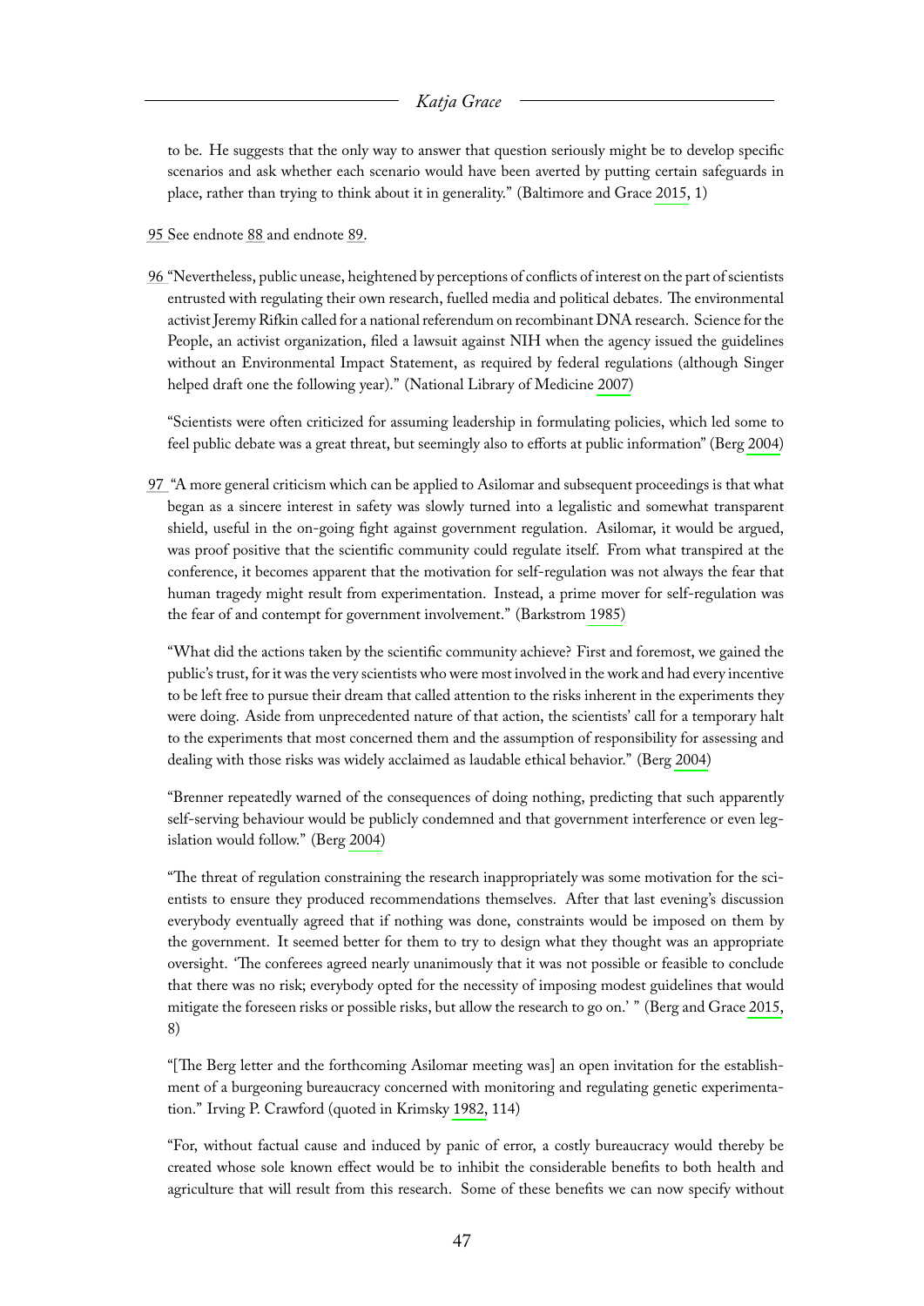to be. He suggests that the only way to answer that question seriously might be to develop specific scenarios and ask whether each scenario would have been averted by putting certain safeguards in place, rather than trying to think about it in generality." (Baltimore and Grace 2015, 1)

95 See endnote 88 and endnote 89.

96 "Nevertheless, public unease, heightened by perceptions of conflicts of interest on the part of scientists entrusted with regulating their own research, fuelled media and political debates. The environmental activist Jeremy Rifkin called for a national referendum on recombinant DNA research. Science for the People, an activist organization, filed a lawsuit against NIH when the agency issued the guidelines without an Environmental Impact Statement, as required by federal regulations (although Singer helped draft one the following year)." (National Library of Medicine 2007)

"Scientists were often criticized for assuming leadership in formulating policies, which led some to feel public debate was a great threat, but seemingly also to efforts at public information" (Berg 2004)

97 "A more general criticism which can be applied to Asilomar and subsequent proceedings is that what began as a sincere interest in safety was slowly turned into a legalistic and somewhat transparent shield, useful in the on-going fight against government regulation. Asilomar, it would be argued, was proof positive that the scientific community could regulate itself. From what transpired at the conference, it becomes apparent that the motivation for self-regulation was not always the fear that human tragedy might result from experimentation. Instead, a prime mover for self-regulation was the fear of and contempt for government involvement." (Barkstrom 1985)

"What did the actions taken by the scientific community achieve? First and foremost, we gained the public's trust, for it was the very scientists who were most involved in the work and had every incentive to be left free to pursue their dream that called attention to the risks inherent in the experiments they were doing. Aside from unprecedented nature of that action, the scientists' call for a temporary halt to the experiments that most concerned them and the assumption of responsibility for assessing and dealing with those risks was widely acclaimed as laudable ethical behavior." (Berg 2004)

"Brenner repeatedly warned of the consequences of doing nothing, predicting that such apparently self-serving behaviour would be publicly condemned and that government interference or even legislation would follow." (Berg 2004)

"The threat of regulation constraining the research inappropriately was some motivation for the scientists to ensure they produced recommendations themselves. After that last evening's discussion everybody eventually agreed that if nothing was done, constraints would be imposed on them by the government. It seemed better for them to try to design what they thought was an appropriate oversight. 'The conferees agreed nearly unanimously that it was not possible or feasible to conclude that there was no risk; everybody opted for the necessity of imposing modest guidelines that would mitigate the foreseen risks or possible risks, but allow the research to go on.' " (Berg and Grace 2015, 8)

"[The Berg letter and the forthcoming Asilomar meeting was] an open invitation for the establishment of a burgeoning bureaucracy concerned with monitoring and regulating genetic experimentation." Irving P. Crawford (quoted in Krimsky 1982, 114)

"For, without factual cause and induced by panic of error, a costly bureaucracy would thereby be created whose sole known effect would be to inhibit the considerable benefits to both health and agriculture that will result from this research. Some of these benefits we can now specify without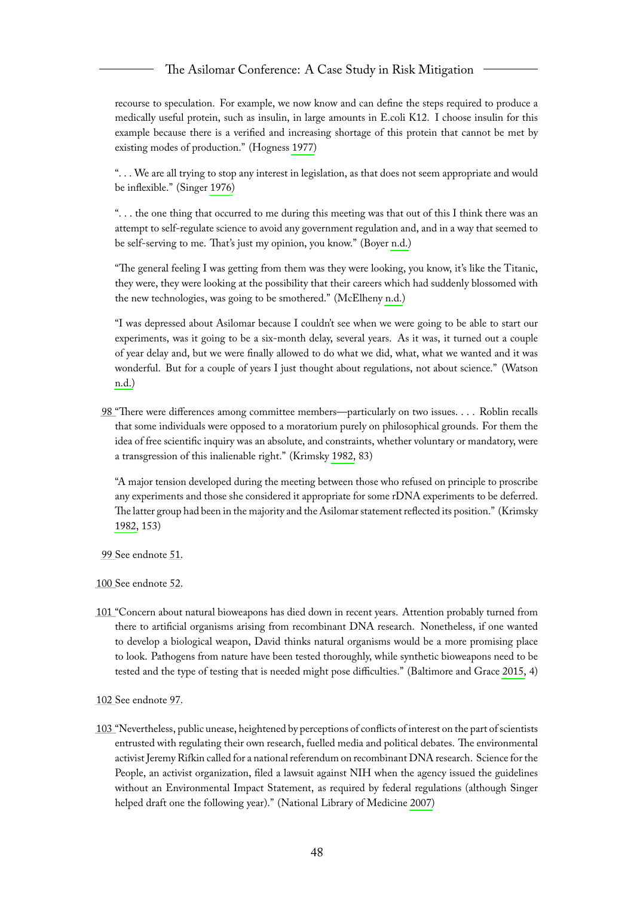recourse to speculation. For example, we now know and can define the steps required to produce a medically useful protein, such as insulin, in large amounts in E.coli K12. I choose insulin for this example because there is a verified and increasing shortage of this protein that cannot be met by existing modes of production." (Hogness 1977)

". . . We are all trying to stop any interest in legislation, as that does not seem appropriate and would be inflexible." (Singer 1976)

". . . the one thing that occurred to me during this meeting was that out of this I think there was an attempt to self-regulate science to avoid any government regulation and, and in a way that seemed to be self-serving to me. That's just my opinion, you know." (Boyer n.d.)

"The general feeling I was getting from them was they were looking, you know, it's like the Titanic, they were, they were looking at the possibility that their careers which had suddenly blossomed with the new technologies, was going to be smothered." (McElheny n.d.)

"I was depressed about Asilomar because I couldn't see when we were going to be able to start our experiments, was it going to be a six-month delay, several years. As it was, it turned out a couple of year delay and, but we were finally allowed to do what we did, what, what we wanted and it was wonderful. But for a couple of years I just thought about regulations, not about science." (Watson n.d.)

98 "There were differences among committee members—particularly on two issues. . . . Roblin recalls that some individuals were opposed to a moratorium purely on philosophical grounds. For them the idea of free scientific inquiry was an absolute, and constraints, whether voluntary or mandatory, were a transgression of this inalienable right." (Krimsky 1982, 83)

"A major tension developed during the meeting between those who refused on principle to proscribe any experiments and those she considered it appropriate for some rDNA experiments to be deferred. The latter group had been in the majority and the Asilomar statement reflected its position." (Krimsky 1982, 153)

99 See endnote 51.

100 See endnote 52.

101 "Concern about natural bioweapons has died down in recent years. Attention probably turned from there to artificial organisms arising from recombinant DNA research. Nonetheless, if one wanted to develop a biological weapon, David thinks natural organisms would be a more promising place to look. Pathogens from nature have been tested thoroughly, while synthetic bioweapons need to be tested and the type of testing that is needed might pose difficulties." (Baltimore and Grace 2015, 4)

102 See endnote 97.

103 "Nevertheless, public unease, heightened by perceptions of conflicts of interest on the part of scientists entrusted with regulating their own research, fuelled media and political debates. The environmental activist Jeremy Rifkin called for a national referendum on recombinant DNA research. Science for the People, an activist organization, filed a lawsuit against NIH when the agency issued the guidelines without an Environmental Impact Statement, as required by federal regulations (although Singer helped draft one the following year)." (National Library of Medicine 2007)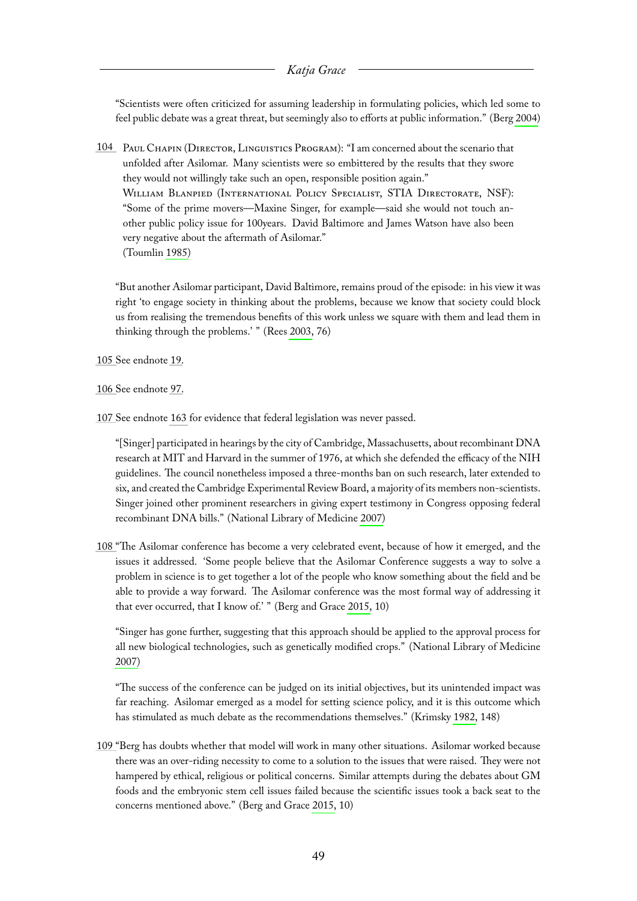"Scientists were often criticized for assuming leadership in formulating policies, which led some to feel public debate was a great threat, but seemingly also to efforts at public information." (Berg 2004)

104 Paul Chapin (Director, Linguistics Program): "I am concerned about the scenario that unfolded after Asilomar. Many scientists were so embittered by the results that they swore they would not willingly take such an open, responsible position again."
William Blanpied (International Policy Specialist, STIA Directorate, NSF): "Some of the prime movers—Maxine Singer, for example—said she would not touch another public policy issue for 100years. David Baltimore and James Watson have also been very negative about the aftermath of Asilomar."
(Toumlin 1985)

"But another Asilomar participant, David Baltimore, remains proud of the episode: in his view it was right 'to engage society in thinking about the problems, because we know that society could block us from realising the tremendous benefits of this work unless we square with them and lead them in thinking through the problems.' " (Rees 2003, 76)

105 See endnote 19.

106 See endnote 97.

107 See endnote 163 for evidence that federal legislation was never passed.

"[Singer] participated in hearings by the city of Cambridge, Massachusetts, about recombinant DNA research at MIT and Harvard in the summer of 1976, at which she defended the efficacy of the NIH guidelines. The council nonetheless imposed a three-months ban on such research, later extended to six, and created the Cambridge Experimental Review Board, a majority of its members non-scientists. Singer joined other prominent researchers in giving expert testimony in Congress opposing federal recombinant DNA bills." (National Library of Medicine 2007)

108 "The Asilomar conference has become a very celebrated event, because of how it emerged, and the issues it addressed. 'Some people believe that the Asilomar Conference suggests a way to solve a problem in science is to get together a lot of the people who know something about the field and be able to provide a way forward. The Asilomar conference was the most formal way of addressing it that ever occurred, that I know of.' " (Berg and Grace 2015, 10)

"Singer has gone further, suggesting that this approach should be applied to the approval process for all new biological technologies, such as genetically modified crops." (National Library of Medicine 2007)

"The success of the conference can be judged on its initial objectives, but its unintended impact was far reaching. Asilomar emerged as a model for setting science policy, and it is this outcome which has stimulated as much debate as the recommendations themselves." (Krimsky 1982, 148)

109 "Berg has doubts whether that model will work in many other situations. Asilomar worked because there was an over-riding necessity to come to a solution to the issues that were raised. They were not hampered by ethical, religious or political concerns. Similar attempts during the debates about GM foods and the embryonic stem cell issues failed because the scientific issues took a back seat to the concerns mentioned above." (Berg and Grace 2015, 10)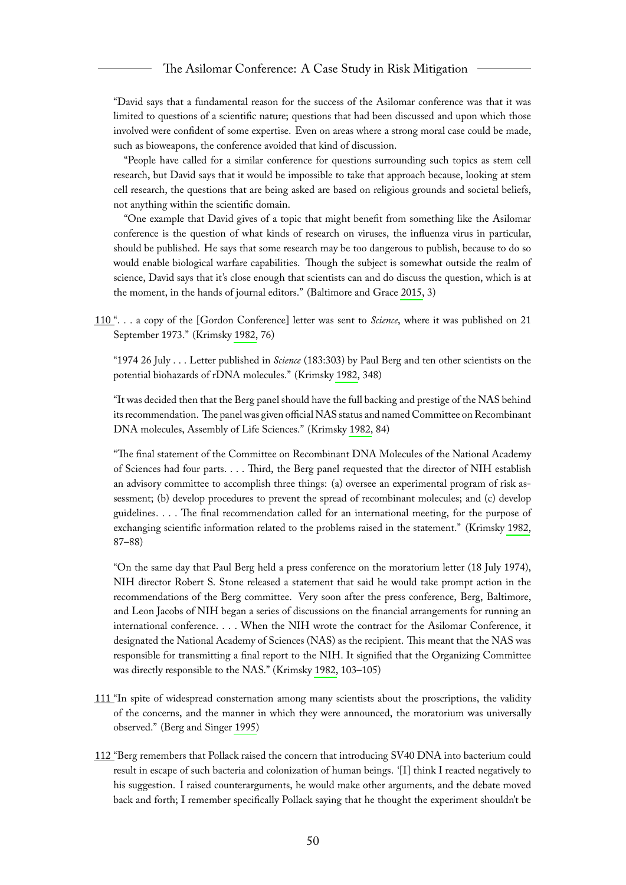"David says that a fundamental reason for the success of the Asilomar conference was that it was limited to questions of a scientific nature; questions that had been discussed and upon which those involved were confident of some expertise. Even on areas where a strong moral case could be made, such as bioweapons, the conference avoided that kind of discussion.

"People have called for a similar conference for questions surrounding such topics as stem cell research, but David says that it would be impossible to take that approach because, looking at stem cell research, the questions that are being asked are based on religious grounds and societal beliefs, not anything within the scientific domain.

"One example that David gives of a topic that might benefit from something like the Asilomar conference is the question of what kinds of research on viruses, the influenza virus in particular, should be published. He says that some research may be too dangerous to publish, because to do so would enable biological warfare capabilities. Though the subject is somewhat outside the realm of science, David says that it's close enough that scientists can and do discuss the question, which is at the moment, in the hands of journal editors." (Baltimore and Grace 2015, 3)

110 ". . . a copy of the [Gordon Conference] letter was sent to *Science*, where it was published on 21 September 1973." (Krimsky 1982, 76)

"1974 26 July . . . Letter published in *Science* (183:303) by Paul Berg and ten other scientists on the potential biohazards of rDNA molecules." (Krimsky 1982, 348)

"It was decided then that the Berg panel should have the full backing and prestige of the NAS behind its recommendation. The panel was given official NAS status and named Committee on Recombinant DNA molecules, Assembly of Life Sciences." (Krimsky 1982, 84)

"The final statement of the Committee on Recombinant DNA Molecules of the National Academy of Sciences had four parts. . . . Third, the Berg panel requested that the director of NIH establish an advisory committee to accomplish three things: (a) oversee an experimental program of risk assessment; (b) develop procedures to prevent the spread of recombinant molecules; and (c) develop guidelines. . . . The final recommendation called for an international meeting, for the purpose of exchanging scientific information related to the problems raised in the statement." (Krimsky 1982, 87–88)

"On the same day that Paul Berg held a press conference on the moratorium letter (18 July 1974), NIH director Robert S. Stone released a statement that said he would take prompt action in the recommendations of the Berg committee. Very soon after the press conference, Berg, Baltimore, and Leon Jacobs of NIH began a series of discussions on the financial arrangements for running an international conference. . . . When the NIH wrote the contract for the Asilomar Conference, it designated the National Academy of Sciences (NAS) as the recipient. This meant that the NAS was responsible for transmitting a final report to the NIH. It signified that the Organizing Committee was directly responsible to the NAS." (Krimsky 1982, 103–105)

111 "In spite of widespread consternation among many scientists about the proscriptions, the validity of the concerns, and the manner in which they were announced, the moratorium was universally observed." (Berg and Singer 1995)

112 "Berg remembers that Pollack raised the concern that introducing SV40 DNA into bacterium could result in escape of such bacteria and colonization of human beings. '[I] think I reacted negatively to his suggestion. I raised counterarguments, he would make other arguments, and the debate moved back and forth; I remember specifically Pollack saying that he thought the experiment shouldn't be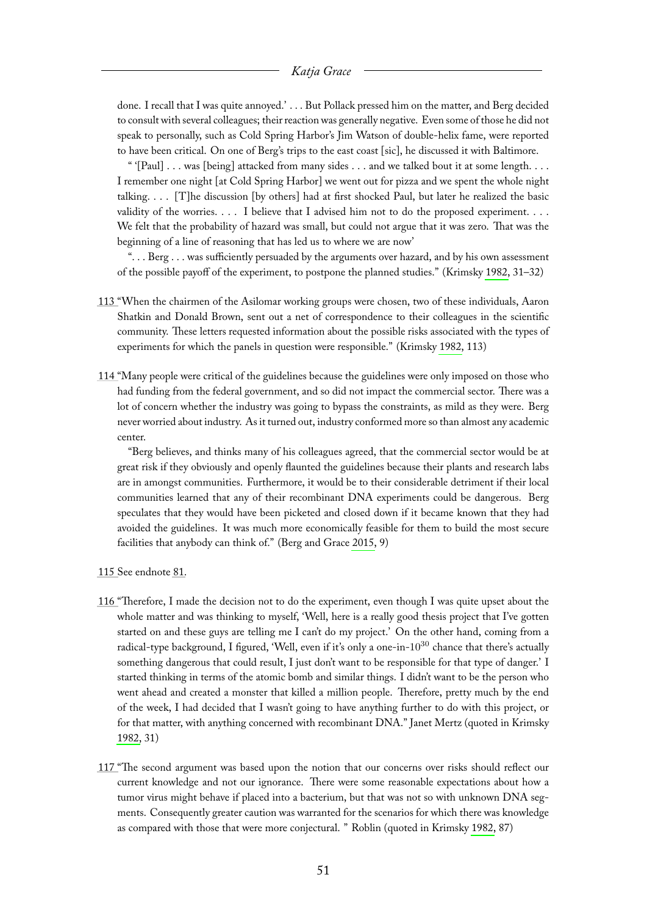done. I recall that I was quite annoyed.' . . . But Pollack pressed him on the matter, and Berg decided to consult with several colleagues; their reaction was generally negative. Even some of those he did not speak to personally, such as Cold Spring Harbor's Jim Watson of double-helix fame, were reported to have been critical. On one of Berg's trips to the east coast [sic], he discussed it with Baltimore.

" '[Paul] . . . was [being] attacked from many sides . . . and we talked bout it at some length. . . . I remember one night [at Cold Spring Harbor] we went out for pizza and we spent the whole night talking. . . . [T]he discussion [by others] had at first shocked Paul, but later he realized the basic validity of the worries. . . . I believe that I advised him not to do the proposed experiment. . . . We felt that the probability of hazard was small, but could not argue that it was zero. That was the beginning of a line of reasoning that has led us to where we are now'

". . . Berg . . . was sufficiently persuaded by the arguments over hazard, and by his own assessment of the possible payoff of the experiment, to postpone the planned studies." (Krimsky 1982, 31–32)

113 "When the chairmen of the Asilomar working groups were chosen, two of these individuals, Aaron Shatkin and Donald Brown, sent out a net of correspondence to their colleagues in the scientific community. These letters requested information about the possible risks associated with the types of experiments for which the panels in question were responsible." (Krimsky 1982, 113)

114 "Many people were critical of the guidelines because the guidelines were only imposed on those who had funding from the federal government, and so did not impact the commercial sector. There was a lot of concern whether the industry was going to bypass the constraints, as mild as they were. Berg never worried about industry. As it turned out, industry conformed more so than almost any academic center.

"Berg believes, and thinks many of his colleagues agreed, that the commercial sector would be at great risk if they obviously and openly flaunted the guidelines because their plants and research labs are in amongst communities. Furthermore, it would be to their considerable detriment if their local communities learned that any of their recombinant DNA experiments could be dangerous. Berg speculates that they would have been picketed and closed down if it became known that they had avoided the guidelines. It was much more economically feasible for them to build the most secure facilities that anybody can think of." (Berg and Grace 2015, 9)

115 See endnote 81.

116 "Therefore, I made the decision not to do the experiment, even though I was quite upset about the whole matter and was thinking to myself, 'Well, here is a really good thesis project that I've gotten started on and these guys are telling me I can't do my project.' On the other hand, coming from a radical-type background, I figured, 'Well, even if it's only a one-in-$10^{30}$ chance that there's actually something dangerous that could result, I just don't want to be responsible for that type of danger.' I started thinking in terms of the atomic bomb and similar things. I didn't want to be the person who went ahead and created a monster that killed a million people. Therefore, pretty much by the end of the week, I had decided that I wasn't going to have anything further to do with this project, or for that matter, with anything concerned with recombinant DNA." Janet Mertz (quoted in Krimsky 1982, 31)

117 "The second argument was based upon the notion that our concerns over risks should reflect our current knowledge and not our ignorance. There were some reasonable expectations about how a tumor virus might behave if placed into a bacterium, but that was not so with unknown DNA segments. Consequently greater caution was warranted for the scenarios for which there was knowledge as compared with those that were more conjectural. " Roblin (quoted in Krimsky 1982, 87)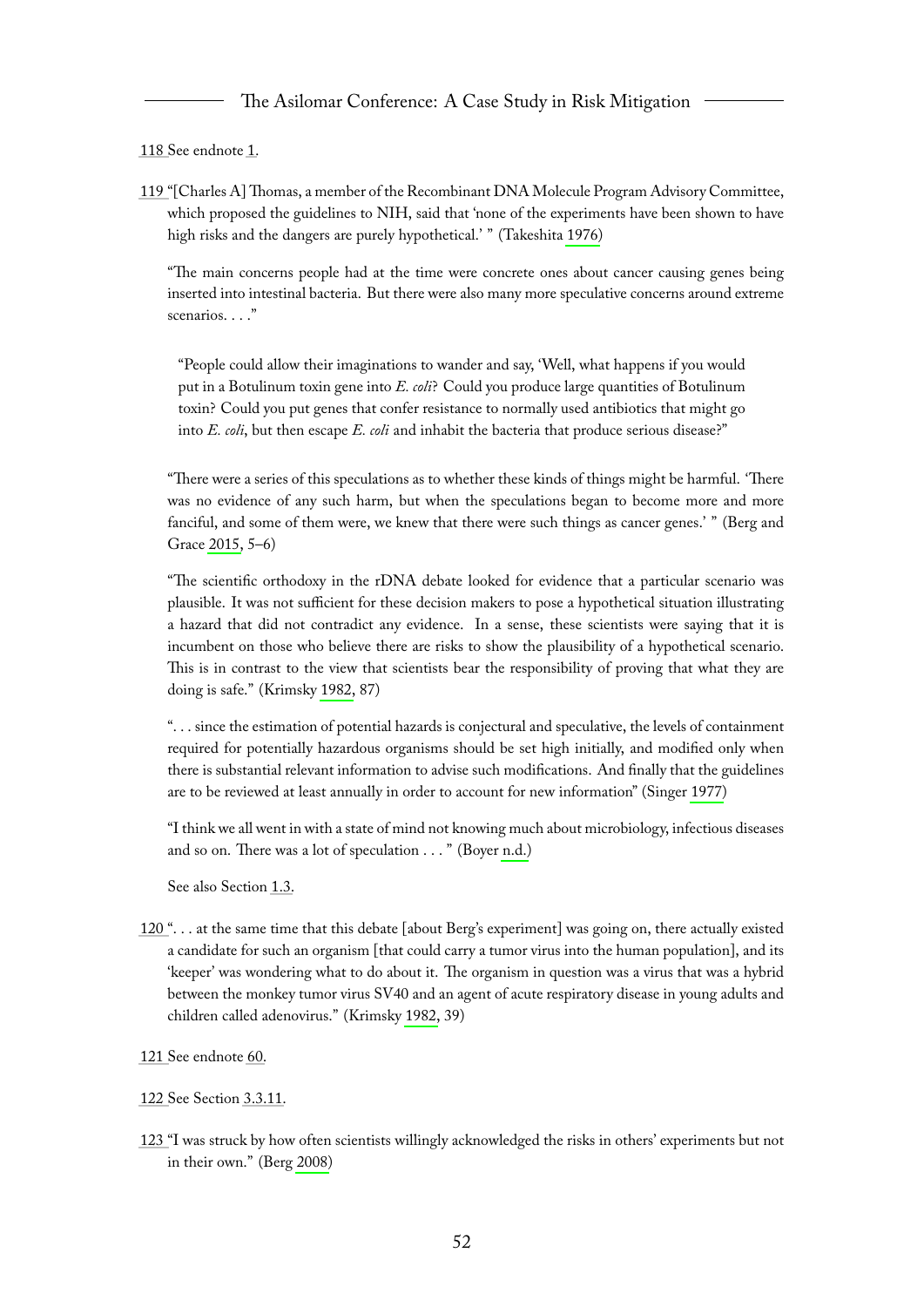118 See endnote 1.

119 "[Charles A] Thomas, a member of the Recombinant DNA Molecule Program Advisory Committee, which proposed the guidelines to NIH, said that 'none of the experiments have been shown to have high risks and the dangers are purely hypothetical.' " (Takeshita 1976)

"The main concerns people had at the time were concrete ones about cancer causing genes being inserted into intestinal bacteria. But there were also many more speculative concerns around extreme scenarios. . . ."

> "People could allow their imaginations to wander and say, 'Well, what happens if you would put in a Botulinum toxin gene into *E. coli*? Could you produce large quantities of Botulinum toxin? Could you put genes that confer resistance to normally used antibiotics that might go into *E. coli*, but then escape *E. coli* and inhabit the bacteria that produce serious disease?"

"There were a series of this speculations as to whether these kinds of things might be harmful. 'There was no evidence of any such harm, but when the speculations began to become more and more fanciful, and some of them were, we knew that there were such things as cancer genes.' " (Berg and Grace 2015, 5–6)

"The scientific orthodoxy in the rDNA debate looked for evidence that a particular scenario was plausible. It was not sufficient for these decision makers to pose a hypothetical situation illustrating a hazard that did not contradict any evidence. In a sense, these scientists were saying that it is incumbent on those who believe there are risks to show the plausibility of a hypothetical scenario. This is in contrast to the view that scientists bear the responsibility of proving that what they are doing is safe." (Krimsky 1982, 87)

". . . since the estimation of potential hazards is conjectural and speculative, the levels of containment required for potentially hazardous organisms should be set high initially, and modified only when there is substantial relevant information to advise such modifications. And finally that the guidelines are to be reviewed at least annually in order to account for new information" (Singer 1977)

"I think we all went in with a state of mind not knowing much about microbiology, infectious diseases and so on. There was a lot of speculation . . . " (Boyer n.d.)

See also Section 1.3.

120 ". . . at the same time that this debate [about Berg's experiment] was going on, there actually existed a candidate for such an organism [that could carry a tumor virus into the human population], and its 'keeper' was wondering what to do about it. The organism in question was a virus that was a hybrid between the monkey tumor virus SV40 and an agent of acute respiratory disease in young adults and children called adenovirus." (Krimsky 1982, 39)

121 See endnote 60.

122 See Section 3.3.11.

123 "I was struck by how often scientists willingly acknowledged the risks in others' experiments but not in their own." (Berg 2008)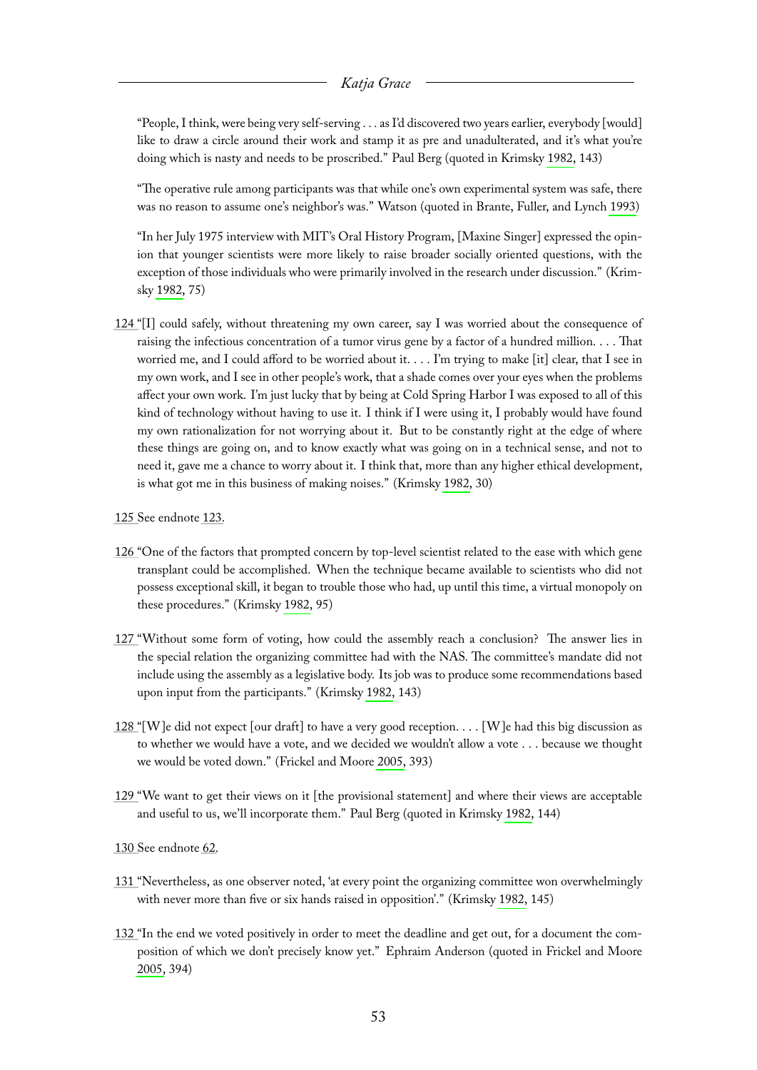"People, I think, were being very self-serving . . . as I'd discovered two years earlier, everybody [would] like to draw a circle around their work and stamp it as pre and unadulterated, and it's what you're doing which is nasty and needs to be proscribed." Paul Berg (quoted in Krimsky 1982, 143)

"The operative rule among participants was that while one's own experimental system was safe, there was no reason to assume one's neighbor's was." Watson (quoted in Brante, Fuller, and Lynch 1993)

"In her July 1975 interview with MIT's Oral History Program, [Maxine Singer] expressed the opinion that younger scientists were more likely to raise broader socially oriented questions, with the exception of those individuals who were primarily involved in the research under discussion." (Krimsky 1982, 75)

124 "[I] could safely, without threatening my own career, say I was worried about the consequence of raising the infectious concentration of a tumor virus gene by a factor of a hundred million. . . . That worried me, and I could afford to be worried about it. . . . I'm trying to make [it] clear, that I see in my own work, and I see in other people's work, that a shade comes over your eyes when the problems affect your own work. I'm just lucky that by being at Cold Spring Harbor I was exposed to all of this kind of technology without having to use it. I think if I were using it, I probably would have found my own rationalization for not worrying about it. But to be constantly right at the edge of where these things are going on, and to know exactly what was going on in a technical sense, and not to need it, gave me a chance to worry about it. I think that, more than any higher ethical development, is what got me in this business of making noises." (Krimsky 1982, 30)

125 See endnote 123.

126 "One of the factors that prompted concern by top-level scientist related to the ease with which gene transplant could be accomplished. When the technique became available to scientists who did not possess exceptional skill, it began to trouble those who had, up until this time, a virtual monopoly on these procedures." (Krimsky 1982, 95)

127 "Without some form of voting, how could the assembly reach a conclusion? The answer lies in the special relation the organizing committee had with the NAS. The committee's mandate did not include using the assembly as a legislative body. Its job was to produce some recommendations based upon input from the participants." (Krimsky 1982, 143)

128 "[W]e did not expect [our draft] to have a very good reception. . . . [W]e had this big discussion as to whether we would have a vote, and we decided we wouldn't allow a vote . . . because we thought we would be voted down." (Frickel and Moore 2005, 393)

129 "We want to get their views on it [the provisional statement] and where their views are acceptable and useful to us, we'll incorporate them." Paul Berg (quoted in Krimsky 1982, 144)

130 See endnote 62.

131 "Nevertheless, as one observer noted, 'at every point the organizing committee won overwhelmingly with never more than five or six hands raised in opposition'." (Krimsky 1982, 145)

132 "In the end we voted positively in order to meet the deadline and get out, for a document the composition of which we don't precisely know yet." Ephraim Anderson (quoted in Frickel and Moore 2005, 394)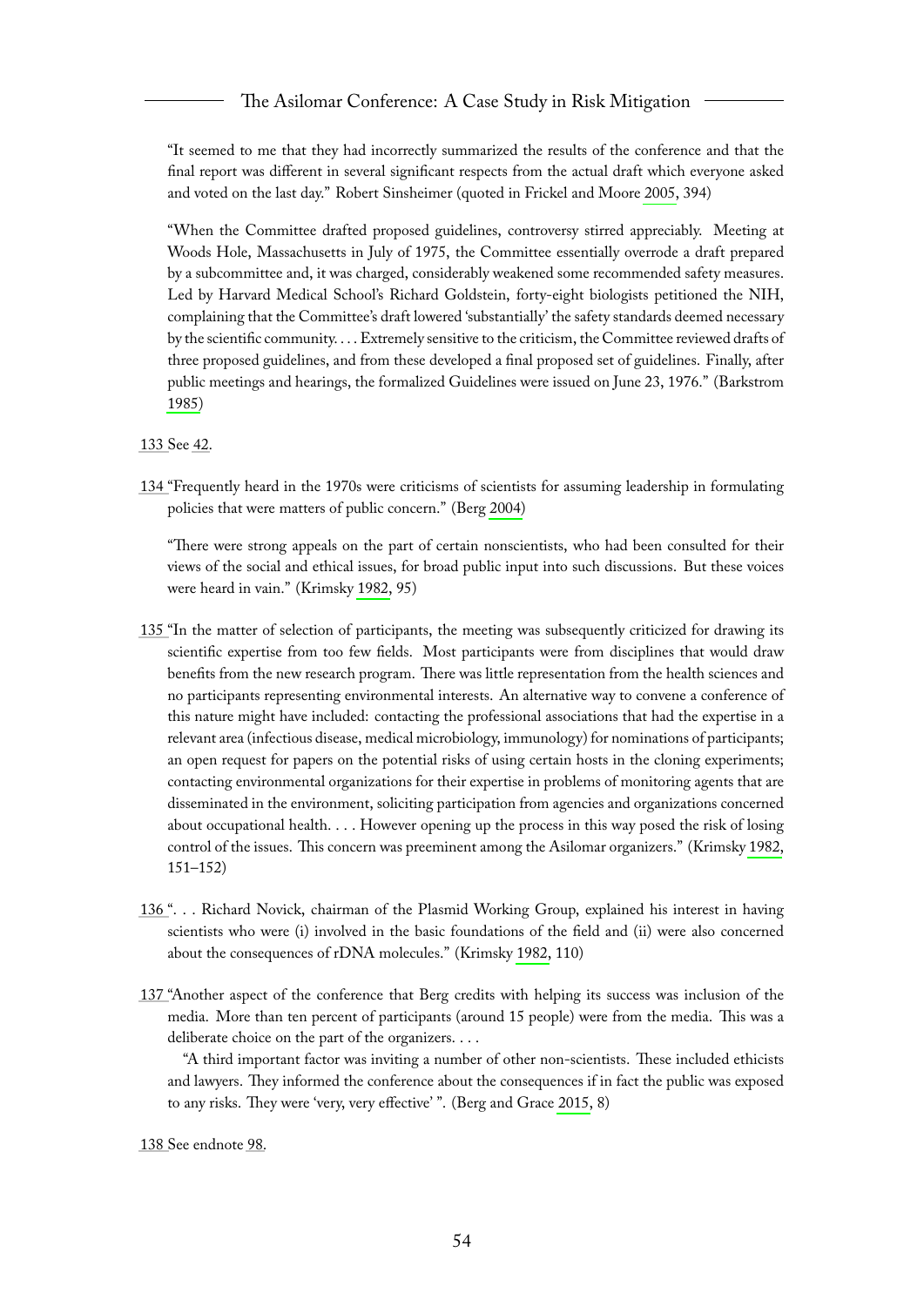"It seemed to me that they had incorrectly summarized the results of the conference and that the final report was different in several significant respects from the actual draft which everyone asked and voted on the last day." Robert Sinsheimer (quoted in Frickel and Moore 2005, 394)

"When the Committee drafted proposed guidelines, controversy stirred appreciably. Meeting at Woods Hole, Massachusetts in July of 1975, the Committee essentially overrode a draft prepared by a subcommittee and, it was charged, considerably weakened some recommended safety measures. Led by Harvard Medical School's Richard Goldstein, forty-eight biologists petitioned the NIH, complaining that the Committee's draft lowered 'substantially' the safety standards deemed necessary by the scientific community. . . . Extremely sensitive to the criticism, the Committee reviewed drafts of three proposed guidelines, and from these developed a final proposed set of guidelines. Finally, after public meetings and hearings, the formalized Guidelines were issued on June 23, 1976." (Barkstrom 1985)

133 See 42.

134 "Frequently heard in the 1970s were criticisms of scientists for assuming leadership in formulating policies that were matters of public concern." (Berg 2004)

"There were strong appeals on the part of certain nonscientists, who had been consulted for their views of the social and ethical issues, for broad public input into such discussions. But these voices were heard in vain." (Krimsky 1982, 95)

135 "In the matter of selection of participants, the meeting was subsequently criticized for drawing its scientific expertise from too few fields. Most participants were from disciplines that would draw benefits from the new research program. There was little representation from the health sciences and no participants representing environmental interests. An alternative way to convene a conference of this nature might have included: contacting the professional associations that had the expertise in a relevant area (infectious disease, medical microbiology, immunology) for nominations of participants; an open request for papers on the potential risks of using certain hosts in the cloning experiments; contacting environmental organizations for their expertise in problems of monitoring agents that are disseminated in the environment, soliciting participation from agencies and organizations concerned about occupational health. . . . However opening up the process in this way posed the risk of losing control of the issues. This concern was preeminent among the Asilomar organizers." (Krimsky 1982, 151–152)

136 ". . . Richard Novick, chairman of the Plasmid Working Group, explained his interest in having scientists who were (i) involved in the basic foundations of the field and (ii) were also concerned about the consequences of rDNA molecules." (Krimsky 1982, 110)

137 "Another aspect of the conference that Berg credits with helping its success was inclusion of the media. More than ten percent of participants (around 15 people) were from the media. This was a deliberate choice on the part of the organizers. . . .

"A third important factor was inviting a number of other non-scientists. These included ethicists and lawyers. They informed the conference about the consequences if in fact the public was exposed to any risks. They were 'very, very effective' ". (Berg and Grace 2015, 8)

138 See endnote 98.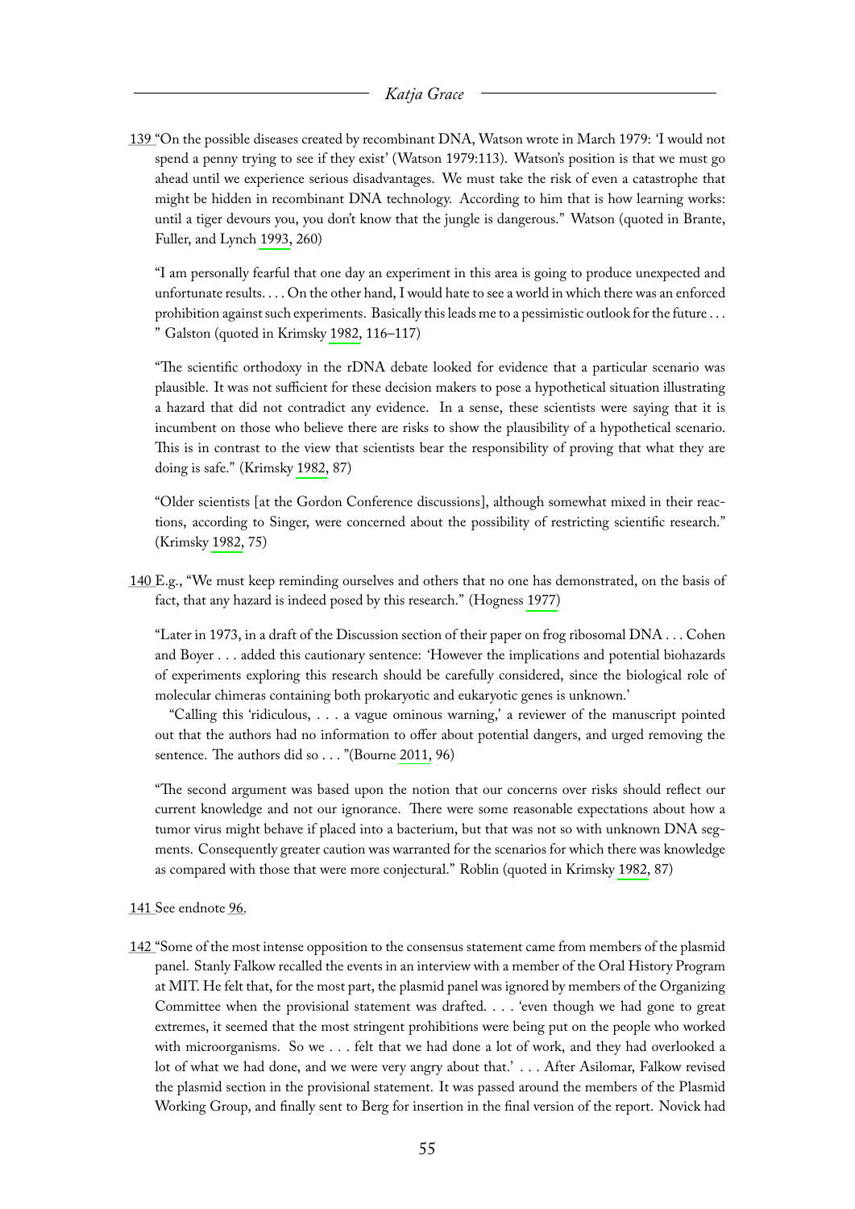139 "On the possible diseases created by recombinant DNA, Watson wrote in March 1979: 'I would not spend a penny trying to see if they exist' (Watson 1979:113). Watson's position is that we must go ahead until we experience serious disadvantages. We must take the risk of even a catastrophe that might be hidden in recombinant DNA technology. According to him that is how learning works: until a tiger devours you, you don't know that the jungle is dangerous." Watson (quoted in Brante, Fuller, and Lynch 1993, 260)

"I am personally fearful that one day an experiment in this area is going to produce unexpected and unfortunate results. . . . On the other hand, I would hate to see a world in which there was an enforced prohibition against such experiments. Basically this leads me to a pessimistic outlook for the future . . . " Galston (quoted in Krimsky 1982, 116–117)

"The scientific orthodoxy in the rDNA debate looked for evidence that a particular scenario was plausible. It was not sufficient for these decision makers to pose a hypothetical situation illustrating a hazard that did not contradict any evidence. In a sense, these scientists were saying that it is incumbent on those who believe there are risks to show the plausibility of a hypothetical scenario. This is in contrast to the view that scientists bear the responsibility of proving that what they are doing is safe." (Krimsky 1982, 87)

"Older scientists [at the Gordon Conference discussions], although somewhat mixed in their reactions, according to Singer, were concerned about the possibility of restricting scientific research." (Krimsky 1982, 75)

140 E.g., "We must keep reminding ourselves and others that no one has demonstrated, on the basis of fact, that any hazard is indeed posed by this research." (Hogness 1977)

"Later in 1973, in a draft of the Discussion section of their paper on frog ribosomal DNA . . . Cohen and Boyer . . . added this cautionary sentence: 'However the implications and potential biohazards of experiments exploring this research should be carefully considered, since the biological role of molecular chimeras containing both prokaryotic and eukaryotic genes is unknown.'

"Calling this 'ridiculous, . . . a vague ominous warning,' a reviewer of the manuscript pointed out that the authors had no information to offer about potential dangers, and urged removing the sentence. The authors did so . . . "(Bourne 2011, 96)

"The second argument was based upon the notion that our concerns over risks should reflect our current knowledge and not our ignorance. There were some reasonable expectations about how a tumor virus might behave if placed into a bacterium, but that was not so with unknown DNA segments. Consequently greater caution was warranted for the scenarios for which there was knowledge as compared with those that were more conjectural." Roblin (quoted in Krimsky 1982, 87)

141 See endnote 96.

142 "Some of the most intense opposition to the consensus statement came from members of the plasmid panel. Stanly Falkow recalled the events in an interview with a member of the Oral History Program at MIT. He felt that, for the most part, the plasmid panel was ignored by members of the Organizing Committee when the provisional statement was drafted. . . . 'even though we had gone to great extremes, it seemed that the most stringent prohibitions were being put on the people who worked with microorganisms. So we . . . felt that we had done a lot of work, and they had overlooked a lot of what we had done, and we were very angry about that.' . . . After Asilomar, Falkow revised the plasmid section in the provisional statement. It was passed around the members of the Plasmid Working Group, and finally sent to Berg for insertion in the final version of the report. Novick had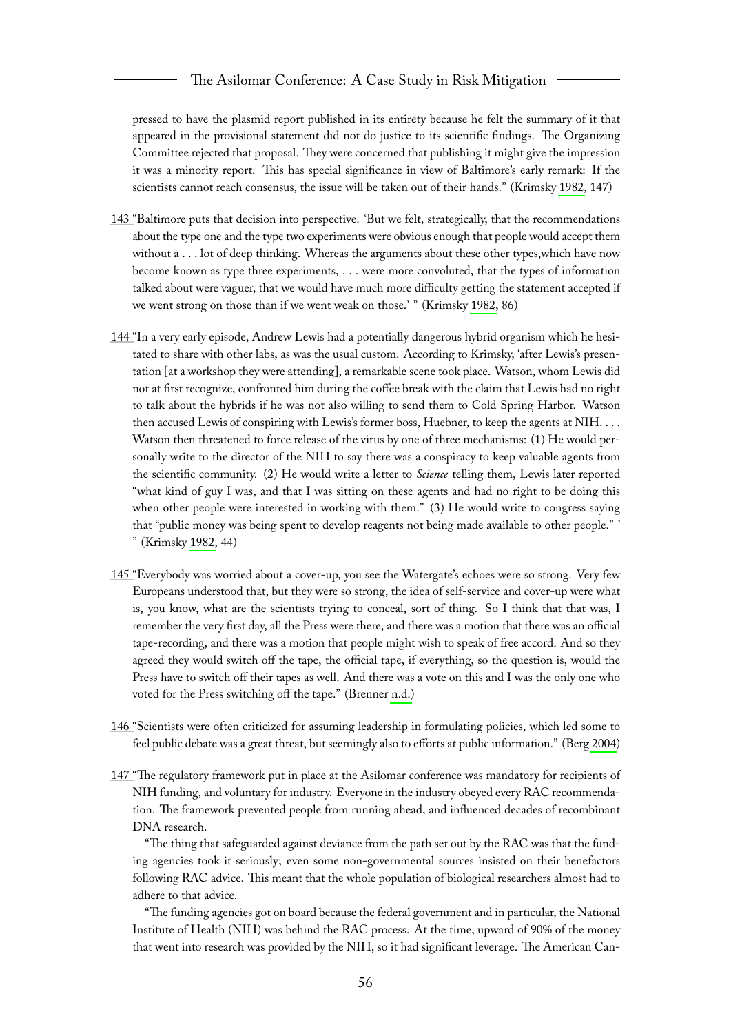pressed to have the plasmid report published in its entirety because he felt the summary of it that appeared in the provisional statement did not do justice to its scientific findings. The Organizing Committee rejected that proposal. They were concerned that publishing it might give the impression it was a minority report. This has special significance in view of Baltimore's early remark: If the scientists cannot reach consensus, the issue will be taken out of their hands." (Krimsky 1982, 147)

143 "Baltimore puts that decision into perspective. 'But we felt, strategically, that the recommendations about the type one and the type two experiments were obvious enough that people would accept them without a . . . lot of deep thinking. Whereas the arguments about these other types,which have now become known as type three experiments, . . . were more convoluted, that the types of information talked about were vaguer, that we would have much more difficulty getting the statement accepted if we went strong on those than if we went weak on those.' " (Krimsky 1982, 86)

144 "In a very early episode, Andrew Lewis had a potentially dangerous hybrid organism which he hesitated to share with other labs, as was the usual custom. According to Krimsky, 'after Lewis's presentation [at a workshop they were attending], a remarkable scene took place. Watson, whom Lewis did not at first recognize, confronted him during the coffee break with the claim that Lewis had no right to talk about the hybrids if he was not also willing to send them to Cold Spring Harbor. Watson then accused Lewis of conspiring with Lewis's former boss, Huebner, to keep the agents at NIH. . . . Watson then threatened to force release of the virus by one of three mechanisms: (1) He would personally write to the director of the NIH to say there was a conspiracy to keep valuable agents from the scientific community. (2) He would write a letter to *Science* telling them, Lewis later reported "what kind of guy I was, and that I was sitting on these agents and had no right to be doing this when other people were interested in working with them." (3) He would write to congress saying that "public money was being spent to develop reagents not being made available to other people." ' " (Krimsky 1982, 44)

145 "Everybody was worried about a cover-up, you see the Watergate's echoes were so strong. Very few Europeans understood that, but they were so strong, the idea of self-service and cover-up were what is, you know, what are the scientists trying to conceal, sort of thing. So I think that that was, I remember the very first day, all the Press were there, and there was a motion that there was an official tape-recording, and there was a motion that people might wish to speak of free accord. And so they agreed they would switch off the tape, the official tape, if everything, so the question is, would the Press have to switch off their tapes as well. And there was a vote on this and I was the only one who voted for the Press switching off the tape." (Brenner n.d.)

146 "Scientists were often criticized for assuming leadership in formulating policies, which led some to feel public debate was a great threat, but seemingly also to efforts at public information." (Berg 2004)

147 "The regulatory framework put in place at the Asilomar conference was mandatory for recipients of NIH funding, and voluntary for industry. Everyone in the industry obeyed every RAC recommendation. The framework prevented people from running ahead, and influenced decades of recombinant DNA research.

"The thing that safeguarded against deviance from the path set out by the RAC was that the funding agencies took it seriously; even some non-governmental sources insisted on their benefactors following RAC advice. This meant that the whole population of biological researchers almost had to adhere to that advice.

"The funding agencies got on board because the federal government and in particular, the National Institute of Health (NIH) was behind the RAC process. At the time, upward of 90% of the money that went into research was provided by the NIH, so it had significant leverage. The American Can-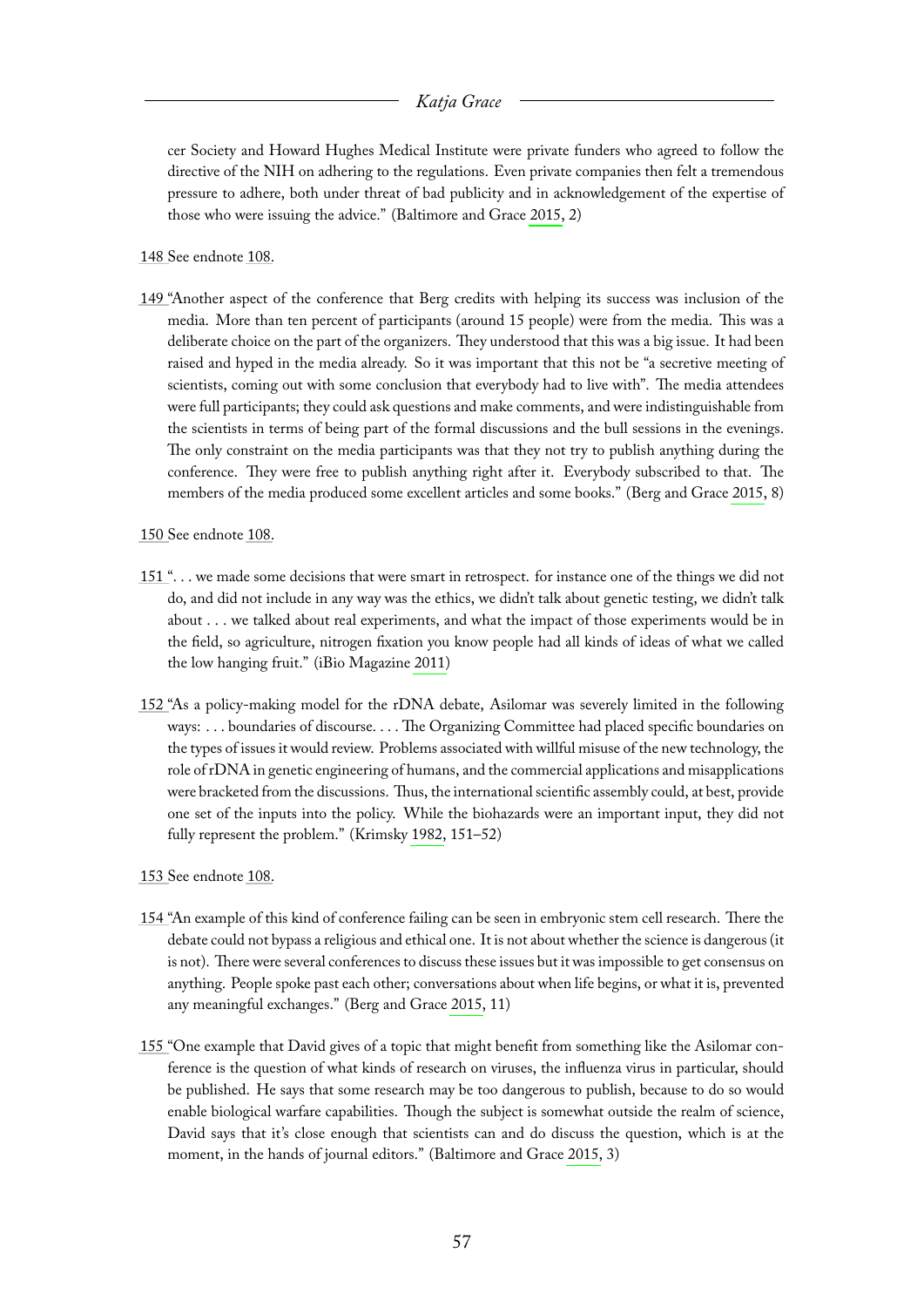cer Society and Howard Hughes Medical Institute were private funders who agreed to follow the directive of the NIH on adhering to the regulations. Even private companies then felt a tremendous pressure to adhere, both under threat of bad publicity and in acknowledgement of the expertise of those who were issuing the advice." (Baltimore and Grace 2015, 2)

148 See endnote 108.

149 "Another aspect of the conference that Berg credits with helping its success was inclusion of the media. More than ten percent of participants (around 15 people) were from the media. This was a deliberate choice on the part of the organizers. They understood that this was a big issue. It had been raised and hyped in the media already. So it was important that this not be "a secretive meeting of scientists, coming out with some conclusion that everybody had to live with". The media attendees were full participants; they could ask questions and make comments, and were indistinguishable from the scientists in terms of being part of the formal discussions and the bull sessions in the evenings. The only constraint on the media participants was that they not try to publish anything during the conference. They were free to publish anything right after it. Everybody subscribed to that. The members of the media produced some excellent articles and some books." (Berg and Grace 2015, 8)

150 See endnote 108.

151 ". . . we made some decisions that were smart in retrospect. for instance one of the things we did not do, and did not include in any way was the ethics, we didn't talk about genetic testing, we didn't talk about . . . we talked about real experiments, and what the impact of those experiments would be in the field, so agriculture, nitrogen fixation you know people had all kinds of ideas of what we called the low hanging fruit." (iBio Magazine 2011)

152 "As a policy-making model for the rDNA debate, Asilomar was severely limited in the following ways: . . . boundaries of discourse. . . . The Organizing Committee had placed specific boundaries on the types of issues it would review. Problems associated with willful misuse of the new technology, the role of rDNA in genetic engineering of humans, and the commercial applications and misapplications were bracketed from the discussions. Thus, the international scientific assembly could, at best, provide one set of the inputs into the policy. While the biohazards were an important input, they did not fully represent the problem." (Krimsky 1982, 151–52)

153 See endnote 108.

154 "An example of this kind of conference failing can be seen in embryonic stem cell research. There the debate could not bypass a religious and ethical one. It is not about whether the science is dangerous (it is not). There were several conferences to discuss these issues but it was impossible to get consensus on anything. People spoke past each other; conversations about when life begins, or what it is, prevented any meaningful exchanges." (Berg and Grace 2015, 11)

155 "One example that David gives of a topic that might benefit from something like the Asilomar conference is the question of what kinds of research on viruses, the influenza virus in particular, should be published. He says that some research may be too dangerous to publish, because to do so would enable biological warfare capabilities. Though the subject is somewhat outside the realm of science, David says that it's close enough that scientists can and do discuss the question, which is at the moment, in the hands of journal editors." (Baltimore and Grace 2015, 3)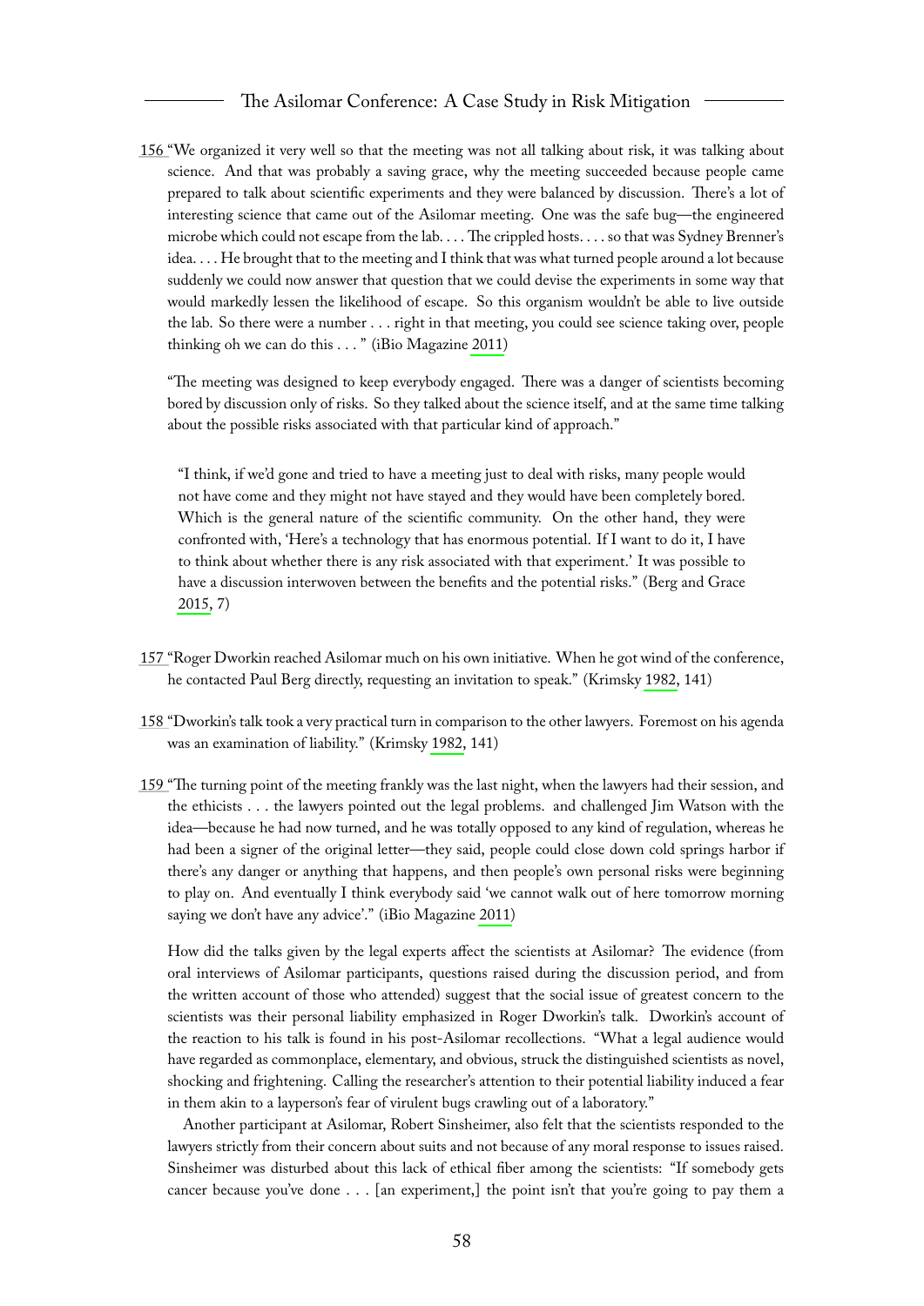156 "We organized it very well so that the meeting was not all talking about risk, it was talking about science. And that was probably a saving grace, why the meeting succeeded because people came prepared to talk about scientific experiments and they were balanced by discussion. There's a lot of interesting science that came out of the Asilomar meeting. One was the safe bug—the engineered microbe which could not escape from the lab. . . . The crippled hosts. . . . so that was Sydney Brenner's idea. . . . He brought that to the meeting and I think that was what turned people around a lot because suddenly we could now answer that question that we could devise the experiments in some way that would markedly lessen the likelihood of escape. So this organism wouldn't be able to live outside the lab. So there were a number . . . right in that meeting, you could see science taking over, people thinking oh we can do this . . . " (iBio Magazine 2011)

"The meeting was designed to keep everybody engaged. There was a danger of scientists becoming bored by discussion only of risks. So they talked about the science itself, and at the same time talking about the possible risks associated with that particular kind of approach."

> "I think, if we'd gone and tried to have a meeting just to deal with risks, many people would not have come and they might not have stayed and they would have been completely bored. Which is the general nature of the scientific community. On the other hand, they were confronted with, 'Here's a technology that has enormous potential. If I want to do it, I have to think about whether there is any risk associated with that experiment.' It was possible to have a discussion interwoven between the benefits and the potential risks." (Berg and Grace 2015, 7)

157 "Roger Dworkin reached Asilomar much on his own initiative. When he got wind of the conference, he contacted Paul Berg directly, requesting an invitation to speak." (Krimsky 1982, 141)

158 "Dworkin's talk took a very practical turn in comparison to the other lawyers. Foremost on his agenda was an examination of liability." (Krimsky 1982, 141)

159 "The turning point of the meeting frankly was the last night, when the lawyers had their session, and the ethicists . . . the lawyers pointed out the legal problems. and challenged Jim Watson with the idea—because he had now turned, and he was totally opposed to any kind of regulation, whereas he had been a signer of the original letter—they said, people could close down cold springs harbor if there's any danger or anything that happens, and then people's own personal risks were beginning to play on. And eventually I think everybody said 'we cannot walk out of here tomorrow morning saying we don't have any advice'." (iBio Magazine 2011)

How did the talks given by the legal experts affect the scientists at Asilomar? The evidence (from oral interviews of Asilomar participants, questions raised during the discussion period, and from the written account of those who attended) suggest that the social issue of greatest concern to the scientists was their personal liability emphasized in Roger Dworkin's talk. Dworkin's account of the reaction to his talk is found in his post-Asilomar recollections. "What a legal audience would have regarded as commonplace, elementary, and obvious, struck the distinguished scientists as novel, shocking and frightening. Calling the researcher's attention to their potential liability induced a fear in them akin to a layperson's fear of virulent bugs crawling out of a laboratory."

Another participant at Asilomar, Robert Sinsheimer, also felt that the scientists responded to the lawyers strictly from their concern about suits and not because of any moral response to issues raised. Sinsheimer was disturbed about this lack of ethical fiber among the scientists: "If somebody gets cancer because you've done . . . [an experiment,] the point isn't that you're going to pay them a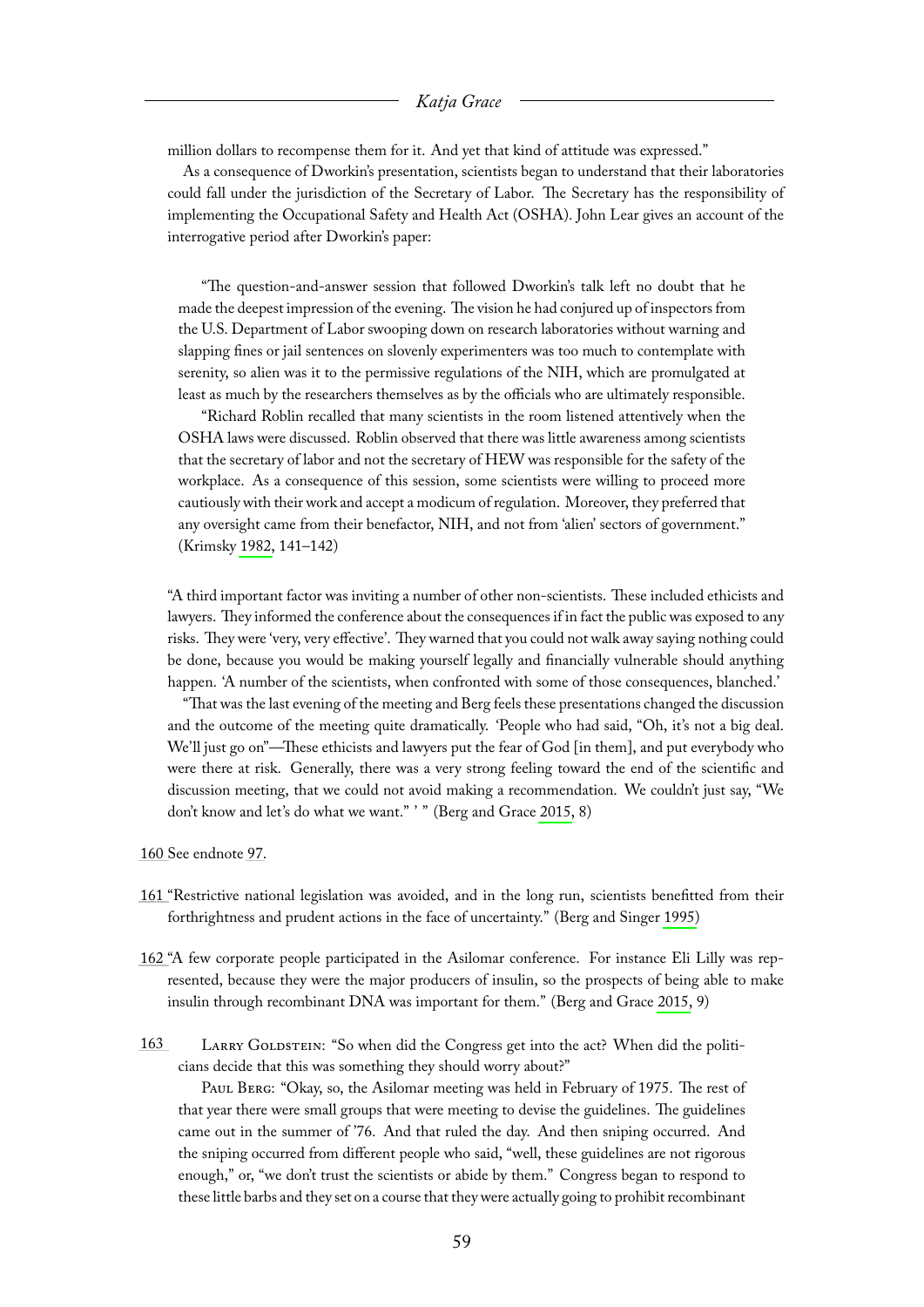million dollars to recompense them for it. And yet that kind of attitude was expressed."

As a consequence of Dworkin's presentation, scientists began to understand that their laboratories could fall under the jurisdiction of the Secretary of Labor. The Secretary has the responsibility of implementing the Occupational Safety and Health Act (OSHA). John Lear gives an account of the interrogative period after Dworkin's paper:

> "The question-and-answer session that followed Dworkin's talk left no doubt that he made the deepest impression of the evening. The vision he had conjured up of inspectors from the U.S. Department of Labor swooping down on research laboratories without warning and slapping fines or jail sentences on slovenly experimenters was too much to contemplate with serenity, so alien was it to the permissive regulations of the NIH, which are promulgated at least as much by the researchers themselves as by the officials who are ultimately responsible.
>
> "Richard Roblin recalled that many scientists in the room listened attentively when the OSHA laws were discussed. Roblin observed that there was little awareness among scientists that the secretary of labor and not the secretary of HEW was responsible for the safety of the workplace. As a consequence of this session, some scientists were willing to proceed more cautiously with their work and accept a modicum of regulation. Moreover, they preferred that any oversight came from their benefactor, NIH, and not from 'alien' sectors of government." (Krimsky 1982, 141–142)

"A third important factor was inviting a number of other non-scientists. These included ethicists and lawyers. They informed the conference about the consequences if in fact the public was exposed to any risks. They were 'very, very effective'. They warned that you could not walk away saying nothing could be done, because you would be making yourself legally and financially vulnerable should anything happen. 'A number of the scientists, when confronted with some of those consequences, blanched.'

"That was the last evening of the meeting and Berg feels these presentations changed the discussion and the outcome of the meeting quite dramatically. 'People who had said, "Oh, it's not a big deal. We'll just go on"—These ethicists and lawyers put the fear of God [in them], and put everybody who were there at risk. Generally, there was a very strong feeling toward the end of the scientific and discussion meeting, that we could not avoid making a recommendation. We couldn't just say, "We don't know and let's do what we want." ' " (Berg and Grace 2015, 8)

160 See endnote 97.

161 "Restrictive national legislation was avoided, and in the long run, scientists benefitted from their forthrightness and prudent actions in the face of uncertainty." (Berg and Singer 1995)

162 "A few corporate people participated in the Asilomar conference. For instance Eli Lilly was represented, because they were the major producers of insulin, so the prospects of being able to make insulin through recombinant DNA was important for them." (Berg and Grace 2015, 9)

163 Larry Goldstein: "So when did the Congress get into the act? When did the politicians decide that this was something they should worry about?"

Paul Berg: "Okay, so, the Asilomar meeting was held in February of 1975. The rest of that year there were small groups that were meeting to devise the guidelines. The guidelines came out in the summer of '76. And that ruled the day. And then sniping occurred. And the sniping occurred from different people who said, "well, these guidelines are not rigorous enough," or, "we don't trust the scientists or abide by them." Congress began to respond to these little barbs and they set on a course that they were actually going to prohibit recombinant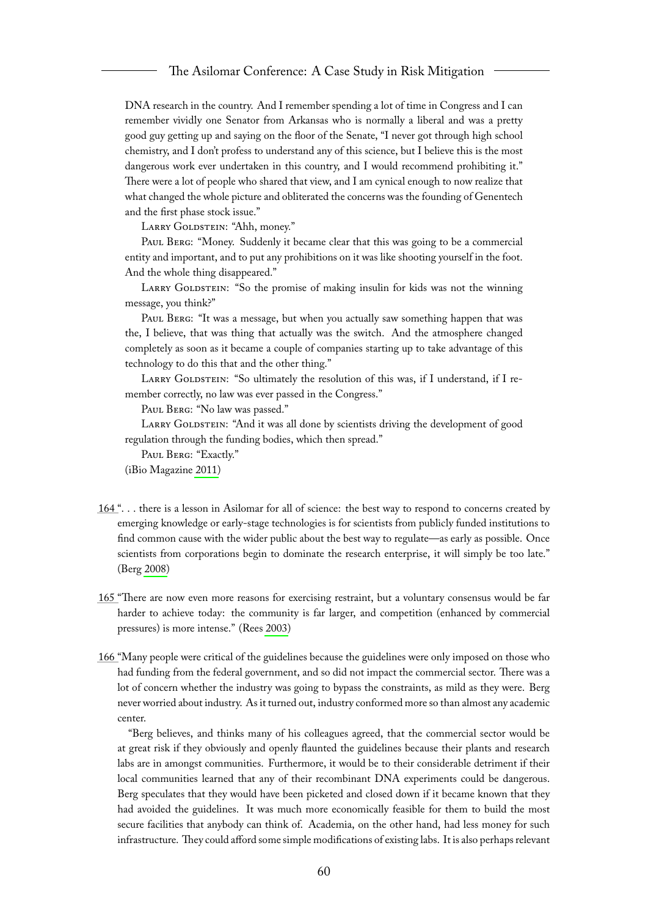DNA research in the country. And I remember spending a lot of time in Congress and I can remember vividly one Senator from Arkansas who is normally a liberal and was a pretty good guy getting up and saying on the floor of the Senate, "I never got through high school chemistry, and I don't profess to understand any of this science, but I believe this is the most dangerous work ever undertaken in this country, and I would recommend prohibiting it." There were a lot of people who shared that view, and I am cynical enough to now realize that what changed the whole picture and obliterated the concerns was the founding of Genentech and the first phase stock issue."

Larry Goldstein: "Ahh, money."

Paul Berg: "Money. Suddenly it became clear that this was going to be a commercial entity and important, and to put any prohibitions on it was like shooting yourself in the foot. And the whole thing disappeared."

Larry Goldstein: "So the promise of making insulin for kids was not the winning message, you think?"

Paul Berg: "It was a message, but when you actually saw something happen that was the, I believe, that was thing that actually was the switch. And the atmosphere changed completely as soon as it became a couple of companies starting up to take advantage of this technology to do this that and the other thing."

Larry Goldstein: "So ultimately the resolution of this was, if I understand, if I remember correctly, no law was ever passed in the Congress."

Paul Berg: "No law was passed."

Larry Goldstein: "And it was all done by scientists driving the development of good regulation through the funding bodies, which then spread."

Paul Berg: "Exactly."

(iBio Magazine 2011)

164 ". . . there is a lesson in Asilomar for all of science: the best way to respond to concerns created by emerging knowledge or early-stage technologies is for scientists from publicly funded institutions to find common cause with the wider public about the best way to regulate—as early as possible. Once scientists from corporations begin to dominate the research enterprise, it will simply be too late." (Berg 2008)

165 "There are now even more reasons for exercising restraint, but a voluntary consensus would be far harder to achieve today: the community is far larger, and competition (enhanced by commercial pressures) is more intense." (Rees 2003)

166 "Many people were critical of the guidelines because the guidelines were only imposed on those who had funding from the federal government, and so did not impact the commercial sector. There was a lot of concern whether the industry was going to bypass the constraints, as mild as they were. Berg never worried about industry. As it turned out, industry conformed more so than almost any academic center.

"Berg believes, and thinks many of his colleagues agreed, that the commercial sector would be at great risk if they obviously and openly flaunted the guidelines because their plants and research labs are in amongst communities. Furthermore, it would be to their considerable detriment if their local communities learned that any of their recombinant DNA experiments could be dangerous. Berg speculates that they would have been picketed and closed down if it became known that they had avoided the guidelines. It was much more economically feasible for them to build the most secure facilities that anybody can think of. Academia, on the other hand, had less money for such infrastructure. They could afford some simple modifications of existing labs. It is also perhaps relevant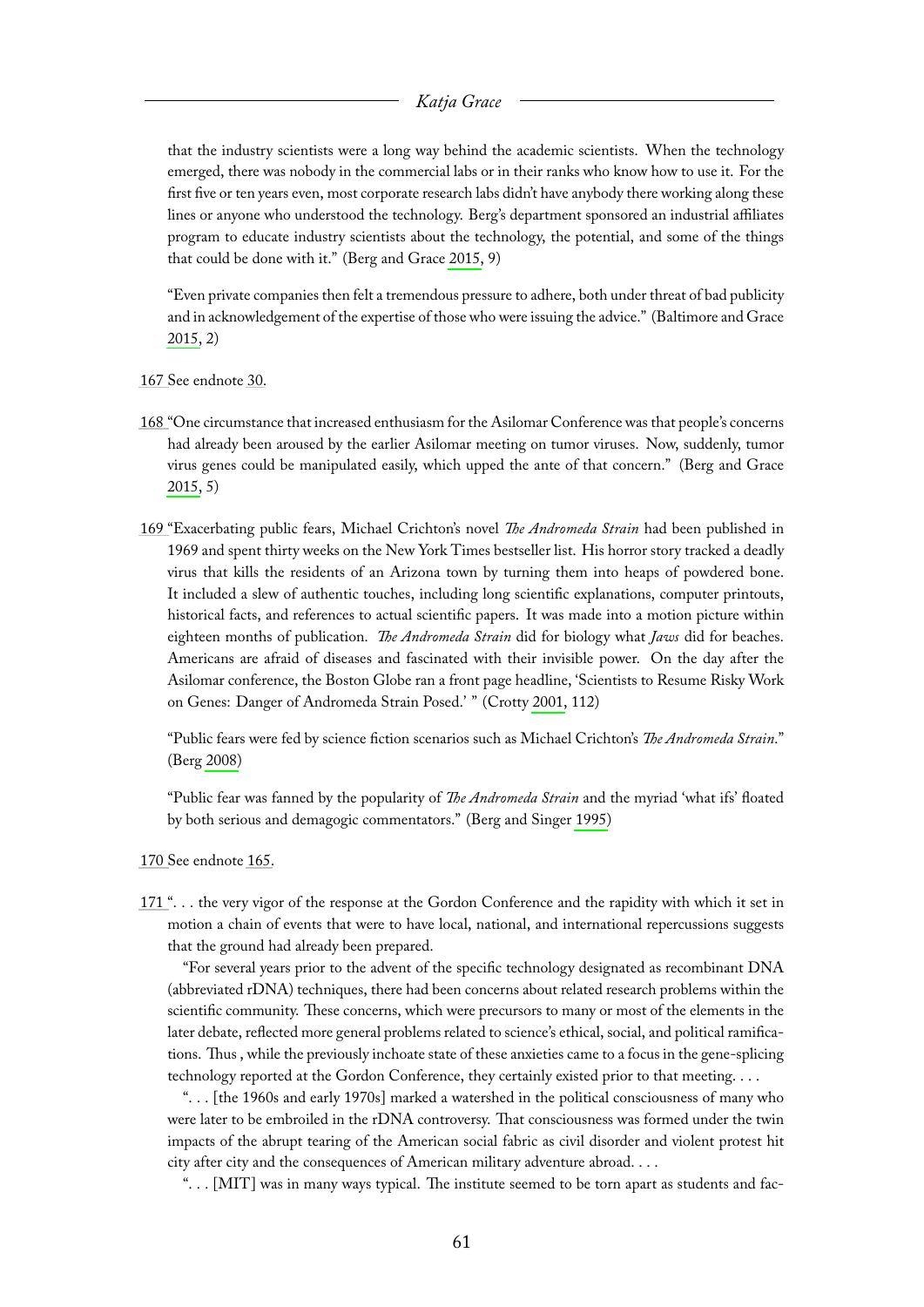that the industry scientists were a long way behind the academic scientists. When the technology emerged, there was nobody in the commercial labs or in their ranks who know how to use it. For the first five or ten years even, most corporate research labs didn't have anybody there working along these lines or anyone who understood the technology. Berg's department sponsored an industrial affiliates program to educate industry scientists about the technology, the potential, and some of the things that could be done with it." (Berg and Grace 2015, 9)

"Even private companies then felt a tremendous pressure to adhere, both under threat of bad publicity and in acknowledgement of the expertise of those who were issuing the advice." (Baltimore and Grace 2015, 2)

167 See endnote 30.

168 "One circumstance that increased enthusiasm for the Asilomar Conference was that people's concerns had already been aroused by the earlier Asilomar meeting on tumor viruses. Now, suddenly, tumor virus genes could be manipulated easily, which upped the ante of that concern." (Berg and Grace 2015, 5)

169 "Exacerbating public fears, Michael Crichton's novel *The Andromeda Strain* had been published in 1969 and spent thirty weeks on the New York Times bestseller list. His horror story tracked a deadly virus that kills the residents of an Arizona town by turning them into heaps of powdered bone. It included a slew of authentic touches, including long scientific explanations, computer printouts, historical facts, and references to actual scientific papers. It was made into a motion picture within eighteen months of publication. *The Andromeda Strain* did for biology what *Jaws* did for beaches. Americans are afraid of diseases and fascinated with their invisible power. On the day after the Asilomar conference, the Boston Globe ran a front page headline, 'Scientists to Resume Risky Work on Genes: Danger of Andromeda Strain Posed.' " (Crotty 2001, 112)

"Public fears were fed by science fiction scenarios such as Michael Crichton's *The Andromeda Strain*." (Berg 2008)

"Public fear was fanned by the popularity of *The Andromeda Strain* and the myriad 'what ifs' floated by both serious and demagogic commentators." (Berg and Singer 1995)

170 See endnote 165.

171 ". . . the very vigor of the response at the Gordon Conference and the rapidity with which it set in motion a chain of events that were to have local, national, and international repercussions suggests that the ground had already been prepared.

"For several years prior to the advent of the specific technology designated as recombinant DNA (abbreviated rDNA) techniques, there had been concerns about related research problems within the scientific community. These concerns, which were precursors to many or most of the elements in the later debate, reflected more general problems related to science's ethical, social, and political ramifications. Thus , while the previously inchoate state of these anxieties came to a focus in the gene-splicing technology reported at the Gordon Conference, they certainly existed prior to that meeting. . . .

". . . [the 1960s and early 1970s] marked a watershed in the political consciousness of many who were later to be embroiled in the rDNA controversy. That consciousness was formed under the twin impacts of the abrupt tearing of the American social fabric as civil disorder and violent protest hit city after city and the consequences of American military adventure abroad. . . .

". . . [MIT] was in many ways typical. The institute seemed to be torn apart as students and fac-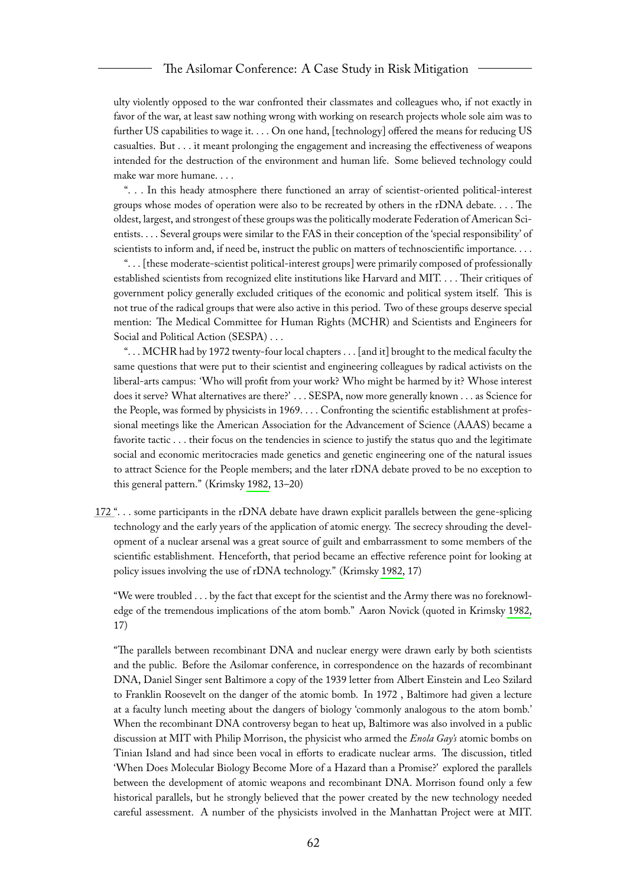ulty violently opposed to the war confronted their classmates and colleagues who, if not exactly in favor of the war, at least saw nothing wrong with working on research projects whole sole aim was to further US capabilities to wage it. . . . On one hand, [technology] offered the means for reducing US casualties. But . . . it meant prolonging the engagement and increasing the effectiveness of weapons intended for the destruction of the environment and human life. Some believed technology could make war more humane. . . .

". . . In this heady atmosphere there functioned an array of scientist-oriented political-interest groups whose modes of operation were also to be recreated by others in the rDNA debate. . . . The oldest, largest, and strongest of these groups was the politically moderate Federation of American Scientists. . . . Several groups were similar to the FAS in their conception of the 'special responsibility' of scientists to inform and, if need be, instruct the public on matters of technoscientific importance. . . .

". . . [these moderate-scientist political-interest groups] were primarily composed of professionally established scientists from recognized elite institutions like Harvard and MIT. . . . Their critiques of government policy generally excluded critiques of the economic and political system itself. This is not true of the radical groups that were also active in this period. Two of these groups deserve special mention: The Medical Committee for Human Rights (MCHR) and Scientists and Engineers for Social and Political Action (SESPA) . . .

". . . MCHR had by 1972 twenty-four local chapters . . . [and it] brought to the medical faculty the same questions that were put to their scientist and engineering colleagues by radical activists on the liberal-arts campus: 'Who will profit from your work? Who might be harmed by it? Whose interest does it serve? What alternatives are there?' . . . SESPA, now more generally known . . . as Science for the People, was formed by physicists in 1969. . . . Confronting the scientific establishment at professional meetings like the American Association for the Advancement of Science (AAAS) became a favorite tactic . . . their focus on the tendencies in science to justify the status quo and the legitimate social and economic meritocracies made genetics and genetic engineering one of the natural issues to attract Science for the People members; and the later rDNA debate proved to be no exception to this general pattern." (Krimsky 1982, 13–20)

172 ". . . some participants in the rDNA debate have drawn explicit parallels between the gene-splicing technology and the early years of the application of atomic energy. The secrecy shrouding the development of a nuclear arsenal was a great source of guilt and embarrassment to some members of the scientific establishment. Henceforth, that period became an effective reference point for looking at policy issues involving the use of rDNA technology." (Krimsky 1982, 17)

"We were troubled . . . by the fact that except for the scientist and the Army there was no foreknowledge of the tremendous implications of the atom bomb." Aaron Novick (quoted in Krimsky 1982, 17)

"The parallels between recombinant DNA and nuclear energy were drawn early by both scientists and the public. Before the Asilomar conference, in correspondence on the hazards of recombinant DNA, Daniel Singer sent Baltimore a copy of the 1939 letter from Albert Einstein and Leo Szilard to Franklin Roosevelt on the danger of the atomic bomb. In 1972 , Baltimore had given a lecture at a faculty lunch meeting about the dangers of biology 'commonly analogous to the atom bomb.' When the recombinant DNA controversy began to heat up, Baltimore was also involved in a public discussion at MIT with Philip Morrison, the physicist who armed the *Enola Gay's* atomic bombs on Tinian Island and had since been vocal in efforts to eradicate nuclear arms. The discussion, titled 'When Does Molecular Biology Become More of a Hazard than a Promise?' explored the parallels between the development of atomic weapons and recombinant DNA. Morrison found only a few historical parallels, but he strongly believed that the power created by the new technology needed careful assessment. A number of the physicists involved in the Manhattan Project were at MIT.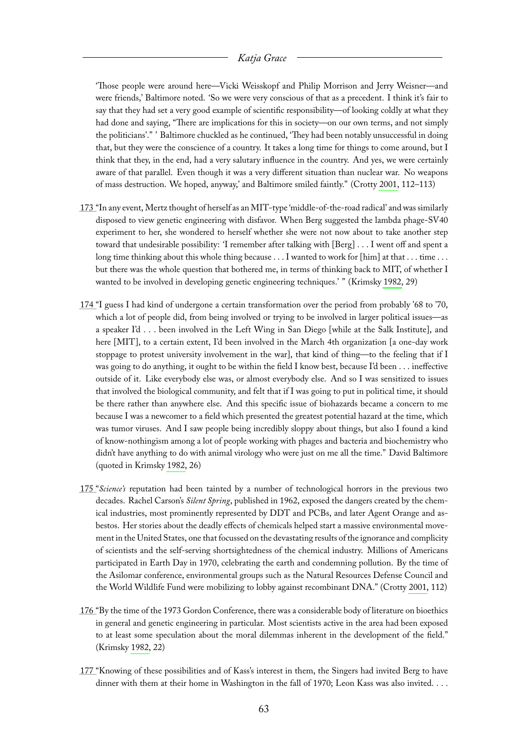'Those people were around here—Vicki Weisskopf and Philip Morrison and Jerry Weisner—and were friends,' Baltimore noted. 'So we were very conscious of that as a precedent. I think it's fair to say that they had set a very good example of scientific responsibility—of looking coldly at what they had done and saying, "There are implications for this in society—on our own terms, and not simply the politicians'." ' Baltimore chuckled as he continued, 'They had been notably unsuccessful in doing that, but they were the conscience of a country. It takes a long time for things to come around, but I think that they, in the end, had a very salutary influence in the country. And yes, we were certainly aware of that parallel. Even though it was a very different situation than nuclear war. No weapons of mass destruction. We hoped, anyway,' and Baltimore smiled faintly." (Crotty 2001, 112–113)

173 "In any event, Mertz thought of herself as an MIT-type 'middle-of-the-road radical' and was similarly disposed to view genetic engineering with disfavor. When Berg suggested the lambda phage-SV40 experiment to her, she wondered to herself whether she were not now about to take another step toward that undesirable possibility: 'I remember after talking with [Berg] . . . I went off and spent a long time thinking about this whole thing because . . . I wanted to work for [him] at that . . . time . . . but there was the whole question that bothered me, in terms of thinking back to MIT, of whether I wanted to be involved in developing genetic engineering techniques.' " (Krimsky 1982, 29)

174 "I guess I had kind of undergone a certain transformation over the period from probably '68 to '70, which a lot of people did, from being involved or trying to be involved in larger political issues—as a speaker I'd . . . been involved in the Left Wing in San Diego [while at the Salk Institute], and here [MIT], to a certain extent, I'd been involved in the March 4th organization [a one-day work stoppage to protest university involvement in the war], that kind of thing—to the feeling that if I was going to do anything, it ought to be within the field I know best, because I'd been . . . ineffective outside of it. Like everybody else was, or almost everybody else. And so I was sensitized to issues that involved the biological community, and felt that if I was going to put in political time, it should be there rather than anywhere else. And this specific issue of biohazards became a concern to me because I was a newcomer to a field which presented the greatest potential hazard at the time, which was tumor viruses. And I saw people being incredibly sloppy about things, but also I found a kind of know-nothingism among a lot of people working with phages and bacteria and biochemistry who didn't have anything to do with animal virology who were just on me all the time." David Baltimore (quoted in Krimsky 1982, 26)

175 "*Science's* reputation had been tainted by a number of technological horrors in the previous two decades. Rachel Carson's *Silent Spring*, published in 1962, exposed the dangers created by the chemical industries, most prominently represented by DDT and PCBs, and later Agent Orange and asbestos. Her stories about the deadly effects of chemicals helped start a massive environmental movement in the United States, one that focussed on the devastating results of the ignorance and complicity of scientists and the self-serving shortsightedness of the chemical industry. Millions of Americans participated in Earth Day in 1970, celebrating the earth and condemning pollution. By the time of the Asilomar conference, environmental groups such as the Natural Resources Defense Council and the World Wildlife Fund were mobilizing to lobby against recombinant DNA." (Crotty 2001, 112)

176 "By the time of the 1973 Gordon Conference, there was a considerable body of literature on bioethics in general and genetic engineering in particular. Most scientists active in the area had been exposed to at least some speculation about the moral dilemmas inherent in the development of the field." (Krimsky 1982, 22)

177 "Knowing of these possibilities and of Kass's interest in them, the Singers had invited Berg to have dinner with them at their home in Washington in the fall of 1970; Leon Kass was also invited. . . .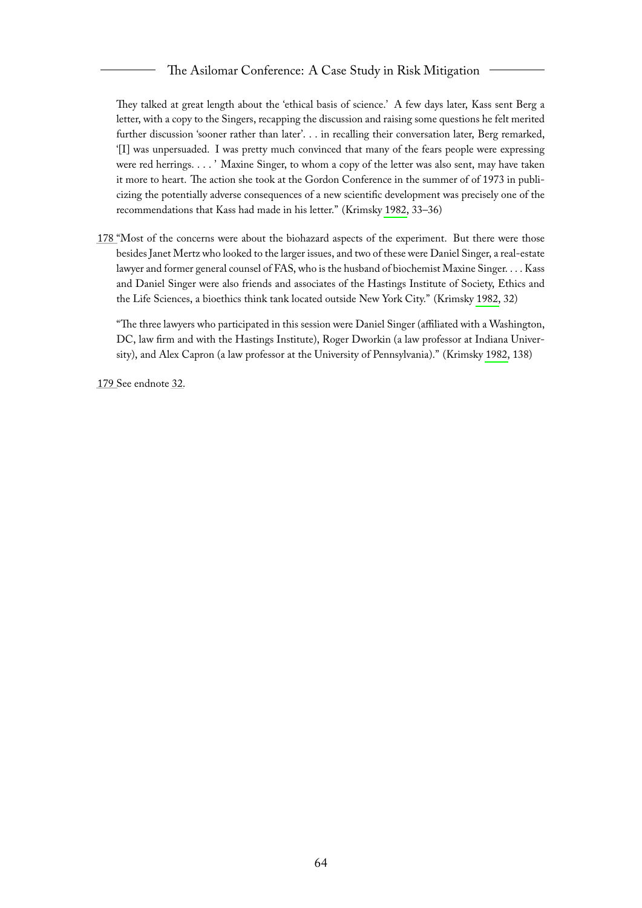They talked at great length about the 'ethical basis of science.' A few days later, Kass sent Berg a letter, with a copy to the Singers, recapping the discussion and raising some questions he felt merited further discussion 'sooner rather than later'. . . in recalling their conversation later, Berg remarked, '[I] was unpersuaded. I was pretty much convinced that many of the fears people were expressing were red herrings. . . . ' Maxine Singer, to whom a copy of the letter was also sent, may have taken it more to heart. The action she took at the Gordon Conference in the summer of of 1973 in publicizing the potentially adverse consequences of a new scientific development was precisely one of the recommendations that Kass had made in his letter." (Krimsky 1982, 33–36)

178 "Most of the concerns were about the biohazard aspects of the experiment. But there were those besides Janet Mertz who looked to the larger issues, and two of these were Daniel Singer, a real-estate lawyer and former general counsel of FAS, who is the husband of biochemist Maxine Singer. . . . Kass and Daniel Singer were also friends and associates of the Hastings Institute of Society, Ethics and the Life Sciences, a bioethics think tank located outside New York City." (Krimsky 1982, 32)

"The three lawyers who participated in this session were Daniel Singer (affiliated with a Washington, DC, law firm and with the Hastings Institute), Roger Dworkin (a law professor at Indiana University), and Alex Capron (a law professor at the University of Pennsylvania)." (Krimsky 1982, 138)

179 See endnote 32.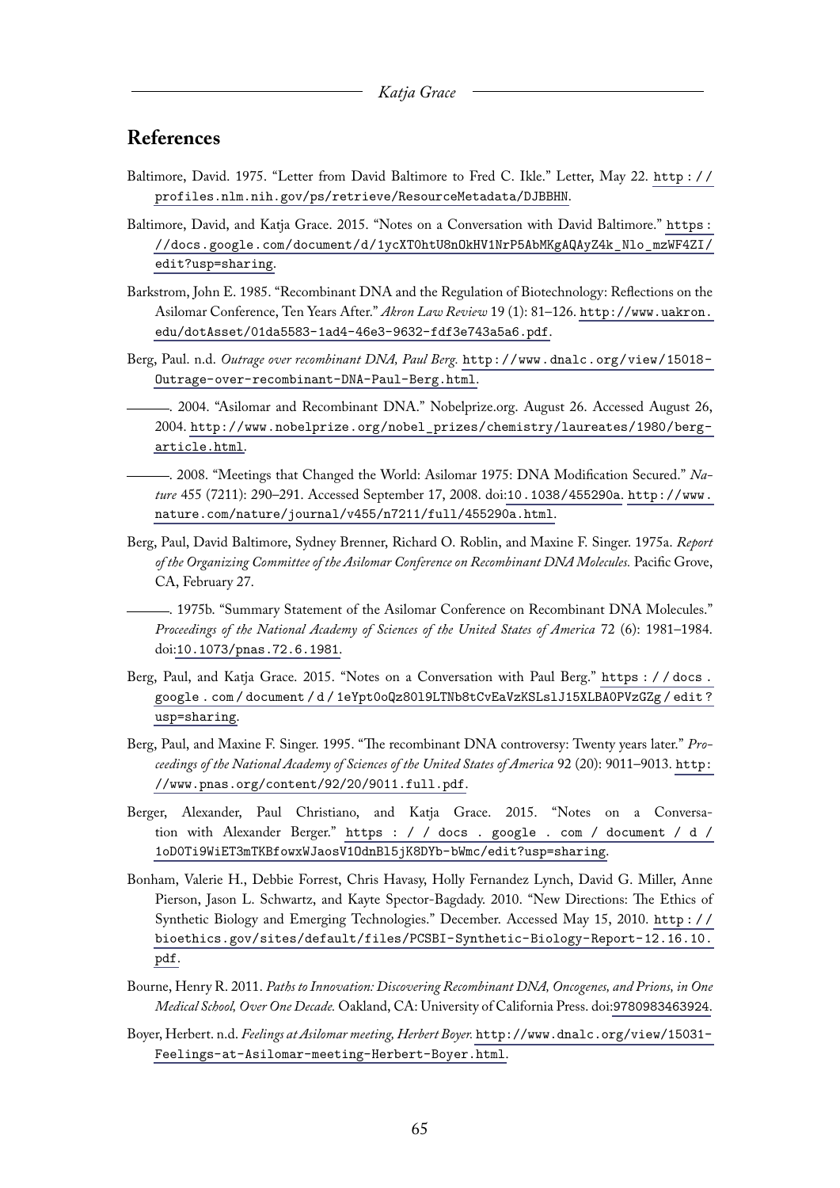## References

Baltimore, David. 1975. "Letter from David Baltimore to Fred C. Ikle." Letter, May 22. http://profiles.nlm.nih.gov/ps/retrieve/ResourceMetadata/DJBBHN.

Baltimore, David, and Katja Grace. 2015. "Notes on a Conversation with David Baltimore." https://docs.google.com/document/d/1ycXTOhtU8nOkHV1NrP5AbMKgAQAyZ4k_Nlo_mzWF4ZI/edit?usp=sharing.

Barkstrom, John E. 1985. "Recombinant DNA and the Regulation of Biotechnology: Reflections on the Asilomar Conference, Ten Years After." *Akron Law Review* 19 (1): 81–126. http://www.uakron.edu/dotAsset/01da5583-1ad4-46e3-9632-fdf3e743a5a6.pdf.

Berg, Paul. n.d. *Outrage over recombinant DNA, Paul Berg.* http://www.dnalc.org/view/15018-Outrage-over-recombinant-DNA-Paul-Berg.html.

———. 2004. "Asilomar and Recombinant DNA." Nobelprize.org. August 26. Accessed August 26, 2004. http://www.nobelprize.org/nobel_prizes/chemistry/laureates/1980/berg-article.html.

———. 2008. "Meetings that Changed the World: Asilomar 1975: DNA Modification Secured." *Nature* 455 (7211): 290–291. Accessed September 17, 2008. doi:10.1038/455290a. http://www.nature.com/nature/journal/v455/n7211/full/455290a.html.

Berg, Paul, David Baltimore, Sydney Brenner, Richard O. Roblin, and Maxine F. Singer. 1975a. *Report of the Organizing Committee of the Asilomar Conference on Recombinant DNA Molecules.* Pacific Grove, CA, February 27.

———. 1975b. "Summary Statement of the Asilomar Conference on Recombinant DNA Molecules." *Proceedings of the National Academy of Sciences of the United States of America* 72 (6): 1981–1984. doi:10.1073/pnas.72.6.1981.

Berg, Paul, and Katja Grace. 2015. "Notes on a Conversation with Paul Berg." https://docs.google.com/document/d/1eYpt0oQz80l9LTNb8tCvEaVzKSLslJ15XLBA0PVzGZg/edit?usp=sharing.

Berg, Paul, and Maxine F. Singer. 1995. "The recombinant DNA controversy: Twenty years later." *Proceedings of the National Academy of Sciences of the United States of America* 92 (20): 9011–9013. http://www.pnas.org/content/92/20/9011.full.pdf.

Berger, Alexander, Paul Christiano, and Katja Grace. 2015. "Notes on a Conversation with Alexander Berger." https://docs.google.com/document/d/1oD0Ti9WiET3mTKBfowxWJaosV1OdnBl5jK8DYb-bWmc/edit?usp=sharing.

Bonham, Valerie H., Debbie Forrest, Chris Havasy, Holly Fernandez Lynch, David G. Miller, Anne Pierson, Jason L. Schwartz, and Kayte Spector-Bagdady. 2010. "New Directions: The Ethics of Synthetic Biology and Emerging Technologies." December. Accessed May 15, 2010. http://bioethics.gov/sites/default/files/PCSBI-Synthetic-Biology-Report-12.16.10.pdf.

Bourne, Henry R. 2011. *Paths to Innovation: Discovering Recombinant DNA, Oncogenes, and Prions, in One Medical School, Over One Decade.* Oakland, CA: University of California Press. doi:9780983463924.

Boyer, Herbert. n.d. *Feelings at Asilomar meeting, Herbert Boyer.* http://www.dnalc.org/view/15031-Feelings-at-Asilomar-meeting-Herbert-Boyer.html.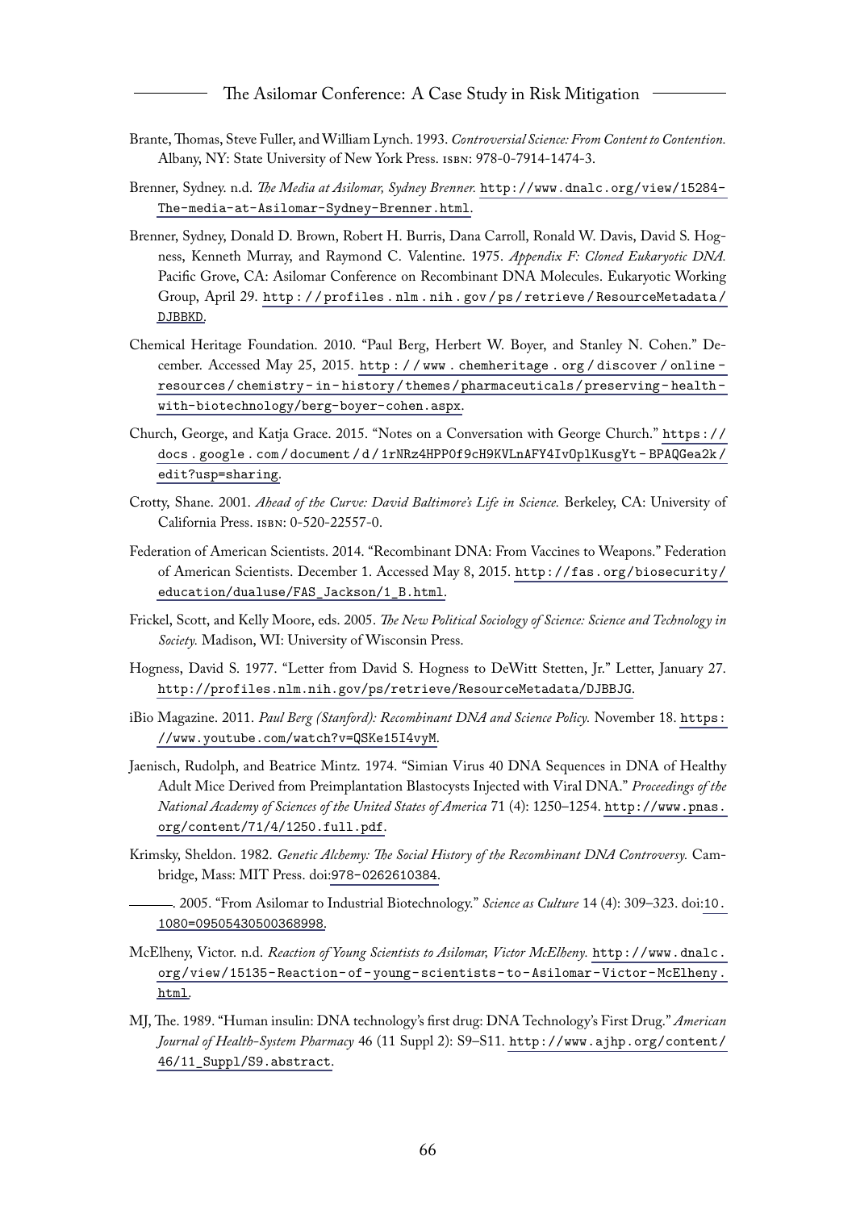Brante, Thomas, Steve Fuller, and William Lynch. 1993. *Controversial Science: From Content to Contention.* Albany, NY: State University of New York Press. ISBN: 978-0-7914-1474-3.

Brenner, Sydney. n.d. *The Media at Asilomar, Sydney Brenner.* http://www.dnalc.org/view/15284-The-media-at-Asilomar-Sydney-Brenner.html.

Brenner, Sydney, Donald D. Brown, Robert H. Burris, Dana Carroll, Ronald W. Davis, David S. Hogness, Kenneth Murray, and Raymond C. Valentine. 1975. *Appendix F: Cloned Eukaryotic DNA.* Pacific Grove, CA: Asilomar Conference on Recombinant DNA Molecules. Eukaryotic Working Group, April 29. http://profiles.nlm.nih.gov/ps/retrieve/ResourceMetadata/DJBBKD.

Chemical Heritage Foundation. 2010. "Paul Berg, Herbert W. Boyer, and Stanley N. Cohen." December. Accessed May 25, 2015. http://www.chemheritage.org/discover/online-resources/chemistry-in-history/themes/pharmaceuticals/preserving-health-with-biotechnology/berg-boyer-cohen.aspx.

Church, George, and Katja Grace. 2015. "Notes on a Conversation with George Church." https://docs.google.com/document/d/1rNRz4HPP0f9cH9KVLnAFY4IvOplKusgYt-BPAQGea2k/edit?usp=sharing.

Crotty, Shane. 2001. *Ahead of the Curve: David Baltimore's Life in Science.* Berkeley, CA: University of California Press. ISBN: 0-520-22557-0.

Federation of American Scientists. 2014. "Recombinant DNA: From Vaccines to Weapons." Federation of American Scientists. December 1. Accessed May 8, 2015. http://fas.org/biosecurity/education/dualuse/FAS_Jackson/1_B.html.

Frickel, Scott, and Kelly Moore, eds. 2005. *The New Political Sociology of Science: Science and Technology in Society.* Madison, WI: University of Wisconsin Press.

Hogness, David S. 1977. "Letter from David S. Hogness to DeWitt Stetten, Jr." Letter, January 27. http://profiles.nlm.nih.gov/ps/retrieve/ResourceMetadata/DJBBJG.

iBio Magazine. 2011. *Paul Berg (Stanford): Recombinant DNA and Science Policy.* November 18. https://www.youtube.com/watch?v=QSKe15I4vyM.

Jaenisch, Rudolph, and Beatrice Mintz. 1974. "Simian Virus 40 DNA Sequences in DNA of Healthy Adult Mice Derived from Preimplantation Blastocysts Injected with Viral DNA." *Proceedings of the National Academy of Sciences of the United States of America* 71 (4): 1250–1254. http://www.pnas.org/content/71/4/1250.full.pdf.

Krimsky, Sheldon. 1982. *Genetic Alchemy: The Social History of the Recombinant DNA Controversy.* Cambridge, Mass: MIT Press. doi:978-0262610384.

———. 2005. "From Asilomar to Industrial Biotechnology." *Science as Culture* 14 (4): 309–323. doi:10.1080=09505430500368998.

McElheny, Victor. n.d. *Reaction of Young Scientists to Asilomar, Victor McElheny.* http://www.dnalc.org/view/15135-Reaction-of-young-scientists-to-Asilomar-Victor-McElheny.html.

MJ, The. 1989. "Human insulin: DNA technology's first drug: DNA Technology's First Drug." *American Journal of Health-System Pharmacy* 46 (11 Suppl 2): S9–S11. http://www.ajhp.org/content/46/11_Suppl/S9.abstract.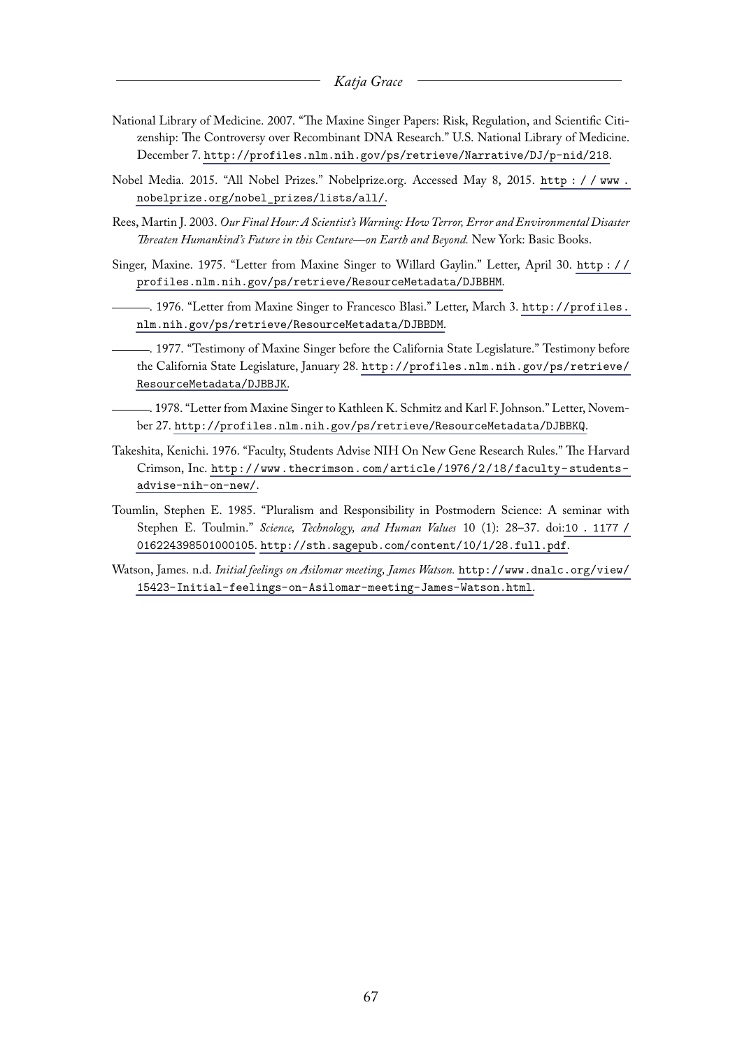National Library of Medicine. 2007. "The Maxine Singer Papers: Risk, Regulation, and Scientific Citizenship: The Controversy over Recombinant DNA Research." U.S. National Library of Medicine. December 7. http://profiles.nlm.nih.gov/ps/retrieve/Narrative/DJ/p-nid/218.

Nobel Media. 2015. "All Nobel Prizes." Nobelprize.org. Accessed May 8, 2015. http://www.nobelprize.org/nobel_prizes/lists/all/.

Rees, Martin J. 2003. *Our Final Hour: A Scientist's Warning: How Terror, Error and Environmental Disaster Threaten Humankind's Future in this Centure—on Earth and Beyond.* New York: Basic Books.

Singer, Maxine. 1975. "Letter from Maxine Singer to Willard Gaylin." Letter, April 30. http://profiles.nlm.nih.gov/ps/retrieve/ResourceMetadata/DJBBHM.

———. 1976. "Letter from Maxine Singer to Francesco Blasi." Letter, March 3. http://profiles.nlm.nih.gov/ps/retrieve/ResourceMetadata/DJBBDM.

———. 1977. "Testimony of Maxine Singer before the California State Legislature." Testimony before the California State Legislature, January 28. http://profiles.nlm.nih.gov/ps/retrieve/ResourceMetadata/DJBBJK.

———. 1978. "Letter from Maxine Singer to Kathleen K. Schmitz and Karl F. Johnson." Letter, November 27. http://profiles.nlm.nih.gov/ps/retrieve/ResourceMetadata/DJBBKQ.

Takeshita, Kenichi. 1976. "Faculty, Students Advise NIH On New Gene Research Rules." The Harvard Crimson, Inc. http://www.thecrimson.com/article/1976/2/18/faculty-students-advise-nih-on-new/.

Toumlin, Stephen E. 1985. "Pluralism and Responsibility in Postmodern Science: A seminar with Stephen E. Toulmin." *Science, Technology, and Human Values* 10 (1): 28–37. doi:10.1177/016224398501000105. http://sth.sagepub.com/content/10/1/28.full.pdf.

Watson, James. n.d. *Initial feelings on Asilomar meeting, James Watson.* http://www.dnalc.org/view/15423-Initial-feelings-on-Asilomar-meeting-James-Watson.html.